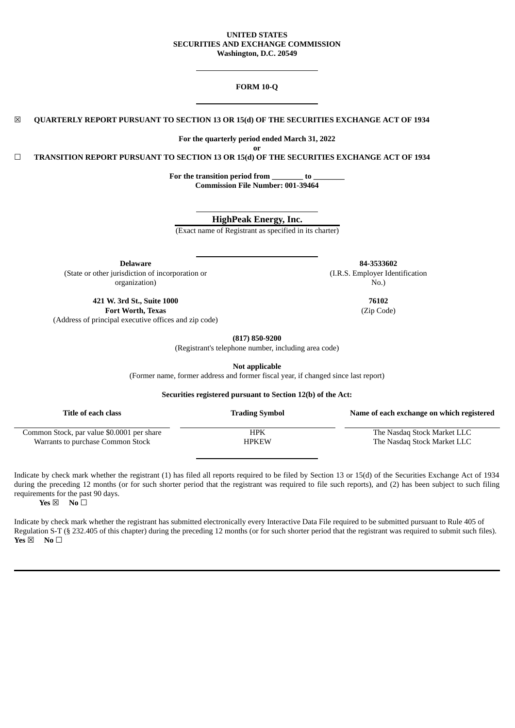**UNITED STATES**
**SECURITIES AND EXCHANGE COMMISSION**
**Washington, D.C. 20549**

**FORM 10-Q**

☒ **QUARTERLY REPORT PURSUANT TO SECTION 13 OR 15(d) OF THE SECURITIES EXCHANGE ACT OF 1934**

**For the quarterly period ended March 31, 2022**

**or**

☐ **TRANSITION REPORT PURSUANT TO SECTION 13 OR 15(d) OF THE SECURITIES EXCHANGE ACT OF 1934**

**For the transition period from ________ to ________**
**Commission File Number: 001-39464**

**HighPeak Energy, Inc.**
(Exact name of Registrant as specified in its charter)

| **Delaware** | **84-3533602** |
|---|---|
| (State or other jurisdiction of incorporation or organization) | (I.R.S. Employer Identification No.) |
| **421 W. 3rd St., Suite 1000** **Fort Worth, Texas** | **76102** |
| (Address of principal executive offices and zip code) | (Zip Code) |

**(817) 850-9200**
(Registrant's telephone number, including area code)

**Not applicable**
(Former name, former address and former fiscal year, if changed since last report)

**Securities registered pursuant to Section 12(b) of the Act:**

| Title of each class | Trading Symbol | Name of each exchange on which registered |
|---|---|---|
| Common Stock, par value $0.0001 per share | HPK | The Nasdaq Stock Market LLC |
| Warrants to purchase Common Stock | HPKEW | The Nasdaq Stock Market LLC |

Indicate by check mark whether the registrant (1) has filed all reports required to be filed by Section 13 or 15(d) of the Securities Exchange Act of 1934 during the preceding 12 months (or for such shorter period that the registrant was required to file such reports), and (2) has been subject to such filing requirements for the past 90 days.
**Yes** ☒ **No** ☐

Indicate by check mark whether the registrant has submitted electronically every Interactive Data File required to be submitted pursuant to Rule 405 of Regulation S-T (§ 232.405 of this chapter) during the preceding 12 months (or for such shorter period that the registrant was required to submit such files).
**Yes** ☒ **No** ☐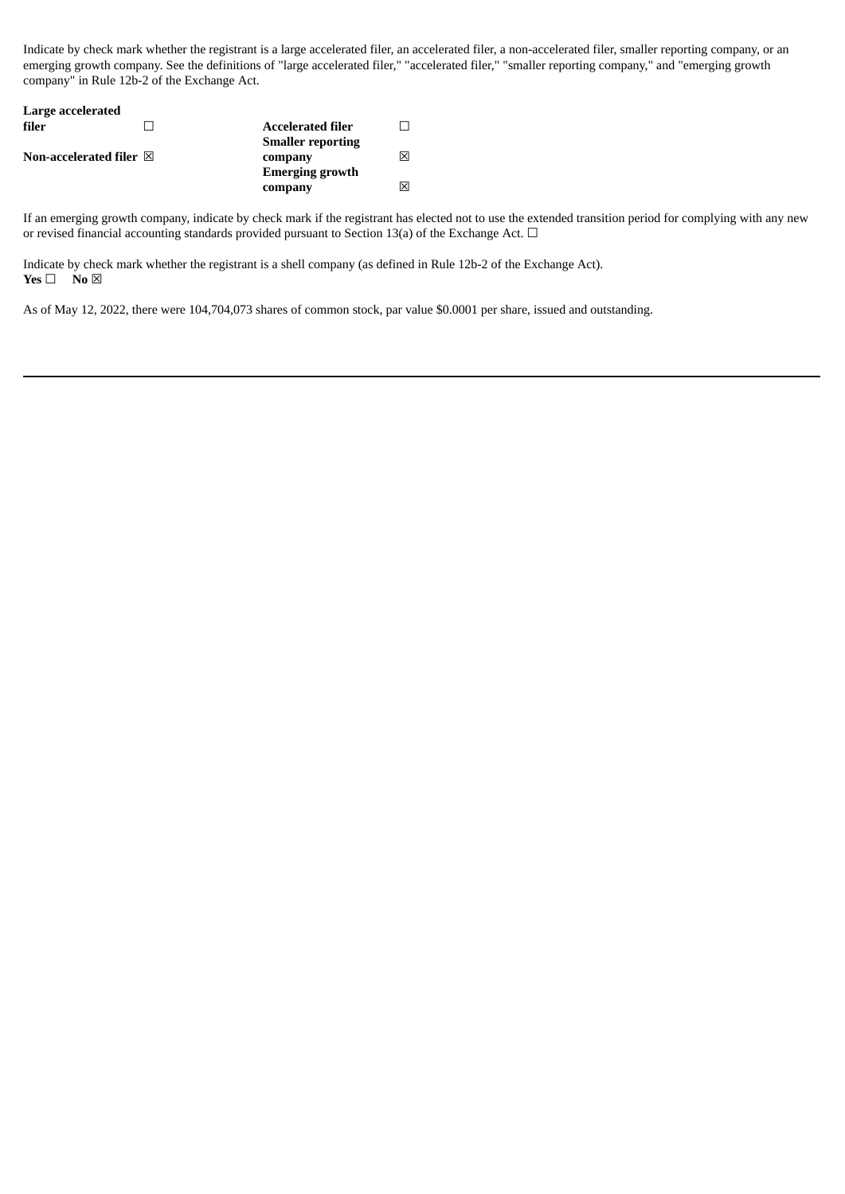Indicate by check mark whether the registrant is a large accelerated filer, an accelerated filer, a non-accelerated filer, smaller reporting company, or an emerging growth company. See the definitions of "large accelerated filer," "accelerated filer," "smaller reporting company," and "emerging growth company" in Rule 12b-2 of the Exchange Act.

| | | | |
|---|---|---|---|
| **Large accelerated filer** | ☐ | **Accelerated filer** | ☐ |
| **Non-accelerated filer** | ☒ | **Smaller reporting company** | ☒ |
| | | **Emerging growth company** | ☒ |

If an emerging growth company, indicate by check mark if the registrant has elected not to use the extended transition period for complying with any new or revised financial accounting standards provided pursuant to Section 13(a) of the Exchange Act. ☐

Indicate by check mark whether the registrant is a shell company (as defined in Rule 12b-2 of the Exchange Act).
**Yes** ☐ **No** ☒

As of May 12, 2022, there were 104,704,073 shares of common stock, par value $0.0001 per share, issued and outstanding.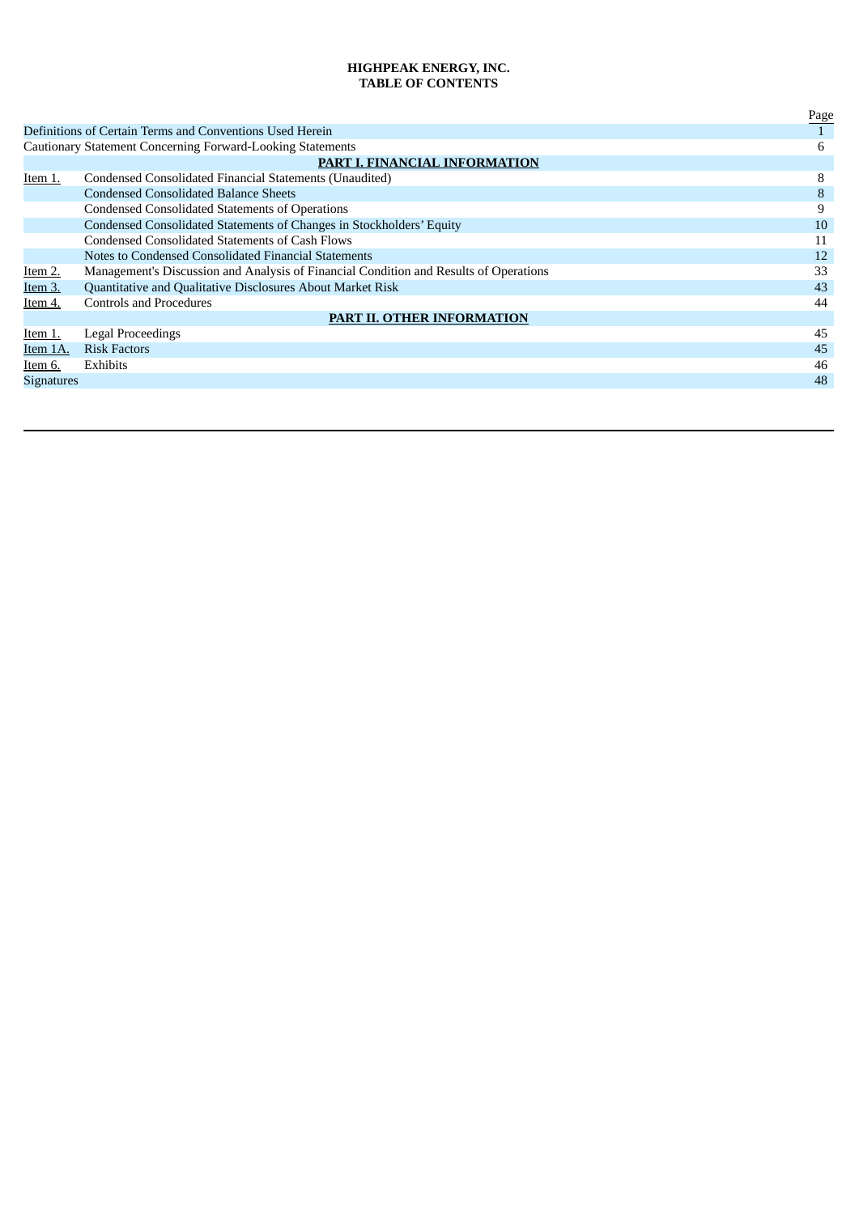**HIGHPEAK ENERGY, INC.**
**TABLE OF CONTENTS**

| | | Page |
|---|---|---|
| Definitions of Certain Terms and Conventions Used Herein | | 1 |
| Cautionary Statement Concerning Forward-Looking Statements | | 6 |
| | **PART I. FINANCIAL INFORMATION** | |
| Item 1. | Condensed Consolidated Financial Statements (Unaudited) | 8 |
| | Condensed Consolidated Balance Sheets | 8 |
| | Condensed Consolidated Statements of Operations | 9 |
| | Condensed Consolidated Statements of Changes in Stockholders' Equity | 10 |
| | Condensed Consolidated Statements of Cash Flows | 11 |
| | Notes to Condensed Consolidated Financial Statements | 12 |
| Item 2. | Management's Discussion and Analysis of Financial Condition and Results of Operations | 33 |
| Item 3. | Quantitative and Qualitative Disclosures About Market Risk | 43 |
| Item 4. | Controls and Procedures | 44 |
| | **PART II. OTHER INFORMATION** | |
| Item 1. | Legal Proceedings | 45 |
| Item 1A. | Risk Factors | 45 |
| Item 6. | Exhibits | 46 |
| Signatures | | 48 |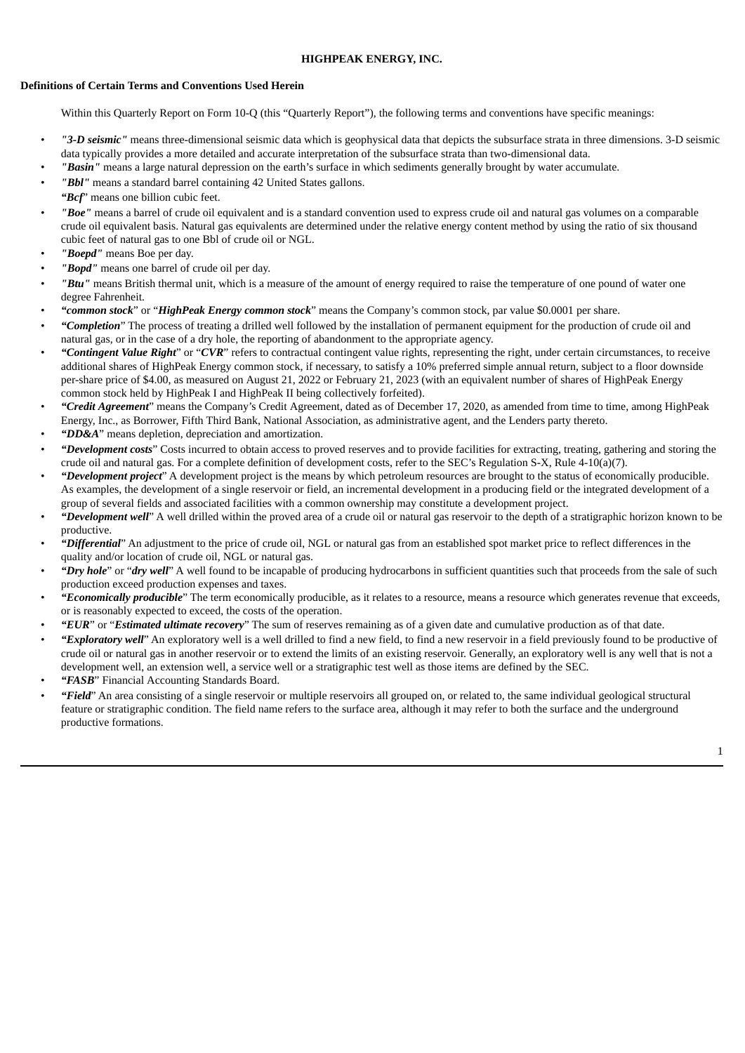**HIGHPEAK ENERGY, INC.**

**Definitions of Certain Terms and Conventions Used Herein**

Within this Quarterly Report on Form 10-Q (this "Quarterly Report"), the following terms and conventions have specific meanings:

- ***"3-D seismic"*** means three-dimensional seismic data which is geophysical data that depicts the subsurface strata in three dimensions. 3-D seismic data typically provides a more detailed and accurate interpretation of the subsurface strata than two-dimensional data.
- ***"Basin"*** means a large natural depression on the earth's surface in which sediments generally brought by water accumulate.
- ***"Bbl"*** means a standard barrel containing 42 United States gallons.
- ***"Bcf"*** means one billion cubic feet.
- ***"Boe"*** means a barrel of crude oil equivalent and is a standard convention used to express crude oil and natural gas volumes on a comparable crude oil equivalent basis. Natural gas equivalents are determined under the relative energy content method by using the ratio of six thousand cubic feet of natural gas to one Bbl of crude oil or NGL.
- ***"Boepd"*** means Boe per day.
- ***"Bopd"*** means one barrel of crude oil per day.
- ***"Btu"*** means British thermal unit, which is a measure of the amount of energy required to raise the temperature of one pound of water one degree Fahrenheit.
- ***"common stock"*** or "***HighPeak Energy common stock***" means the Company's common stock, par value $0.0001 per share.
- ***"Completion"*** The process of treating a drilled well followed by the installation of permanent equipment for the production of crude oil and natural gas, or in the case of a dry hole, the reporting of abandonment to the appropriate agency.
- ***"Contingent Value Right"*** or "***CVR***" refers to contractual contingent value rights, representing the right, under certain circumstances, to receive additional shares of HighPeak Energy common stock, if necessary, to satisfy a 10% preferred simple annual return, subject to a floor downside per-share price of $4.00, as measured on August 21, 2022 or February 21, 2023 (with an equivalent number of shares of HighPeak Energy common stock held by HighPeak I and HighPeak II being collectively forfeited).
- ***"Credit Agreement"*** means the Company's Credit Agreement, dated as of December 17, 2020, as amended from time to time, among HighPeak Energy, Inc., as Borrower, Fifth Third Bank, National Association, as administrative agent, and the Lenders party thereto.
- ***"DD&A"*** means depletion, depreciation and amortization.
- ***"Development costs"*** Costs incurred to obtain access to proved reserves and to provide facilities for extracting, treating, gathering and storing the crude oil and natural gas. For a complete definition of development costs, refer to the SEC's Regulation S-X, Rule 4-10(a)(7).
- ***"Development project"*** A development project is the means by which petroleum resources are brought to the status of economically producible. As examples, the development of a single reservoir or field, an incremental development in a producing field or the integrated development of a group of several fields and associated facilities with a common ownership may constitute a development project.
- ***"Development well"*** A well drilled within the proved area of a crude oil or natural gas reservoir to the depth of a stratigraphic horizon known to be productive.
- ***"Differential"*** An adjustment to the price of crude oil, NGL or natural gas from an established spot market price to reflect differences in the quality and/or location of crude oil, NGL or natural gas.
- ***"Dry hole"*** or "***dry well***" A well found to be incapable of producing hydrocarbons in sufficient quantities such that proceeds from the sale of such production exceed production expenses and taxes.
- ***"Economically producible"*** The term economically producible, as it relates to a resource, means a resource which generates revenue that exceeds, or is reasonably expected to exceed, the costs of the operation.
- ***"EUR"*** or "***Estimated ultimate recovery***" The sum of reserves remaining as of a given date and cumulative production as of that date.
- ***"Exploratory well"*** An exploratory well is a well drilled to find a new field, to find a new reservoir in a field previously found to be productive of crude oil or natural gas in another reservoir or to extend the limits of an existing reservoir. Generally, an exploratory well is any well that is not a development well, an extension well, a service well or a stratigraphic test well as those items are defined by the SEC.
- ***"FASB"*** Financial Accounting Standards Board.
- ***"Field"*** An area consisting of a single reservoir or multiple reservoirs all grouped on, or related to, the same individual geological structural feature or stratigraphic condition. The field name refers to the surface area, although it may refer to both the surface and the underground productive formations.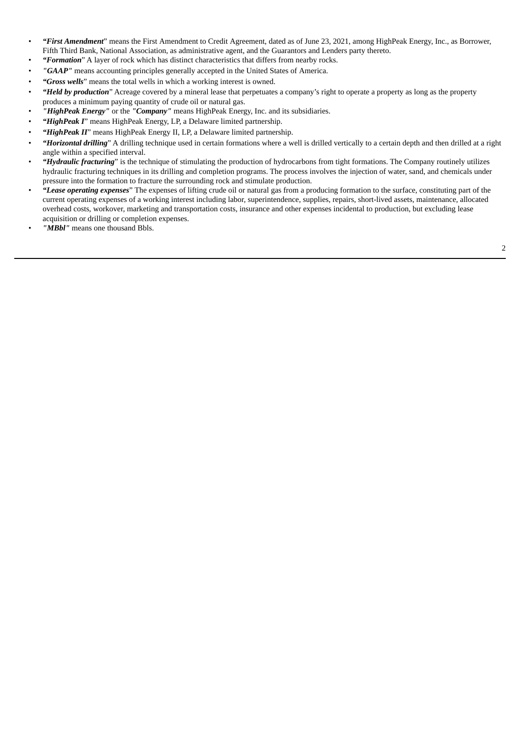- ***"First Amendment***" means the First Amendment to Credit Agreement, dated as of June 23, 2021, among HighPeak Energy, Inc., as Borrower, Fifth Third Bank, National Association, as administrative agent, and the Guarantors and Lenders party thereto.
- ***"Formation***" A layer of rock which has distinct characteristics that differs from nearby rocks.
- ***"GAAP"*** means accounting principles generally accepted in the United States of America.
- ***"Gross wells***" means the total wells in which a working interest is owned.
- ***"Held by production***" Acreage covered by a mineral lease that perpetuates a company's right to operate a property as long as the property produces a minimum paying quantity of crude oil or natural gas.
- ***"HighPeak Energy"*** or the ***"Company"*** means HighPeak Energy, Inc. and its subsidiaries.
- ***"HighPeak I***" means HighPeak Energy, LP, a Delaware limited partnership.
- ***"HighPeak II***" means HighPeak Energy II, LP, a Delaware limited partnership.
- ***"Horizontal drilling***" A drilling technique used in certain formations where a well is drilled vertically to a certain depth and then drilled at a right angle within a specified interval.
- ***"Hydraulic fracturing***" is the technique of stimulating the production of hydrocarbons from tight formations. The Company routinely utilizes hydraulic fracturing techniques in its drilling and completion programs. The process involves the injection of water, sand, and chemicals under pressure into the formation to fracture the surrounding rock and stimulate production.
- ***"Lease operating expenses***" The expenses of lifting crude oil or natural gas from a producing formation to the surface, constituting part of the current operating expenses of a working interest including labor, superintendence, supplies, repairs, short-lived assets, maintenance, allocated overhead costs, workover, marketing and transportation costs, insurance and other expenses incidental to production, but excluding lease acquisition or drilling or completion expenses.
- ***"MBbl"*** means one thousand Bbls.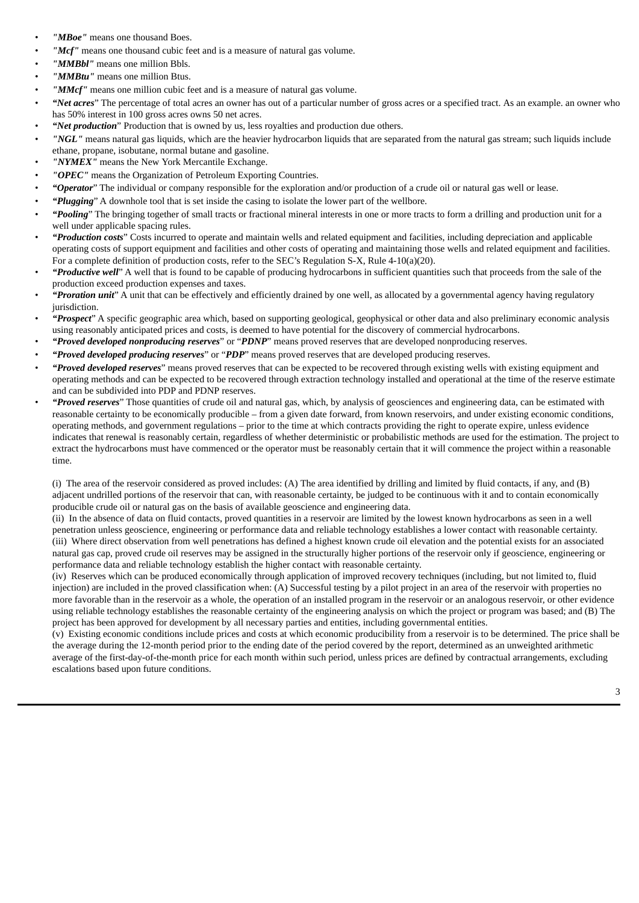- ***"MBoe"*** means one thousand Boes.
- ***"Mcf"*** means one thousand cubic feet and is a measure of natural gas volume.
- ***"MMBbl"*** means one million Bbls.
- ***"MMBtu"*** means one million Btus.
- ***"MMcf"*** means one million cubic feet and is a measure of natural gas volume.
- ***"Net acres"*** The percentage of total acres an owner has out of a particular number of gross acres or a specified tract. As an example. an owner who has 50% interest in 100 gross acres owns 50 net acres.
- ***"Net production"*** Production that is owned by us, less royalties and production due others.
- ***"NGL"*** means natural gas liquids, which are the heavier hydrocarbon liquids that are separated from the natural gas stream; such liquids include ethane, propane, isobutane, normal butane and gasoline.
- ***"NYMEX"*** means the New York Mercantile Exchange.
- ***"OPEC"*** means the Organization of Petroleum Exporting Countries.
- ***"Operator"*** The individual or company responsible for the exploration and/or production of a crude oil or natural gas well or lease.
- ***"Plugging"*** A downhole tool that is set inside the casing to isolate the lower part of the wellbore.
- ***"Pooling"*** The bringing together of small tracts or fractional mineral interests in one or more tracts to form a drilling and production unit for a well under applicable spacing rules.
- ***"Production costs"*** Costs incurred to operate and maintain wells and related equipment and facilities, including depreciation and applicable operating costs of support equipment and facilities and other costs of operating and maintaining those wells and related equipment and facilities. For a complete definition of production costs, refer to the SEC's Regulation S-X, Rule 4-10(a)(20).
- ***"Productive well"*** A well that is found to be capable of producing hydrocarbons in sufficient quantities such that proceeds from the sale of the production exceed production expenses and taxes.
- ***"Proration unit"*** A unit that can be effectively and efficiently drained by one well, as allocated by a governmental agency having regulatory jurisdiction.
- ***"Prospect"*** A specific geographic area which, based on supporting geological, geophysical or other data and also preliminary economic analysis using reasonably anticipated prices and costs, is deemed to have potential for the discovery of commercial hydrocarbons.
- ***"Proved developed nonproducing reserves"*** or "***PDNP***" means proved reserves that are developed nonproducing reserves.
- ***"Proved developed producing reserves"*** or "***PDP***" means proved reserves that are developed producing reserves.
- ***"Proved developed reserves"*** means proved reserves that can be expected to be recovered through existing wells with existing equipment and operating methods and can be expected to be recovered through extraction technology installed and operational at the time of the reserve estimate and can be subdivided into PDP and PDNP reserves.
- ***"Proved reserves"*** Those quantities of crude oil and natural gas, which, by analysis of geosciences and engineering data, can be estimated with reasonable certainty to be economically producible – from a given date forward, from known reservoirs, and under existing economic conditions, operating methods, and government regulations – prior to the time at which contracts providing the right to operate expire, unless evidence indicates that renewal is reasonably certain, regardless of whether deterministic or probabilistic methods are used for the estimation. The project to extract the hydrocarbons must have commenced or the operator must be reasonably certain that it will commence the project within a reasonable time.

  (i) The area of the reservoir considered as proved includes: (A) The area identified by drilling and limited by fluid contacts, if any, and (B) adjacent undrilled portions of the reservoir that can, with reasonable certainty, be judged to be continuous with it and to contain economically producible crude oil or natural gas on the basis of available geoscience and engineering data.
  (ii) In the absence of data on fluid contacts, proved quantities in a reservoir are limited by the lowest known hydrocarbons as seen in a well penetration unless geoscience, engineering or performance data and reliable technology establishes a lower contact with reasonable certainty.
  (iii) Where direct observation from well penetrations has defined a highest known crude oil elevation and the potential exists for an associated natural gas cap, proved crude oil reserves may be assigned in the structurally higher portions of the reservoir only if geoscience, engineering or performance data and reliable technology establish the higher contact with reasonable certainty.
  (iv) Reserves which can be produced economically through application of improved recovery techniques (including, but not limited to, fluid injection) are included in the proved classification when: (A) Successful testing by a pilot project in an area of the reservoir with properties no more favorable than in the reservoir as a whole, the operation of an installed program in the reservoir or an analogous reservoir, or other evidence using reliable technology establishes the reasonable certainty of the engineering analysis on which the project or program was based; and (B) The project has been approved for development by all necessary parties and entities, including governmental entities.
  (v) Existing economic conditions include prices and costs at which economic producibility from a reservoir is to be determined. The price shall be the average during the 12-month period prior to the ending date of the period covered by the report, determined as an unweighted arithmetic average of the first-day-of-the-month price for each month within such period, unless prices are defined by contractual arrangements, excluding escalations based upon future conditions.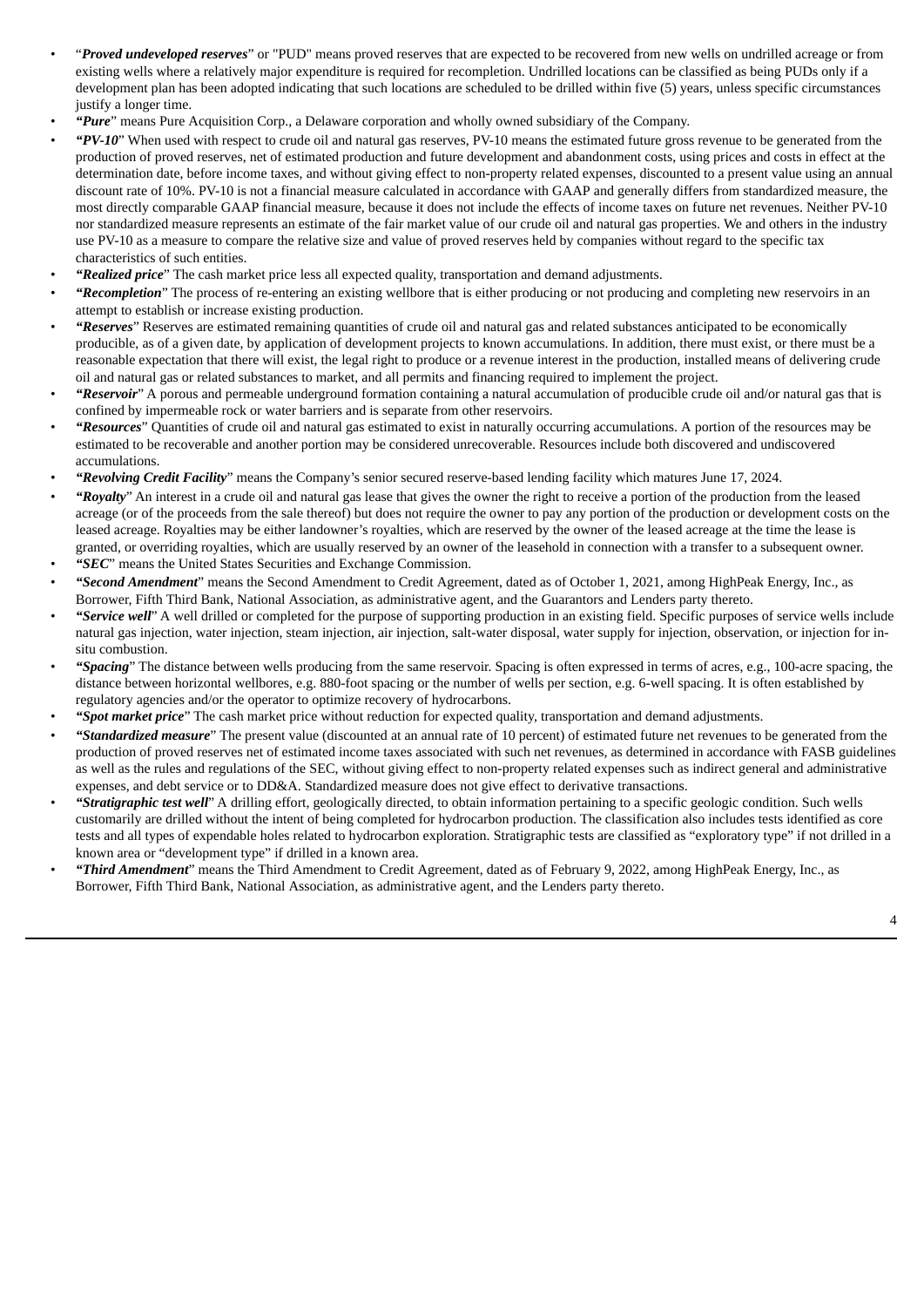- "***Proved undeveloped reserves***" or "PUD" means proved reserves that are expected to be recovered from new wells on undrilled acreage or from existing wells where a relatively major expenditure is required for recompletion. Undrilled locations can be classified as being PUDs only if a development plan has been adopted indicating that such locations are scheduled to be drilled within five (5) years, unless specific circumstances justify a longer time.
- ***"Pure***" means Pure Acquisition Corp., a Delaware corporation and wholly owned subsidiary of the Company.
- ***"PV-10***" When used with respect to crude oil and natural gas reserves, PV-10 means the estimated future gross revenue to be generated from the production of proved reserves, net of estimated production and future development and abandonment costs, using prices and costs in effect at the determination date, before income taxes, and without giving effect to non-property related expenses, discounted to a present value using an annual discount rate of 10%. PV-10 is not a financial measure calculated in accordance with GAAP and generally differs from standardized measure, the most directly comparable GAAP financial measure, because it does not include the effects of income taxes on future net revenues. Neither PV-10 nor standardized measure represents an estimate of the fair market value of our crude oil and natural gas properties. We and others in the industry use PV-10 as a measure to compare the relative size and value of proved reserves held by companies without regard to the specific tax characteristics of such entities.
- ***"Realized price***" The cash market price less all expected quality, transportation and demand adjustments.
- ***"Recompletion***" The process of re-entering an existing wellbore that is either producing or not producing and completing new reservoirs in an attempt to establish or increase existing production.
- ***"Reserves***" Reserves are estimated remaining quantities of crude oil and natural gas and related substances anticipated to be economically producible, as of a given date, by application of development projects to known accumulations. In addition, there must exist, or there must be a reasonable expectation that there will exist, the legal right to produce or a revenue interest in the production, installed means of delivering crude oil and natural gas or related substances to market, and all permits and financing required to implement the project.
- ***"Reservoir***" A porous and permeable underground formation containing a natural accumulation of producible crude oil and/or natural gas that is confined by impermeable rock or water barriers and is separate from other reservoirs.
- ***"Resources***" Quantities of crude oil and natural gas estimated to exist in naturally occurring accumulations. A portion of the resources may be estimated to be recoverable and another portion may be considered unrecoverable. Resources include both discovered and undiscovered accumulations.
- ***"Revolving Credit Facility***" means the Company's senior secured reserve-based lending facility which matures June 17, 2024.
- ***"Royalty***" An interest in a crude oil and natural gas lease that gives the owner the right to receive a portion of the production from the leased acreage (or of the proceeds from the sale thereof) but does not require the owner to pay any portion of the production or development costs on the leased acreage. Royalties may be either landowner's royalties, which are reserved by the owner of the leased acreage at the time the lease is granted, or overriding royalties, which are usually reserved by an owner of the leasehold in connection with a transfer to a subsequent owner.
- ***"SEC***" means the United States Securities and Exchange Commission.
- ***"Second Amendment***" means the Second Amendment to Credit Agreement, dated as of October 1, 2021, among HighPeak Energy, Inc., as Borrower, Fifth Third Bank, National Association, as administrative agent, and the Guarantors and Lenders party thereto.
- ***"Service well***" A well drilled or completed for the purpose of supporting production in an existing field. Specific purposes of service wells include natural gas injection, water injection, steam injection, air injection, salt-water disposal, water supply for injection, observation, or injection for in-situ combustion.
- ***"Spacing***" The distance between wells producing from the same reservoir. Spacing is often expressed in terms of acres, e.g., 100-acre spacing, the distance between horizontal wellbores, e.g. 880-foot spacing or the number of wells per section, e.g. 6-well spacing. It is often established by regulatory agencies and/or the operator to optimize recovery of hydrocarbons.
- ***"Spot market price***" The cash market price without reduction for expected quality, transportation and demand adjustments.
- ***"Standardized measure***" The present value (discounted at an annual rate of 10 percent) of estimated future net revenues to be generated from the production of proved reserves net of estimated income taxes associated with such net revenues, as determined in accordance with FASB guidelines as well as the rules and regulations of the SEC, without giving effect to non-property related expenses such as indirect general and administrative expenses, and debt service or to DD&A. Standardized measure does not give effect to derivative transactions.
- ***"Stratigraphic test well***" A drilling effort, geologically directed, to obtain information pertaining to a specific geologic condition. Such wells customarily are drilled without the intent of being completed for hydrocarbon production. The classification also includes tests identified as core tests and all types of expendable holes related to hydrocarbon exploration. Stratigraphic tests are classified as "exploratory type" if not drilled in a known area or "development type" if drilled in a known area.
- ***"Third Amendment***" means the Third Amendment to Credit Agreement, dated as of February 9, 2022, among HighPeak Energy, Inc., as Borrower, Fifth Third Bank, National Association, as administrative agent, and the Lenders party thereto.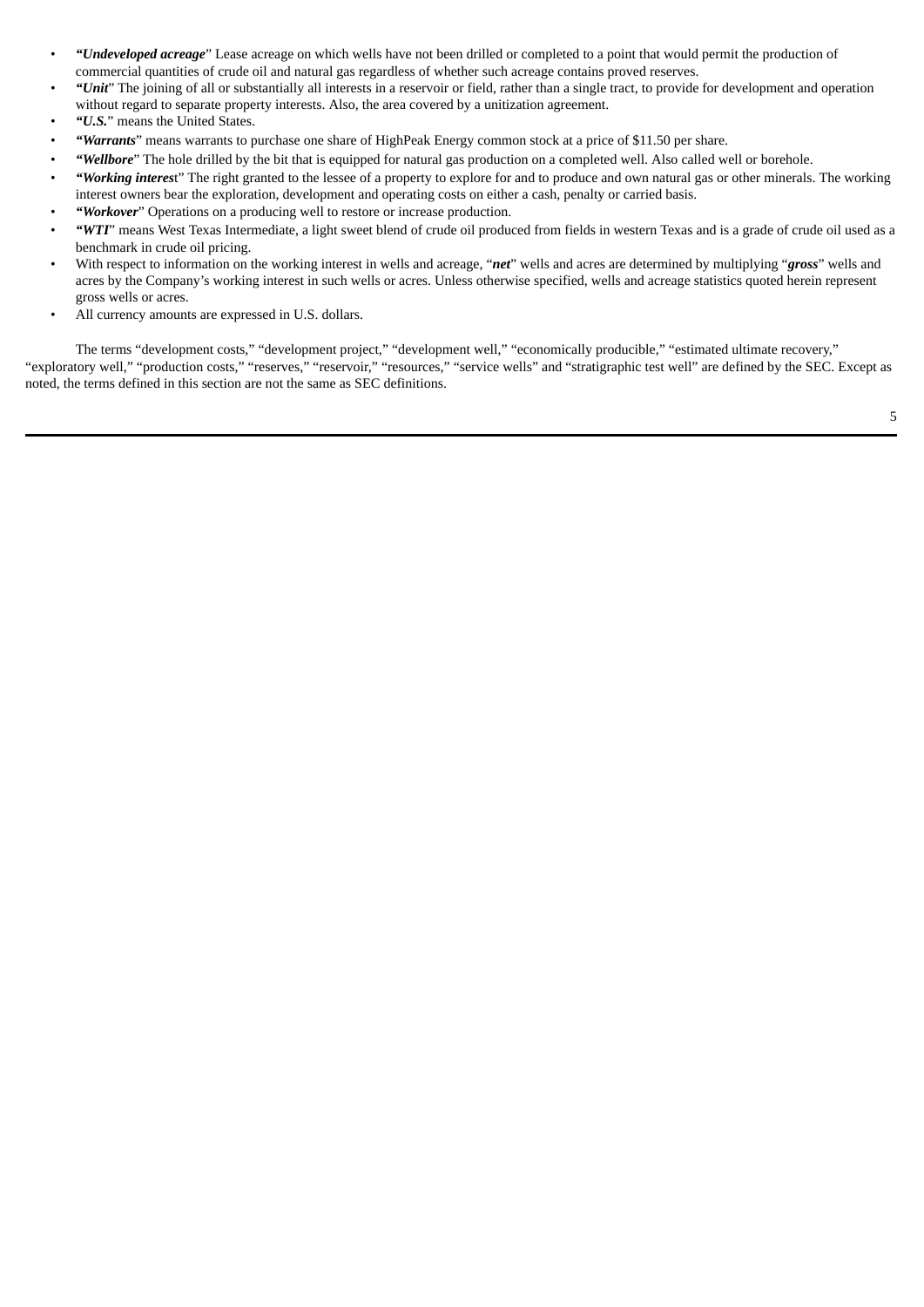- ***"Undeveloped acreage*"** Lease acreage on which wells have not been drilled or completed to a point that would permit the production of commercial quantities of crude oil and natural gas regardless of whether such acreage contains proved reserves.
- ***"Unit*"** The joining of all or substantially all interests in a reservoir or field, rather than a single tract, to provide for development and operation without regard to separate property interests. Also, the area covered by a unitization agreement.
- ***"U.S.*"** means the United States.
- ***"Warrants*"** means warrants to purchase one share of HighPeak Energy common stock at a price of $11.50 per share.
- ***"Wellbore*"** The hole drilled by the bit that is equipped for natural gas production on a completed well. Also called well or borehole.
- ***"Working interes*t"** The right granted to the lessee of a property to explore for and to produce and own natural gas or other minerals. The working interest owners bear the exploration, development and operating costs on either a cash, penalty or carried basis.
- ***"Workover*"** Operations on a producing well to restore or increase production.
- ***"WTI*"** means West Texas Intermediate, a light sweet blend of crude oil produced from fields in western Texas and is a grade of crude oil used as a benchmark in crude oil pricing.
- With respect to information on the working interest in wells and acreage, "***net***" wells and acres are determined by multiplying "***gross***" wells and acres by the Company's working interest in such wells or acres. Unless otherwise specified, wells and acreage statistics quoted herein represent gross wells or acres.
- All currency amounts are expressed in U.S. dollars.

The terms "development costs," "development project," "development well," "economically producible," "estimated ultimate recovery," "exploratory well," "production costs," "reserves," "reservoir," "resources," "service wells" and "stratigraphic test well" are defined by the SEC. Except as noted, the terms defined in this section are not the same as SEC definitions.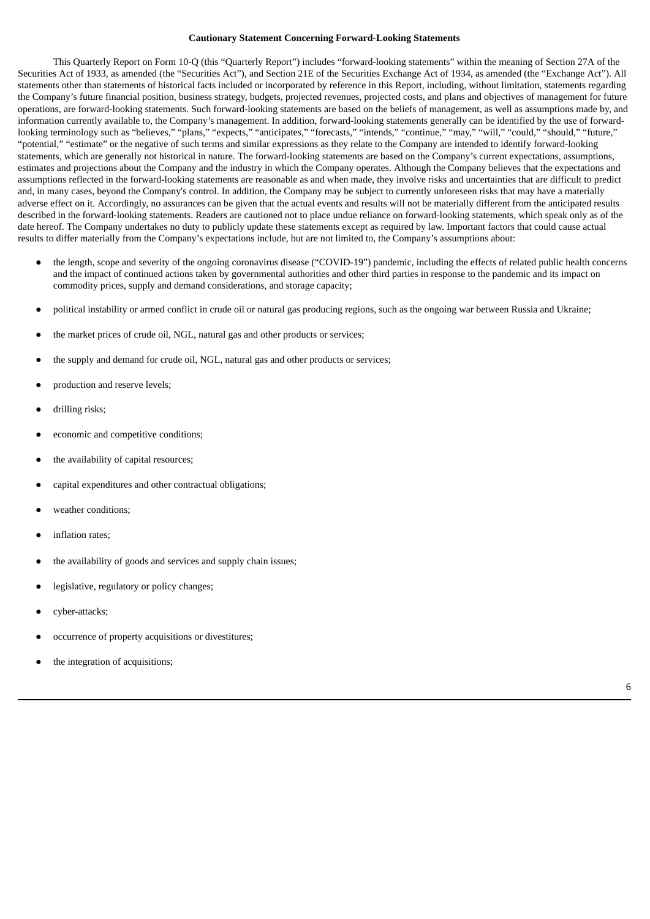**Cautionary Statement Concerning Forward-Looking Statements**

This Quarterly Report on Form 10-Q (this "Quarterly Report") includes "forward-looking statements" within the meaning of Section 27A of the Securities Act of 1933, as amended (the "Securities Act"), and Section 21E of the Securities Exchange Act of 1934, as amended (the "Exchange Act"). All statements other than statements of historical facts included or incorporated by reference in this Report, including, without limitation, statements regarding the Company's future financial position, business strategy, budgets, projected revenues, projected costs, and plans and objectives of management for future operations, are forward-looking statements. Such forward-looking statements are based on the beliefs of management, as well as assumptions made by, and information currently available to, the Company's management. In addition, forward-looking statements generally can be identified by the use of forward-looking terminology such as "believes," "plans," "expects," "anticipates," "forecasts," "intends," "continue," "may," "will," "could," "should," "future," "potential," "estimate" or the negative of such terms and similar expressions as they relate to the Company are intended to identify forward-looking statements, which are generally not historical in nature. The forward-looking statements are based on the Company's current expectations, assumptions, estimates and projections about the Company and the industry in which the Company operates. Although the Company believes that the expectations and assumptions reflected in the forward-looking statements are reasonable as and when made, they involve risks and uncertainties that are difficult to predict and, in many cases, beyond the Company's control. In addition, the Company may be subject to currently unforeseen risks that may have a materially adverse effect on it. Accordingly, no assurances can be given that the actual events and results will not be materially different from the anticipated results described in the forward-looking statements. Readers are cautioned not to place undue reliance on forward-looking statements, which speak only as of the date hereof. The Company undertakes no duty to publicly update these statements except as required by law. Important factors that could cause actual results to differ materially from the Company's expectations include, but are not limited to, the Company's assumptions about:

- the length, scope and severity of the ongoing coronavirus disease ("COVID-19") pandemic, including the effects of related public health concerns and the impact of continued actions taken by governmental authorities and other third parties in response to the pandemic and its impact on commodity prices, supply and demand considerations, and storage capacity;
- political instability or armed conflict in crude oil or natural gas producing regions, such as the ongoing war between Russia and Ukraine;
- the market prices of crude oil, NGL, natural gas and other products or services;
- the supply and demand for crude oil, NGL, natural gas and other products or services;
- production and reserve levels;
- drilling risks;
- economic and competitive conditions;
- the availability of capital resources;
- capital expenditures and other contractual obligations;
- weather conditions;
- inflation rates;
- the availability of goods and services and supply chain issues;
- legislative, regulatory or policy changes;
- cyber-attacks;
- occurrence of property acquisitions or divestitures;
- the integration of acquisitions;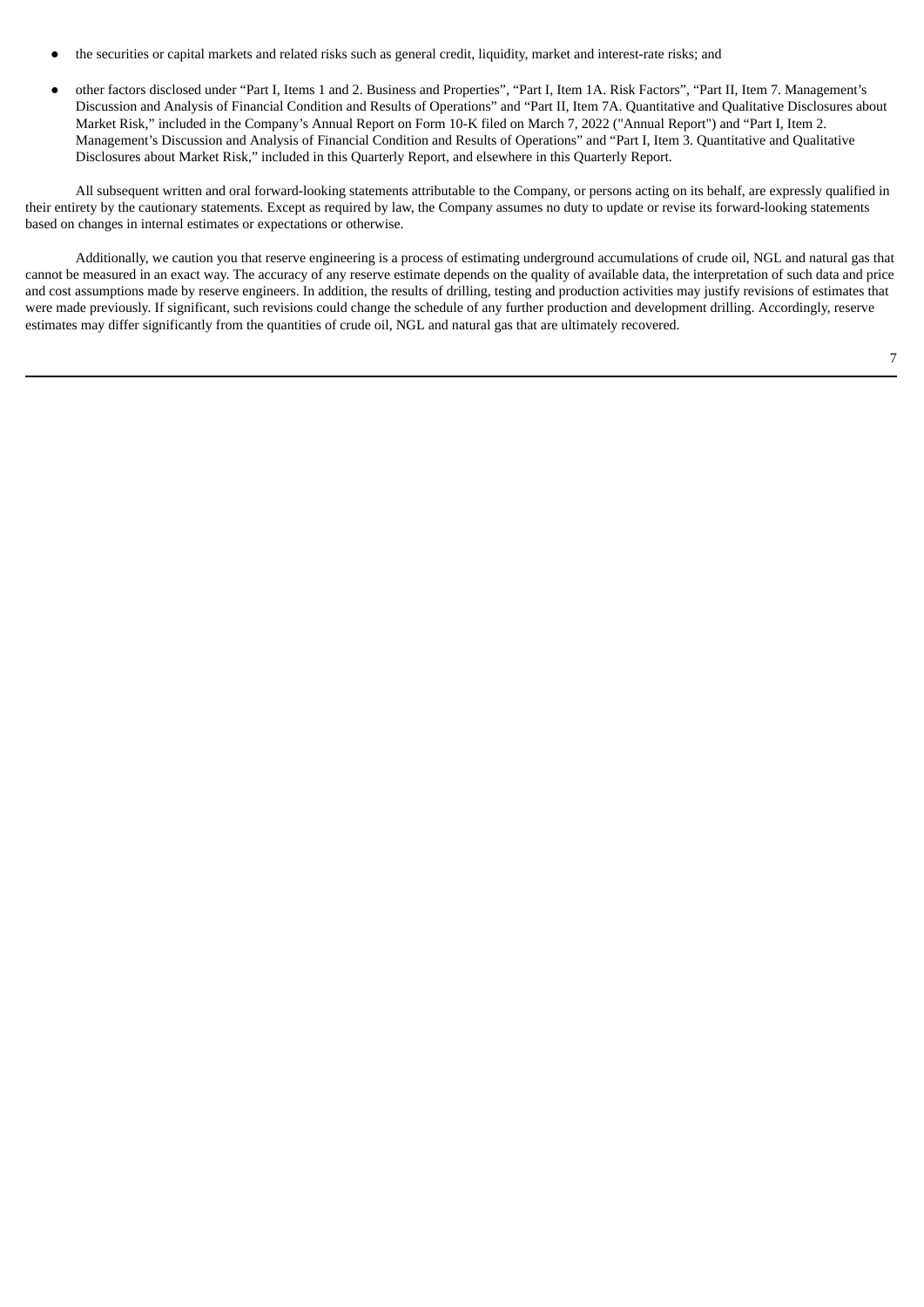- the securities or capital markets and related risks such as general credit, liquidity, market and interest-rate risks; and
- other factors disclosed under "Part I, Items 1 and 2. Business and Properties", "Part I, Item 1A. Risk Factors", "Part II, Item 7. Management's Discussion and Analysis of Financial Condition and Results of Operations" and "Part II, Item 7A. Quantitative and Qualitative Disclosures about Market Risk," included in the Company's Annual Report on Form 10-K filed on March 7, 2022 ("Annual Report") and "Part I, Item 2. Management's Discussion and Analysis of Financial Condition and Results of Operations" and "Part I, Item 3. Quantitative and Qualitative Disclosures about Market Risk," included in this Quarterly Report, and elsewhere in this Quarterly Report.

All subsequent written and oral forward-looking statements attributable to the Company, or persons acting on its behalf, are expressly qualified in their entirety by the cautionary statements. Except as required by law, the Company assumes no duty to update or revise its forward-looking statements based on changes in internal estimates or expectations or otherwise.

Additionally, we caution you that reserve engineering is a process of estimating underground accumulations of crude oil, NGL and natural gas that cannot be measured in an exact way. The accuracy of any reserve estimate depends on the quality of available data, the interpretation of such data and price and cost assumptions made by reserve engineers. In addition, the results of drilling, testing and production activities may justify revisions of estimates that were made previously. If significant, such revisions could change the schedule of any further production and development drilling. Accordingly, reserve estimates may differ significantly from the quantities of crude oil, NGL and natural gas that are ultimately recovered.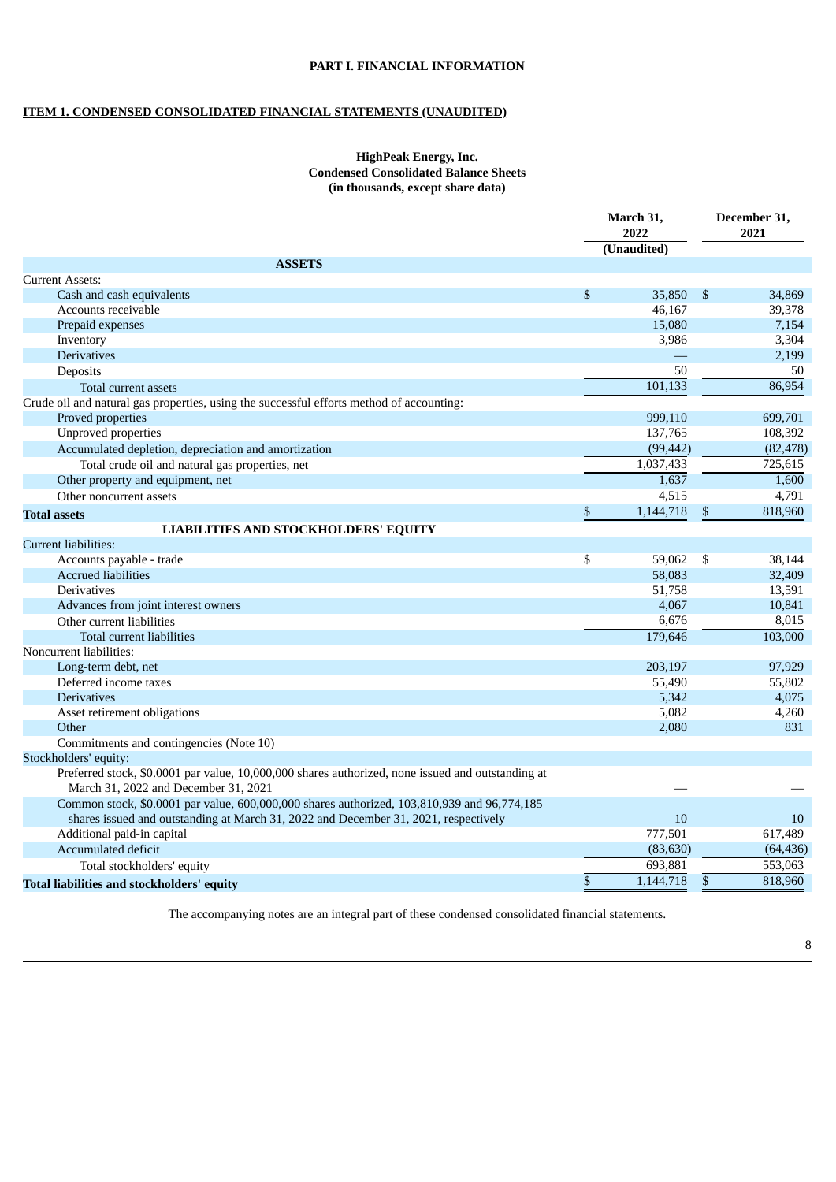# PART I. FINANCIAL INFORMATION

## ITEM 1. CONDENSED CONSOLIDATED FINANCIAL STATEMENTS (UNAUDITED)

**HighPeak Energy, Inc.**
**Condensed Consolidated Balance Sheets**
**(in thousands, except share data)**

| | March 31, 2022 (Unaudited) | December 31, 2021 |
|---|---|---|
| **ASSETS** | | |
| Current Assets: | | |
| Cash and cash equivalents | $ 35,850 | $ 34,869 |
| Accounts receivable | 46,167 | 39,378 |
| Prepaid expenses | 15,080 | 7,154 |
| Inventory | 3,986 | 3,304 |
| Derivatives | — | 2,199 |
| Deposits | 50 | 50 |
| Total current assets | 101,133 | 86,954 |
| Crude oil and natural gas properties, using the successful efforts method of accounting: | | |
| Proved properties | 999,110 | 699,701 |
| Unproved properties | 137,765 | 108,392 |
| Accumulated depletion, depreciation and amortization | (99,442) | (82,478) |
| Total crude oil and natural gas properties, net | 1,037,433 | 725,615 |
| Other property and equipment, net | 1,637 | 1,600 |
| Other noncurrent assets | 4,515 | 4,791 |
| **Total assets** | $ 1,144,718 | $ 818,960 |
| **LIABILITIES AND STOCKHOLDERS' EQUITY** | | |
| Current liabilities: | | |
| Accounts payable - trade | $ 59,062 | $ 38,144 |
| Accrued liabilities | 58,083 | 32,409 |
| Derivatives | 51,758 | 13,591 |
| Advances from joint interest owners | 4,067 | 10,841 |
| Other current liabilities | 6,676 | 8,015 |
| Total current liabilities | 179,646 | 103,000 |
| Noncurrent liabilities: | | |
| Long-term debt, net | 203,197 | 97,929 |
| Deferred income taxes | 55,490 | 55,802 |
| Derivatives | 5,342 | 4,075 |
| Asset retirement obligations | 5,082 | 4,260 |
| Other | 2,080 | 831 |
| Commitments and contingencies (Note 10) | | |
| Stockholders' equity: | | |
| Preferred stock, \$0.0001 par value, 10,000,000 shares authorized, none issued and outstanding at March 31, 2022 and December 31, 2021 | — | — |
| Common stock, \$0.0001 par value, 600,000,000 shares authorized, 103,810,939 and 96,774,185 shares issued and outstanding at March 31, 2022 and December 31, 2021, respectively | 10 | 10 |
| Additional paid-in capital | 777,501 | 617,489 |
| Accumulated deficit | (83,630) | (64,436) |
| Total stockholders' equity | 693,881 | 553,063 |
| **Total liabilities and stockholders' equity** | $ 1,144,718 | $ 818,960 |

The accompanying notes are an integral part of these condensed consolidated financial statements.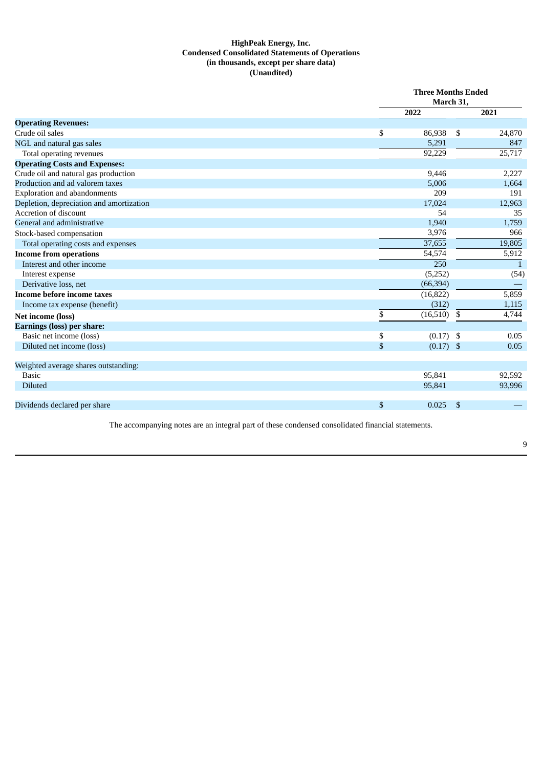**HighPeak Energy, Inc.**
**Condensed Consolidated Statements of Operations**
**(in thousands, except per share data)**
**(Unaudited)**

| | Three Months Ended March 31, | |
|---|---|---|
| | 2022 | 2021 |
| **Operating Revenues:** | | |
| Crude oil sales | $ 86,938 | $ 24,870 |
| NGL and natural gas sales | 5,291 | 847 |
| Total operating revenues | 92,229 | 25,717 |
| **Operating Costs and Expenses:** | | |
| Crude oil and natural gas production | 9,446 | 2,227 |
| Production and ad valorem taxes | 5,006 | 1,664 |
| Exploration and abandonments | 209 | 191 |
| Depletion, depreciation and amortization | 17,024 | 12,963 |
| Accretion of discount | 54 | 35 |
| General and administrative | 1,940 | 1,759 |
| Stock-based compensation | 3,976 | 966 |
| Total operating costs and expenses | 37,655 | 19,805 |
| **Income from operations** | 54,574 | 5,912 |
| Interest and other income | 250 | 1 |
| Interest expense | (5,252) | (54) |
| Derivative loss, net | (66,394) | — |
| **Income before income taxes** | (16,822) | 5,859 |
| Income tax expense (benefit) | (312) | 1,115 |
| **Net income (loss)** | $ (16,510) | $ 4,744 |
| **Earnings (loss) per share:** | | |
| Basic net income (loss) | $ (0.17) | $ 0.05 |
| Diluted net income (loss) | $ (0.17) | $ 0.05 |
| | | |
| Weighted average shares outstanding: | | |
| Basic | 95,841 | 92,592 |
| Diluted | 95,841 | 93,996 |
| | | |
| Dividends declared per share | $ 0.025 | $ — |

The accompanying notes are an integral part of these condensed consolidated financial statements.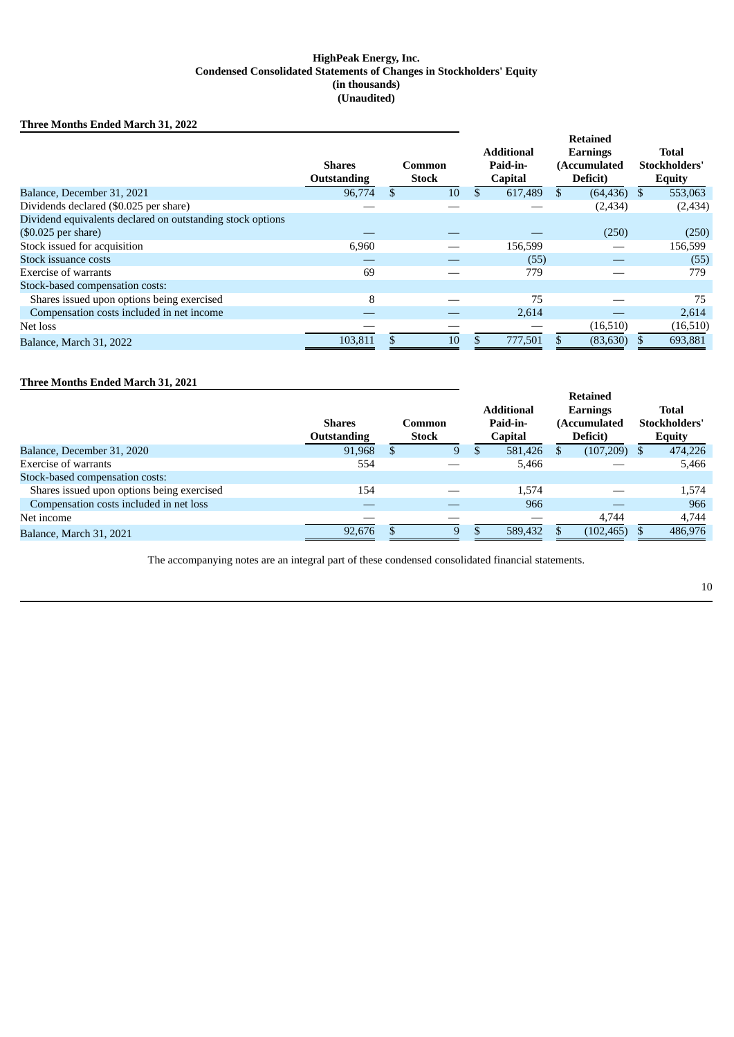# HighPeak Energy, Inc.
## Condensed Consolidated Statements of Changes in Stockholders' Equity
### (in thousands)
### (Unaudited)

**Three Months Ended March 31, 2022**

| | Shares Outstanding | Common Stock | Additional Paid-in-Capital | Retained Earnings (Accumulated Deficit) | Total Stockholders' Equity |
|---|---|---|---|---|---|
| Balance, December 31, 2021 | 96,774 | $ 10 | $ 617,489 | $ (64,436) | $ 553,063 |
| Dividends declared ($0.025 per share) | — | — | — | (2,434) | (2,434) |
| Dividend equivalents declared on outstanding stock options ($0.025 per share) | — | — | — | (250) | (250) |
| Stock issued for acquisition | 6,960 | — | 156,599 | — | 156,599 |
| Stock issuance costs | — | — | (55) | — | (55) |
| Exercise of warrants | 69 | — | 779 | — | 779 |
| Stock-based compensation costs: | | | | | |
| Shares issued upon options being exercised | 8 | — | 75 | — | 75 |
| Compensation costs included in net income | — | — | 2,614 | — | 2,614 |
| Net loss | — | — | — | (16,510) | (16,510) |
| Balance, March 31, 2022 | 103,811 | $ 10 | $ 777,501 | $ (83,630) | $ 693,881 |

**Three Months Ended March 31, 2021**

| | Shares Outstanding | Common Stock | Additional Paid-in-Capital | Retained Earnings (Accumulated Deficit) | Total Stockholders' Equity |
|---|---|---|---|---|---|
| Balance, December 31, 2020 | 91,968 | $ 9 | $ 581,426 | $ (107,209) | $ 474,226 |
| Exercise of warrants | 554 | — | 5,466 | — | 5,466 |
| Stock-based compensation costs: | | | | | |
| Shares issued upon options being exercised | 154 | — | 1,574 | — | 1,574 |
| Compensation costs included in net loss | — | — | 966 | — | 966 |
| Net income | — | — | — | 4,744 | 4,744 |
| Balance, March 31, 2021 | 92,676 | $ 9 | $ 589,432 | $ (102,465) | $ 486,976 |

The accompanying notes are an integral part of these condensed consolidated financial statements.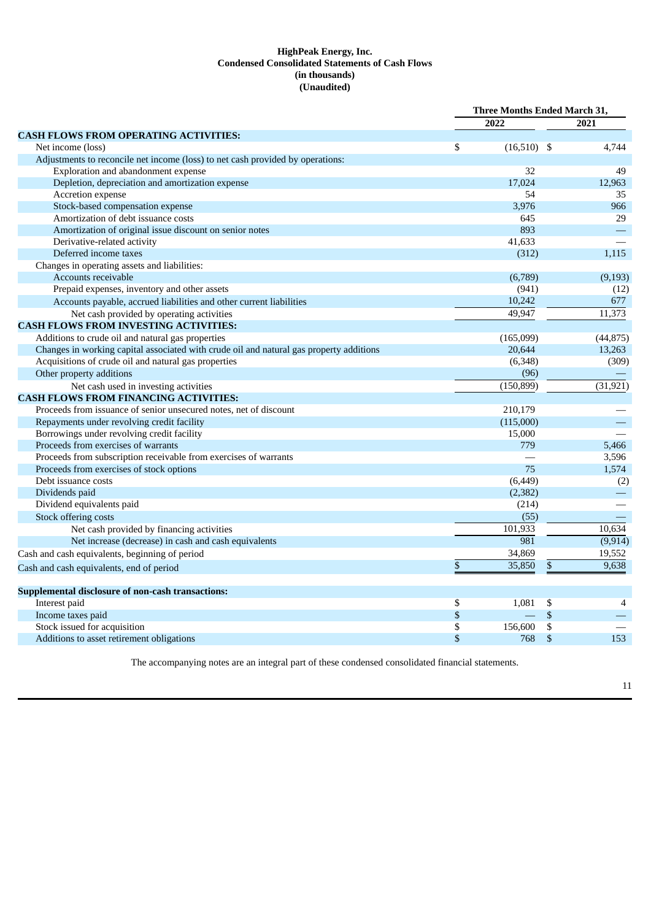**HighPeak Energy, Inc.**
**Condensed Consolidated Statements of Cash Flows**
**(in thousands)**
**(Unaudited)**

| | Three Months Ended March 31, | |
|---|---|---|
| | 2022 | 2021 |
| **CASH FLOWS FROM OPERATING ACTIVITIES:** | | |
| Net income (loss) | $ (16,510) | $ 4,744 |
| Adjustments to reconcile net income (loss) to net cash provided by operations: | | |
| Exploration and abandonment expense | 32 | 49 |
| Depletion, depreciation and amortization expense | 17,024 | 12,963 |
| Accretion expense | 54 | 35 |
| Stock-based compensation expense | 3,976 | 966 |
| Amortization of debt issuance costs | 645 | 29 |
| Amortization of original issue discount on senior notes | 893 | — |
| Derivative-related activity | 41,633 | — |
| Deferred income taxes | (312) | 1,115 |
| Changes in operating assets and liabilities: | | |
| Accounts receivable | (6,789) | (9,193) |
| Prepaid expenses, inventory and other assets | (941) | (12) |
| Accounts payable, accrued liabilities and other current liabilities | 10,242 | 677 |
| Net cash provided by operating activities | 49,947 | 11,373 |
| **CASH FLOWS FROM INVESTING ACTIVITIES:** | | |
| Additions to crude oil and natural gas properties | (165,099) | (44,875) |
| Changes in working capital associated with crude oil and natural gas property additions | 20,644 | 13,263 |
| Acquisitions of crude oil and natural gas properties | (6,348) | (309) |
| Other property additions | (96) | — |
| Net cash used in investing activities | (150,899) | (31,921) |
| **CASH FLOWS FROM FINANCING ACTIVITIES:** | | |
| Proceeds from issuance of senior unsecured notes, net of discount | 210,179 | — |
| Repayments under revolving credit facility | (115,000) | — |
| Borrowings under revolving credit facility | 15,000 | — |
| Proceeds from exercises of warrants | 779 | 5,466 |
| Proceeds from subscription receivable from exercises of warrants | — | 3,596 |
| Proceeds from exercises of stock options | 75 | 1,574 |
| Debt issuance costs | (6,449) | (2) |
| Dividends paid | (2,382) | — |
| Dividend equivalents paid | (214) | — |
| Stock offering costs | (55) | — |
| Net cash provided by financing activities | 101,933 | 10,634 |
| Net increase (decrease) in cash and cash equivalents | 981 | (9,914) |
| Cash and cash equivalents, beginning of period | 34,869 | 19,552 |
| Cash and cash equivalents, end of period | $ 35,850 | $ 9,638 |
| | | |
| **Supplemental disclosure of non-cash transactions:** | | |
| Interest paid | $ 1,081 | $ 4 |
| Income taxes paid | $ — | $ — |
| Stock issued for acquisition | $ 156,600 | $ — |
| Additions to asset retirement obligations | $ 768 | $ 153 |

The accompanying notes are an integral part of these condensed consolidated financial statements.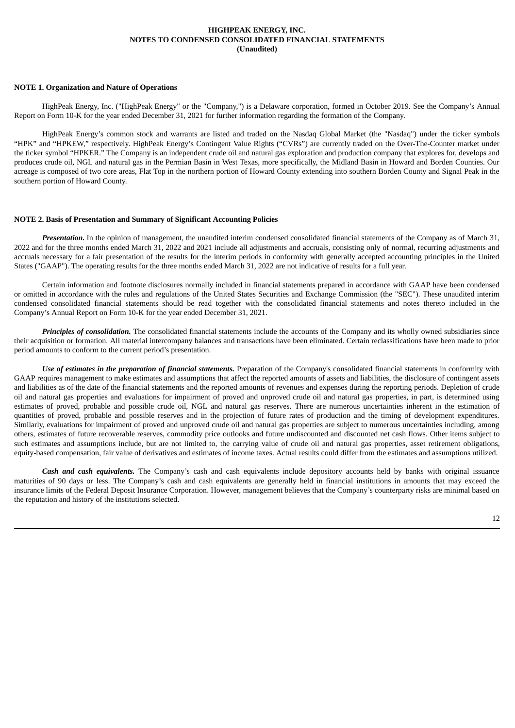**HIGHPEAK ENERGY, INC.**
**NOTES TO CONDENSED CONSOLIDATED FINANCIAL STATEMENTS**
**(Unaudited)**

**NOTE 1. Organization and Nature of Operations**

HighPeak Energy, Inc. ("HighPeak Energy" or the "Company,") is a Delaware corporation, formed in October 2019. See the Company's Annual Report on Form 10-K for the year ended December 31, 2021 for further information regarding the formation of the Company.

HighPeak Energy's common stock and warrants are listed and traded on the Nasdaq Global Market (the "Nasdaq") under the ticker symbols "HPK" and "HPKEW," respectively. HighPeak Energy's Contingent Value Rights ("CVRs") are currently traded on the Over-The-Counter market under the ticker symbol "HPKER." The Company is an independent crude oil and natural gas exploration and production company that explores for, develops and produces crude oil, NGL and natural gas in the Permian Basin in West Texas, more specifically, the Midland Basin in Howard and Borden Counties. Our acreage is composed of two core areas, Flat Top in the northern portion of Howard County extending into southern Borden County and Signal Peak in the southern portion of Howard County.

**NOTE 2. Basis of Presentation and Summary of Significant Accounting Policies**

***Presentation.*** In the opinion of management, the unaudited interim condensed consolidated financial statements of the Company as of March 31, 2022 and for the three months ended March 31, 2022 and 2021 include all adjustments and accruals, consisting only of normal, recurring adjustments and accruals necessary for a fair presentation of the results for the interim periods in conformity with generally accepted accounting principles in the United States ("GAAP"). The operating results for the three months ended March 31, 2022 are not indicative of results for a full year.

Certain information and footnote disclosures normally included in financial statements prepared in accordance with GAAP have been condensed or omitted in accordance with the rules and regulations of the United States Securities and Exchange Commission (the "SEC"). These unaudited interim condensed consolidated financial statements should be read together with the consolidated financial statements and notes thereto included in the Company's Annual Report on Form 10-K for the year ended December 31, 2021.

***Principles of consolidation.*** The consolidated financial statements include the accounts of the Company and its wholly owned subsidiaries since their acquisition or formation. All material intercompany balances and transactions have been eliminated. Certain reclassifications have been made to prior period amounts to conform to the current period's presentation.

***Use of estimates in the preparation of financial statements.*** Preparation of the Company's consolidated financial statements in conformity with GAAP requires management to make estimates and assumptions that affect the reported amounts of assets and liabilities, the disclosure of contingent assets and liabilities as of the date of the financial statements and the reported amounts of revenues and expenses during the reporting periods. Depletion of crude oil and natural gas properties and evaluations for impairment of proved and unproved crude oil and natural gas properties, in part, is determined using estimates of proved, probable and possible crude oil, NGL and natural gas reserves. There are numerous uncertainties inherent in the estimation of quantities of proved, probable and possible reserves and in the projection of future rates of production and the timing of development expenditures. Similarly, evaluations for impairment of proved and unproved crude oil and natural gas properties are subject to numerous uncertainties including, among others, estimates of future recoverable reserves, commodity price outlooks and future undiscounted and discounted net cash flows. Other items subject to such estimates and assumptions include, but are not limited to, the carrying value of crude oil and natural gas properties, asset retirement obligations, equity-based compensation, fair value of derivatives and estimates of income taxes. Actual results could differ from the estimates and assumptions utilized.

***Cash and cash equivalents.*** The Company's cash and cash equivalents include depository accounts held by banks with original issuance maturities of 90 days or less. The Company's cash and cash equivalents are generally held in financial institutions in amounts that may exceed the insurance limits of the Federal Deposit Insurance Corporation. However, management believes that the Company's counterparty risks are minimal based on the reputation and history of the institutions selected.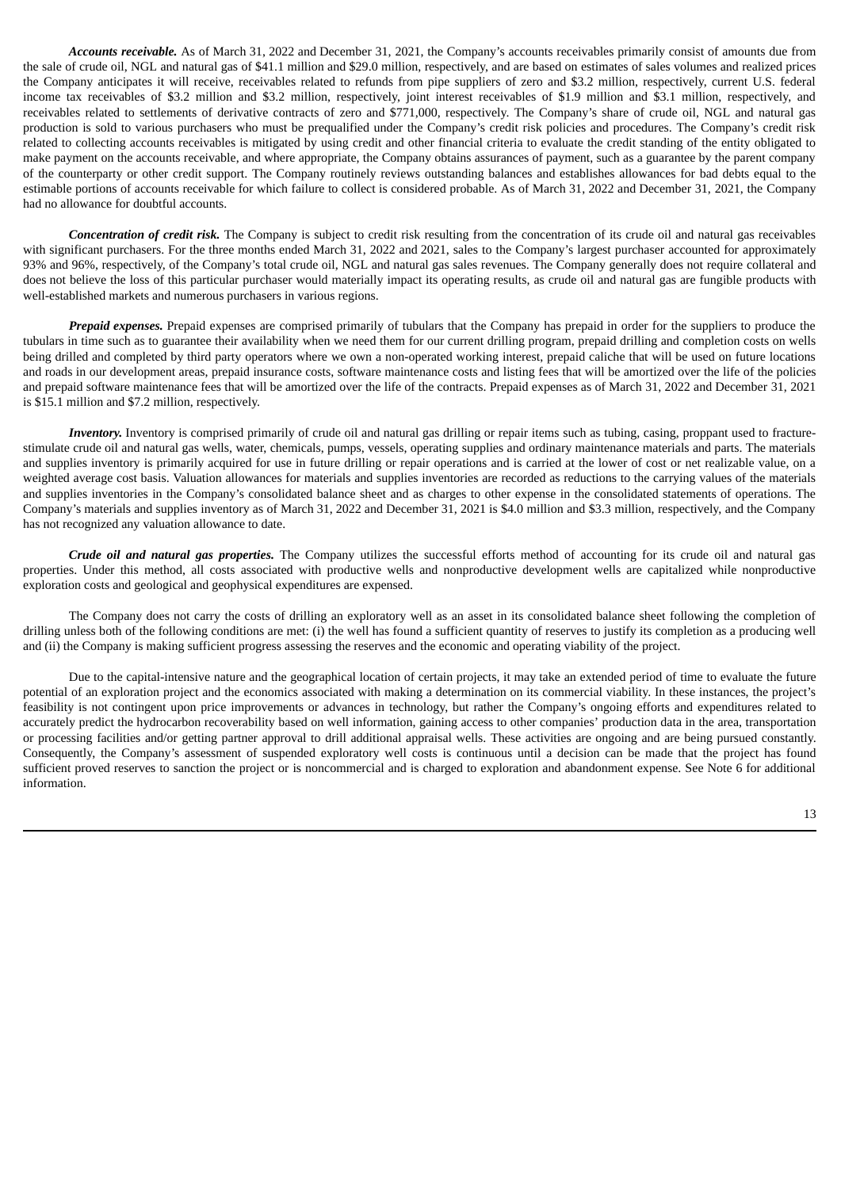***Accounts receivable.*** As of March 31, 2022 and December 31, 2021, the Company's accounts receivables primarily consist of amounts due from the sale of crude oil, NGL and natural gas of $41.1 million and $29.0 million, respectively, and are based on estimates of sales volumes and realized prices the Company anticipates it will receive, receivables related to refunds from pipe suppliers of zero and $3.2 million, respectively, current U.S. federal income tax receivables of $3.2 million and $3.2 million, respectively, joint interest receivables of $1.9 million and $3.1 million, respectively, and receivables related to settlements of derivative contracts of zero and $771,000, respectively. The Company's share of crude oil, NGL and natural gas production is sold to various purchasers who must be prequalified under the Company's credit risk policies and procedures. The Company's credit risk related to collecting accounts receivables is mitigated by using credit and other financial criteria to evaluate the credit standing of the entity obligated to make payment on the accounts receivable, and where appropriate, the Company obtains assurances of payment, such as a guarantee by the parent company of the counterparty or other credit support. The Company routinely reviews outstanding balances and establishes allowances for bad debts equal to the estimable portions of accounts receivable for which failure to collect is considered probable. As of March 31, 2022 and December 31, 2021, the Company had no allowance for doubtful accounts.

***Concentration of credit risk.*** The Company is subject to credit risk resulting from the concentration of its crude oil and natural gas receivables with significant purchasers. For the three months ended March 31, 2022 and 2021, sales to the Company's largest purchaser accounted for approximately 93% and 96%, respectively, of the Company's total crude oil, NGL and natural gas sales revenues. The Company generally does not require collateral and does not believe the loss of this particular purchaser would materially impact its operating results, as crude oil and natural gas are fungible products with well-established markets and numerous purchasers in various regions.

***Prepaid expenses.*** Prepaid expenses are comprised primarily of tubulars that the Company has prepaid in order for the suppliers to produce the tubulars in time such as to guarantee their availability when we need them for our current drilling program, prepaid drilling and completion costs on wells being drilled and completed by third party operators where we own a non-operated working interest, prepaid caliche that will be used on future locations and roads in our development areas, prepaid insurance costs, software maintenance costs and listing fees that will be amortized over the life of the policies and prepaid software maintenance fees that will be amortized over the life of the contracts. Prepaid expenses as of March 31, 2022 and December 31, 2021 is $15.1 million and $7.2 million, respectively.

***Inventory.*** Inventory is comprised primarily of crude oil and natural gas drilling or repair items such as tubing, casing, proppant used to fracture-stimulate crude oil and natural gas wells, water, chemicals, pumps, vessels, operating supplies and ordinary maintenance materials and parts. The materials and supplies inventory is primarily acquired for use in future drilling or repair operations and is carried at the lower of cost or net realizable value, on a weighted average cost basis. Valuation allowances for materials and supplies inventories are recorded as reductions to the carrying values of the materials and supplies inventories in the Company's consolidated balance sheet and as charges to other expense in the consolidated statements of operations. The Company's materials and supplies inventory as of March 31, 2022 and December 31, 2021 is $4.0 million and $3.3 million, respectively, and the Company has not recognized any valuation allowance to date.

***Crude oil and natural gas properties.*** The Company utilizes the successful efforts method of accounting for its crude oil and natural gas properties. Under this method, all costs associated with productive wells and nonproductive development wells are capitalized while nonproductive exploration costs and geological and geophysical expenditures are expensed.

The Company does not carry the costs of drilling an exploratory well as an asset in its consolidated balance sheet following the completion of drilling unless both of the following conditions are met: (i) the well has found a sufficient quantity of reserves to justify its completion as a producing well and (ii) the Company is making sufficient progress assessing the reserves and the economic and operating viability of the project.

Due to the capital-intensive nature and the geographical location of certain projects, it may take an extended period of time to evaluate the future potential of an exploration project and the economics associated with making a determination on its commercial viability. In these instances, the project's feasibility is not contingent upon price improvements or advances in technology, but rather the Company's ongoing efforts and expenditures related to accurately predict the hydrocarbon recoverability based on well information, gaining access to other companies' production data in the area, transportation or processing facilities and/or getting partner approval to drill additional appraisal wells. These activities are ongoing and are being pursued constantly. Consequently, the Company's assessment of suspended exploratory well costs is continuous until a decision can be made that the project has found sufficient proved reserves to sanction the project or is noncommercial and is charged to exploration and abandonment expense. See Note 6 for additional information.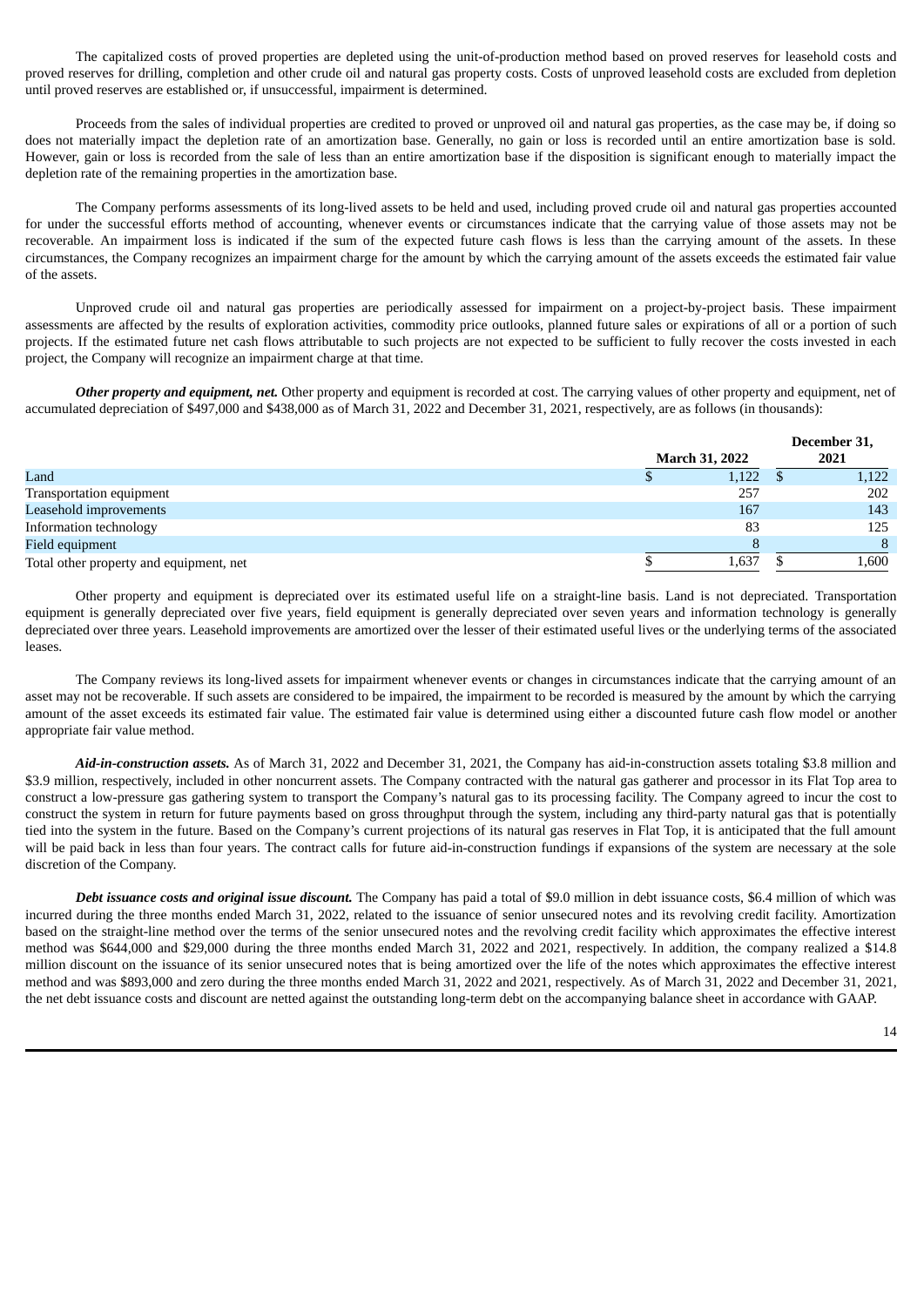The capitalized costs of proved properties are depleted using the unit-of-production method based on proved reserves for leasehold costs and proved reserves for drilling, completion and other crude oil and natural gas property costs. Costs of unproved leasehold costs are excluded from depletion until proved reserves are established or, if unsuccessful, impairment is determined.

Proceeds from the sales of individual properties are credited to proved or unproved oil and natural gas properties, as the case may be, if doing so does not materially impact the depletion rate of an amortization base. Generally, no gain or loss is recorded until an entire amortization base is sold. However, gain or loss is recorded from the sale of less than an entire amortization base if the disposition is significant enough to materially impact the depletion rate of the remaining properties in the amortization base.

The Company performs assessments of its long-lived assets to be held and used, including proved crude oil and natural gas properties accounted for under the successful efforts method of accounting, whenever events or circumstances indicate that the carrying value of those assets may not be recoverable. An impairment loss is indicated if the sum of the expected future cash flows is less than the carrying amount of the assets. In these circumstances, the Company recognizes an impairment charge for the amount by which the carrying amount of the assets exceeds the estimated fair value of the assets.

Unproved crude oil and natural gas properties are periodically assessed for impairment on a project-by-project basis. These impairment assessments are affected by the results of exploration activities, commodity price outlooks, planned future sales or expirations of all or a portion of such projects. If the estimated future net cash flows attributable to such projects are not expected to be sufficient to fully recover the costs invested in each project, the Company will recognize an impairment charge at that time.

***Other property and equipment, net.*** Other property and equipment is recorded at cost. The carrying values of other property and equipment, net of accumulated depreciation of $497,000 and $438,000 as of March 31, 2022 and December 31, 2021, respectively, are as follows (in thousands):

| | March 31, 2022 | December 31, 2021 |
|---|---|---|
| Land | $ 1,122 | $ 1,122 |
| Transportation equipment | 257 | 202 |
| Leasehold improvements | 167 | 143 |
| Information technology | 83 | 125 |
| Field equipment | 8 | 8 |
| Total other property and equipment, net | $ 1,637 | $ 1,600 |

Other property and equipment is depreciated over its estimated useful life on a straight-line basis. Land is not depreciated. Transportation equipment is generally depreciated over five years, field equipment is generally depreciated over seven years and information technology is generally depreciated over three years. Leasehold improvements are amortized over the lesser of their estimated useful lives or the underlying terms of the associated leases.

The Company reviews its long-lived assets for impairment whenever events or changes in circumstances indicate that the carrying amount of an asset may not be recoverable. If such assets are considered to be impaired, the impairment to be recorded is measured by the amount by which the carrying amount of the asset exceeds its estimated fair value. The estimated fair value is determined using either a discounted future cash flow model or another appropriate fair value method.

***Aid-in-construction assets.*** As of March 31, 2022 and December 31, 2021, the Company has aid-in-construction assets totaling $3.8 million and $3.9 million, respectively, included in other noncurrent assets. The Company contracted with the natural gas gatherer and processor in its Flat Top area to construct a low-pressure gas gathering system to transport the Company's natural gas to its processing facility. The Company agreed to incur the cost to construct the system in return for future payments based on gross throughput through the system, including any third-party natural gas that is potentially tied into the system in the future. Based on the Company's current projections of its natural gas reserves in Flat Top, it is anticipated that the full amount will be paid back in less than four years. The contract calls for future aid-in-construction fundings if expansions of the system are necessary at the sole discretion of the Company.

***Debt issuance costs and original issue discount.*** The Company has paid a total of $9.0 million in debt issuance costs, $6.4 million of which was incurred during the three months ended March 31, 2022, related to the issuance of senior unsecured notes and its revolving credit facility. Amortization based on the straight-line method over the terms of the senior unsecured notes and the revolving credit facility which approximates the effective interest method was $644,000 and $29,000 during the three months ended March 31, 2022 and 2021, respectively. In addition, the company realized a $14.8 million discount on the issuance of its senior unsecured notes that is being amortized over the life of the notes which approximates the effective interest method and was $893,000 and zero during the three months ended March 31, 2022 and 2021, respectively. As of March 31, 2022 and December 31, 2021, the net debt issuance costs and discount are netted against the outstanding long-term debt on the accompanying balance sheet in accordance with GAAP.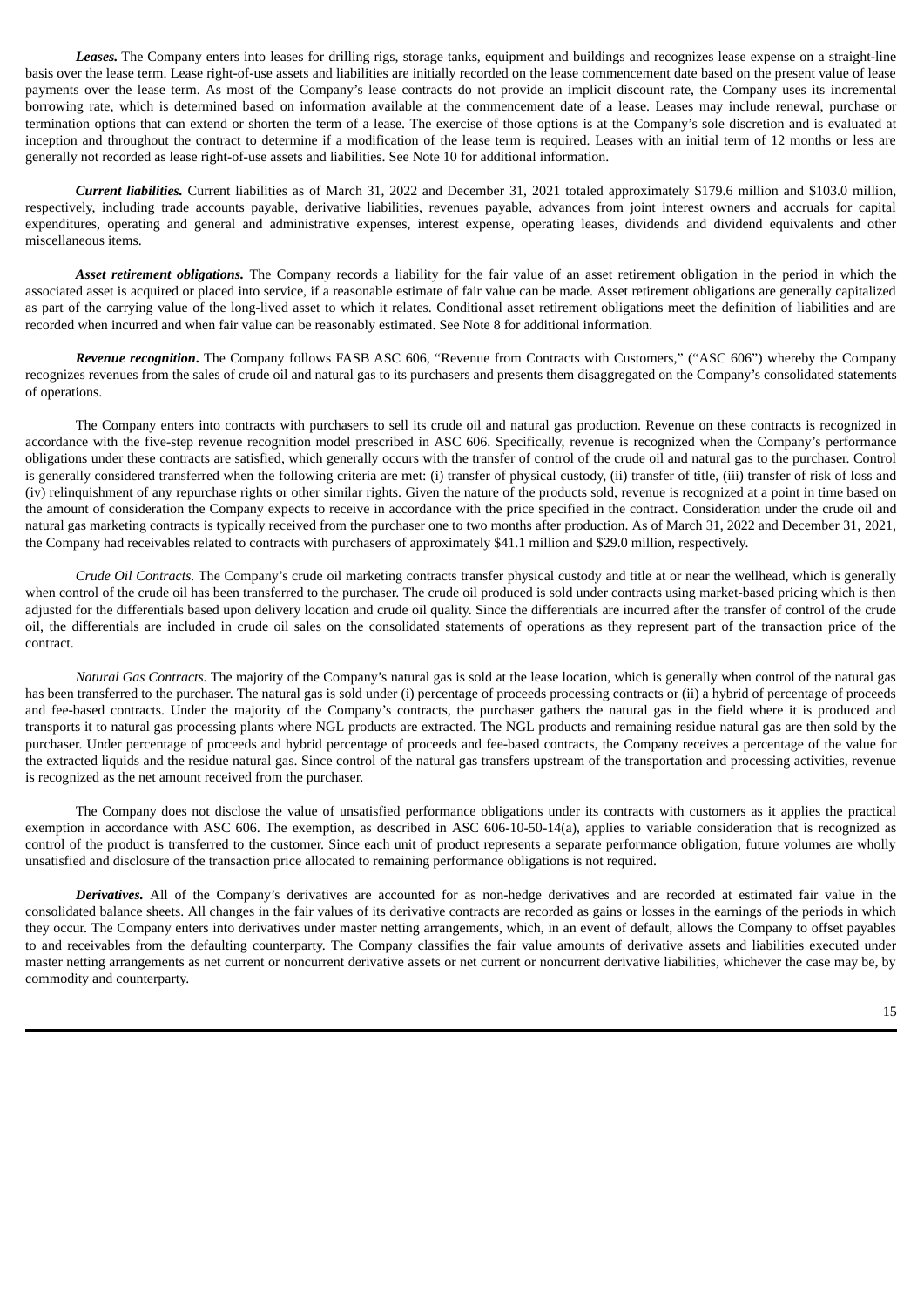***Leases.*** The Company enters into leases for drilling rigs, storage tanks, equipment and buildings and recognizes lease expense on a straight-line basis over the lease term. Lease right-of-use assets and liabilities are initially recorded on the lease commencement date based on the present value of lease payments over the lease term. As most of the Company's lease contracts do not provide an implicit discount rate, the Company uses its incremental borrowing rate, which is determined based on information available at the commencement date of a lease. Leases may include renewal, purchase or termination options that can extend or shorten the term of a lease. The exercise of those options is at the Company's sole discretion and is evaluated at inception and throughout the contract to determine if a modification of the lease term is required. Leases with an initial term of 12 months or less are generally not recorded as lease right-of-use assets and liabilities. See Note 10 for additional information.

***Current liabilities.*** Current liabilities as of March 31, 2022 and December 31, 2021 totaled approximately $179.6 million and $103.0 million, respectively, including trade accounts payable, derivative liabilities, revenues payable, advances from joint interest owners and accruals for capital expenditures, operating and general and administrative expenses, interest expense, operating leases, dividends and dividend equivalents and other miscellaneous items.

***Asset retirement obligations.*** The Company records a liability for the fair value of an asset retirement obligation in the period in which the associated asset is acquired or placed into service, if a reasonable estimate of fair value can be made. Asset retirement obligations are generally capitalized as part of the carrying value of the long-lived asset to which it relates. Conditional asset retirement obligations meet the definition of liabilities and are recorded when incurred and when fair value can be reasonably estimated. See Note 8 for additional information.

***Revenue recognition***. The Company follows FASB ASC 606, "Revenue from Contracts with Customers," ("ASC 606") whereby the Company recognizes revenues from the sales of crude oil and natural gas to its purchasers and presents them disaggregated on the Company's consolidated statements of operations.

The Company enters into contracts with purchasers to sell its crude oil and natural gas production. Revenue on these contracts is recognized in accordance with the five-step revenue recognition model prescribed in ASC 606. Specifically, revenue is recognized when the Company's performance obligations under these contracts are satisfied, which generally occurs with the transfer of control of the crude oil and natural gas to the purchaser. Control is generally considered transferred when the following criteria are met: (i) transfer of physical custody, (ii) transfer of title, (iii) transfer of risk of loss and (iv) relinquishment of any repurchase rights or other similar rights. Given the nature of the products sold, revenue is recognized at a point in time based on the amount of consideration the Company expects to receive in accordance with the price specified in the contract. Consideration under the crude oil and natural gas marketing contracts is typically received from the purchaser one to two months after production. As of March 31, 2022 and December 31, 2021, the Company had receivables related to contracts with purchasers of approximately $41.1 million and $29.0 million, respectively.

*Crude Oil Contracts.* The Company's crude oil marketing contracts transfer physical custody and title at or near the wellhead, which is generally when control of the crude oil has been transferred to the purchaser. The crude oil produced is sold under contracts using market-based pricing which is then adjusted for the differentials based upon delivery location and crude oil quality. Since the differentials are incurred after the transfer of control of the crude oil, the differentials are included in crude oil sales on the consolidated statements of operations as they represent part of the transaction price of the contract.

*Natural Gas Contracts.* The majority of the Company's natural gas is sold at the lease location, which is generally when control of the natural gas has been transferred to the purchaser. The natural gas is sold under (i) percentage of proceeds processing contracts or (ii) a hybrid of percentage of proceeds and fee-based contracts. Under the majority of the Company's contracts, the purchaser gathers the natural gas in the field where it is produced and transports it to natural gas processing plants where NGL products are extracted. The NGL products and remaining residue natural gas are then sold by the purchaser. Under percentage of proceeds and hybrid percentage of proceeds and fee-based contracts, the Company receives a percentage of the value for the extracted liquids and the residue natural gas. Since control of the natural gas transfers upstream of the transportation and processing activities, revenue is recognized as the net amount received from the purchaser.

The Company does not disclose the value of unsatisfied performance obligations under its contracts with customers as it applies the practical exemption in accordance with ASC 606. The exemption, as described in ASC 606-10-50-14(a), applies to variable consideration that is recognized as control of the product is transferred to the customer. Since each unit of product represents a separate performance obligation, future volumes are wholly unsatisfied and disclosure of the transaction price allocated to remaining performance obligations is not required.

***Derivatives.*** All of the Company's derivatives are accounted for as non-hedge derivatives and are recorded at estimated fair value in the consolidated balance sheets. All changes in the fair values of its derivative contracts are recorded as gains or losses in the earnings of the periods in which they occur. The Company enters into derivatives under master netting arrangements, which, in an event of default, allows the Company to offset payables to and receivables from the defaulting counterparty. The Company classifies the fair value amounts of derivative assets and liabilities executed under master netting arrangements as net current or noncurrent derivative assets or net current or noncurrent derivative liabilities, whichever the case may be, by commodity and counterparty.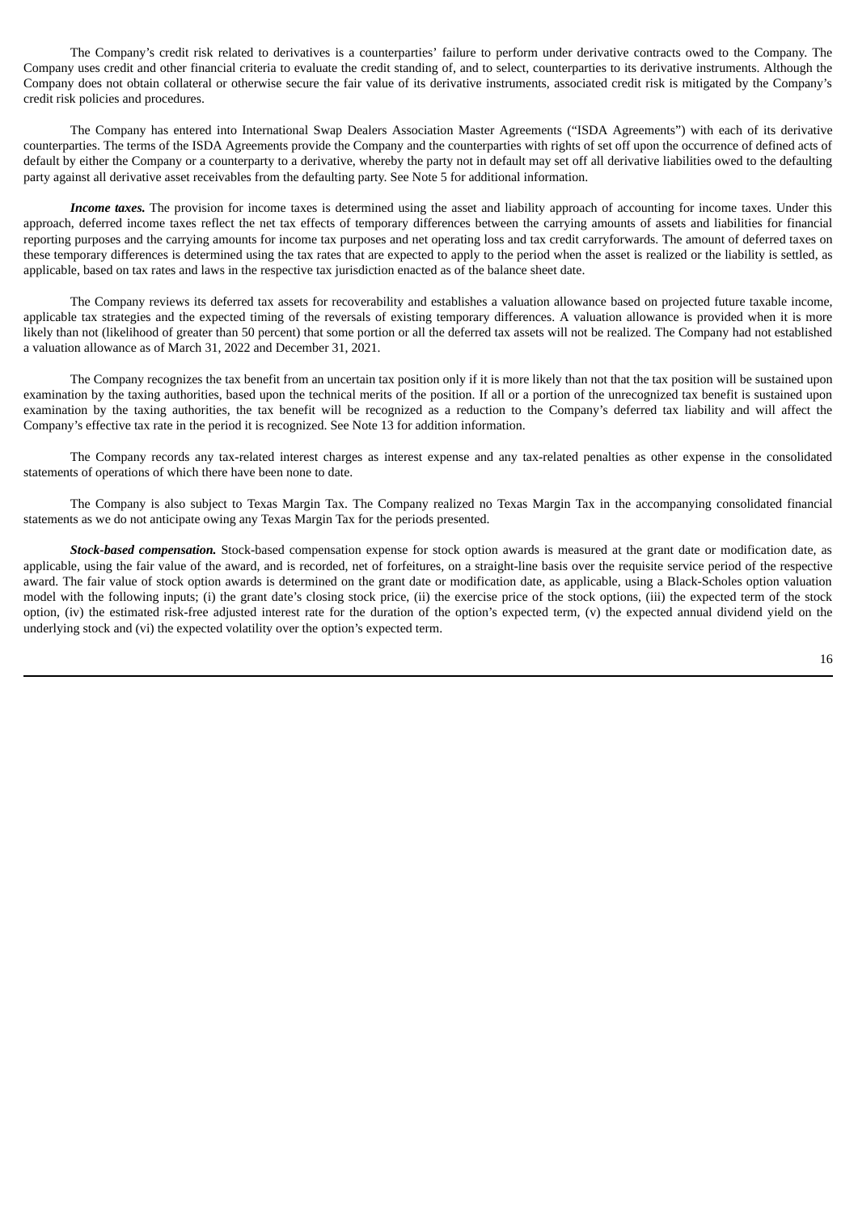The Company's credit risk related to derivatives is a counterparties' failure to perform under derivative contracts owed to the Company. The Company uses credit and other financial criteria to evaluate the credit standing of, and to select, counterparties to its derivative instruments. Although the Company does not obtain collateral or otherwise secure the fair value of its derivative instruments, associated credit risk is mitigated by the Company's credit risk policies and procedures.

The Company has entered into International Swap Dealers Association Master Agreements ("ISDA Agreements") with each of its derivative counterparties. The terms of the ISDA Agreements provide the Company and the counterparties with rights of set off upon the occurrence of defined acts of default by either the Company or a counterparty to a derivative, whereby the party not in default may set off all derivative liabilities owed to the defaulting party against all derivative asset receivables from the defaulting party. See Note 5 for additional information.

***Income taxes.*** The provision for income taxes is determined using the asset and liability approach of accounting for income taxes. Under this approach, deferred income taxes reflect the net tax effects of temporary differences between the carrying amounts of assets and liabilities for financial reporting purposes and the carrying amounts for income tax purposes and net operating loss and tax credit carryforwards. The amount of deferred taxes on these temporary differences is determined using the tax rates that are expected to apply to the period when the asset is realized or the liability is settled, as applicable, based on tax rates and laws in the respective tax jurisdiction enacted as of the balance sheet date.

The Company reviews its deferred tax assets for recoverability and establishes a valuation allowance based on projected future taxable income, applicable tax strategies and the expected timing of the reversals of existing temporary differences. A valuation allowance is provided when it is more likely than not (likelihood of greater than 50 percent) that some portion or all the deferred tax assets will not be realized. The Company had not established a valuation allowance as of March 31, 2022 and December 31, 2021.

The Company recognizes the tax benefit from an uncertain tax position only if it is more likely than not that the tax position will be sustained upon examination by the taxing authorities, based upon the technical merits of the position. If all or a portion of the unrecognized tax benefit is sustained upon examination by the taxing authorities, the tax benefit will be recognized as a reduction to the Company's deferred tax liability and will affect the Company's effective tax rate in the period it is recognized. See Note 13 for addition information.

The Company records any tax-related interest charges as interest expense and any tax-related penalties as other expense in the consolidated statements of operations of which there have been none to date.

The Company is also subject to Texas Margin Tax. The Company realized no Texas Margin Tax in the accompanying consolidated financial statements as we do not anticipate owing any Texas Margin Tax for the periods presented.

***Stock-based compensation.*** Stock-based compensation expense for stock option awards is measured at the grant date or modification date, as applicable, using the fair value of the award, and is recorded, net of forfeitures, on a straight-line basis over the requisite service period of the respective award. The fair value of stock option awards is determined on the grant date or modification date, as applicable, using a Black-Scholes option valuation model with the following inputs; (i) the grant date's closing stock price, (ii) the exercise price of the stock options, (iii) the expected term of the stock option, (iv) the estimated risk-free adjusted interest rate for the duration of the option's expected term, (v) the expected annual dividend yield on the underlying stock and (vi) the expected volatility over the option's expected term.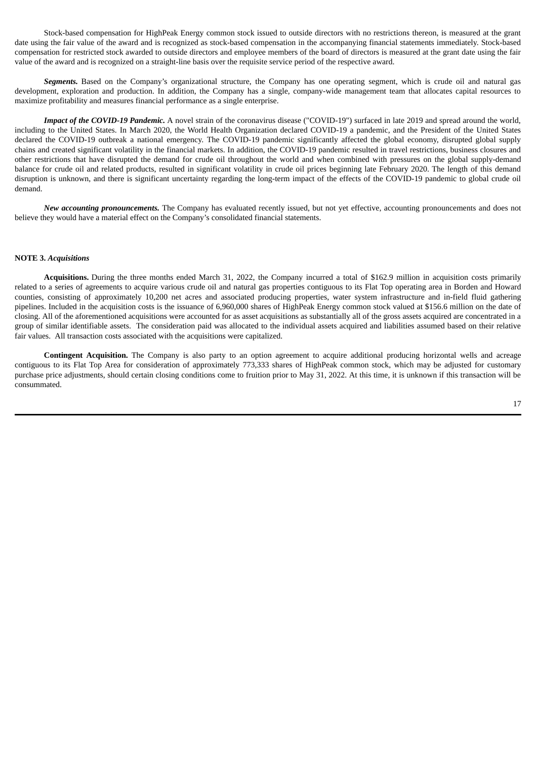Stock-based compensation for HighPeak Energy common stock issued to outside directors with no restrictions thereon, is measured at the grant date using the fair value of the award and is recognized as stock-based compensation in the accompanying financial statements immediately. Stock-based compensation for restricted stock awarded to outside directors and employee members of the board of directors is measured at the grant date using the fair value of the award and is recognized on a straight-line basis over the requisite service period of the respective award.

***Segments.*** Based on the Company's organizational structure, the Company has one operating segment, which is crude oil and natural gas development, exploration and production. In addition, the Company has a single, company-wide management team that allocates capital resources to maximize profitability and measures financial performance as a single enterprise.

***Impact of the COVID-19 Pandemic.*** A novel strain of the coronavirus disease ("COVID-19") surfaced in late 2019 and spread around the world, including to the United States. In March 2020, the World Health Organization declared COVID-19 a pandemic, and the President of the United States declared the COVID-19 outbreak a national emergency. The COVID-19 pandemic significantly affected the global economy, disrupted global supply chains and created significant volatility in the financial markets. In addition, the COVID-19 pandemic resulted in travel restrictions, business closures and other restrictions that have disrupted the demand for crude oil throughout the world and when combined with pressures on the global supply-demand balance for crude oil and related products, resulted in significant volatility in crude oil prices beginning late February 2020. The length of this demand disruption is unknown, and there is significant uncertainty regarding the long-term impact of the effects of the COVID-19 pandemic to global crude oil demand.

***New accounting pronouncements.*** The Company has evaluated recently issued, but not yet effective, accounting pronouncements and does not believe they would have a material effect on the Company's consolidated financial statements.

## NOTE 3. *Acquisitions*

**Acquisitions.** During the three months ended March 31, 2022, the Company incurred a total of $162.9 million in acquisition costs primarily related to a series of agreements to acquire various crude oil and natural gas properties contiguous to its Flat Top operating area in Borden and Howard counties, consisting of approximately 10,200 net acres and associated producing properties, water system infrastructure and in-field fluid gathering pipelines. Included in the acquisition costs is the issuance of 6,960,000 shares of HighPeak Energy common stock valued at $156.6 million on the date of closing. All of the aforementioned acquisitions were accounted for as asset acquisitions as substantially all of the gross assets acquired are concentrated in a group of similar identifiable assets. The consideration paid was allocated to the individual assets acquired and liabilities assumed based on their relative fair values. All transaction costs associated with the acquisitions were capitalized.

**Contingent Acquisition.** The Company is also party to an option agreement to acquire additional producing horizontal wells and acreage contiguous to its Flat Top Area for consideration of approximately 773,333 shares of HighPeak common stock, which may be adjusted for customary purchase price adjustments, should certain closing conditions come to fruition prior to May 31, 2022. At this time, it is unknown if this transaction will be consummated.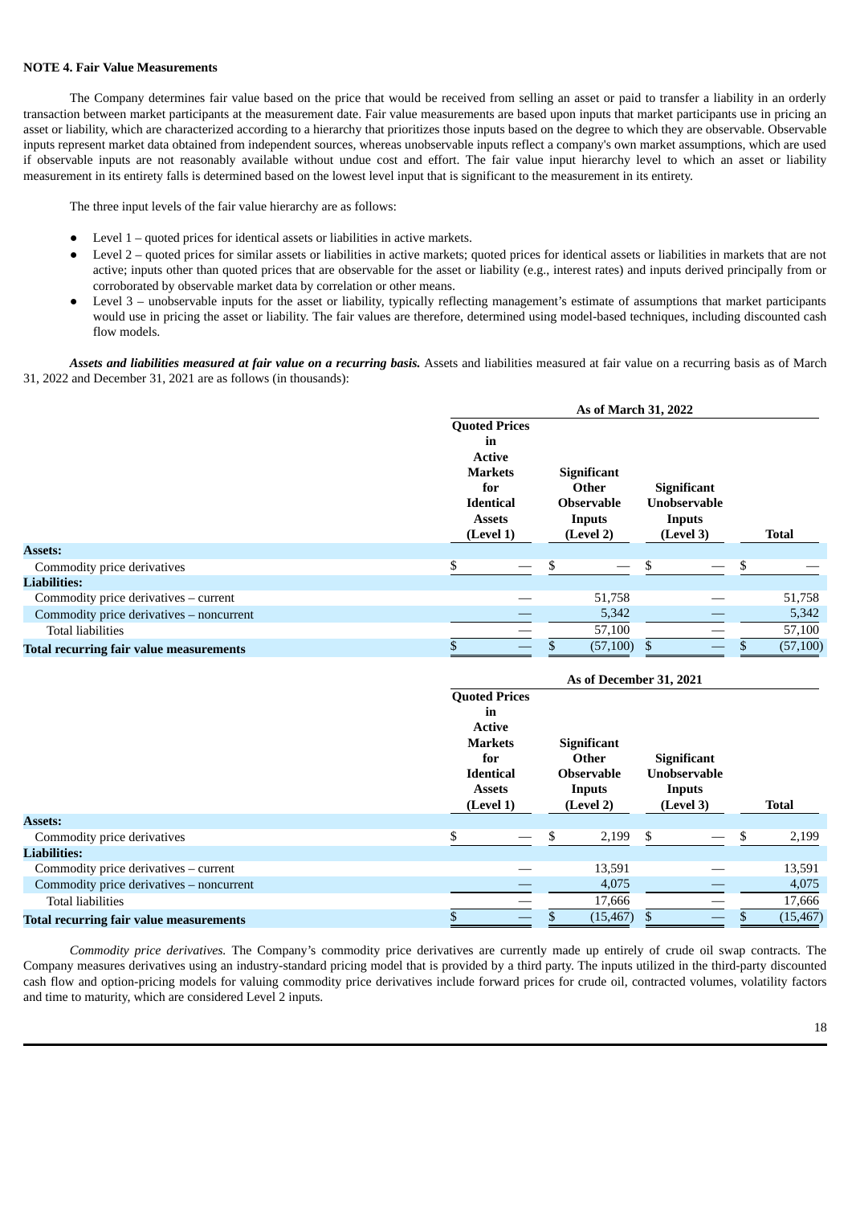**NOTE 4. Fair Value Measurements**

The Company determines fair value based on the price that would be received from selling an asset or paid to transfer a liability in an orderly transaction between market participants at the measurement date. Fair value measurements are based upon inputs that market participants use in pricing an asset or liability, which are characterized according to a hierarchy that prioritizes those inputs based on the degree to which they are observable. Observable inputs represent market data obtained from independent sources, whereas unobservable inputs reflect a company's own market assumptions, which are used if observable inputs are not reasonably available without undue cost and effort. The fair value input hierarchy level to which an asset or liability measurement in its entirety falls is determined based on the lowest level input that is significant to the measurement in its entirety.

The three input levels of the fair value hierarchy are as follows:

- Level 1 – quoted prices for identical assets or liabilities in active markets.
- Level 2 – quoted prices for similar assets or liabilities in active markets; quoted prices for identical assets or liabilities in markets that are not active; inputs other than quoted prices that are observable for the asset or liability (e.g., interest rates) and inputs derived principally from or corroborated by observable market data by correlation or other means.
- Level 3 – unobservable inputs for the asset or liability, typically reflecting management's estimate of assumptions that market participants would use in pricing the asset or liability. The fair values are therefore, determined using model-based techniques, including discounted cash flow models.

***Assets and liabilities measured at fair value on a recurring basis.*** Assets and liabilities measured at fair value on a recurring basis as of March 31, 2022 and December 31, 2021 are as follows (in thousands):

| | As of March 31, 2022 | | | |
|---|---|---|---|---|
| | Quoted Prices in Active Markets for Identical Assets (Level 1) | Significant Other Observable Inputs (Level 2) | Significant Unobservable Inputs (Level 3) | Total |
| **Assets:** | | | | |
| Commodity price derivatives | $ — | $ — | $ — | $ — |
| **Liabilities:** | | | | |
| Commodity price derivatives – current | — | 51,758 | — | 51,758 |
| Commodity price derivatives – noncurrent | — | 5,342 | — | 5,342 |
| Total liabilities | — | 57,100 | — | 57,100 |
| **Total recurring fair value measurements** | $ — | $ (57,100) | $ — | $ (57,100) |

| | As of December 31, 2021 | | | |
|---|---|---|---|---|
| | Quoted Prices in Active Markets for Identical Assets (Level 1) | Significant Other Observable Inputs (Level 2) | Significant Unobservable Inputs (Level 3) | Total |
| **Assets:** | | | | |
| Commodity price derivatives | $ — | $ 2,199 | $ — | $ 2,199 |
| **Liabilities:** | | | | |
| Commodity price derivatives – current | — | 13,591 | — | 13,591 |
| Commodity price derivatives – noncurrent | — | 4,075 | — | 4,075 |
| Total liabilities | — | 17,666 | — | 17,666 |
| **Total recurring fair value measurements** | $ — | $ (15,467) | $ — | $ (15,467) |

*Commodity price derivatives.* The Company's commodity price derivatives are currently made up entirely of crude oil swap contracts. The Company measures derivatives using an industry-standard pricing model that is provided by a third party. The inputs utilized in the third-party discounted cash flow and option-pricing models for valuing commodity price derivatives include forward prices for crude oil, contracted volumes, volatility factors and time to maturity, which are considered Level 2 inputs.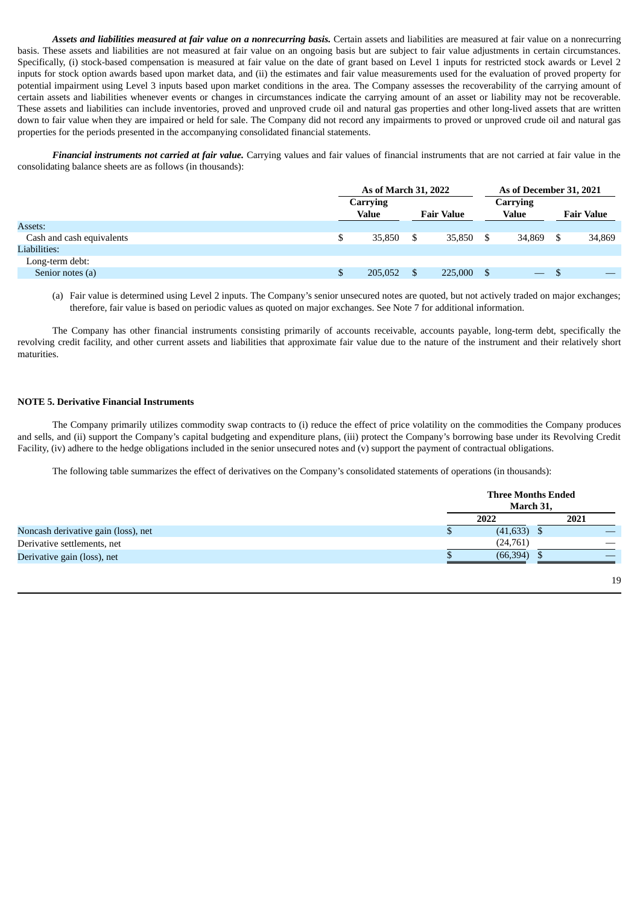***Assets and liabilities measured at fair value on a nonrecurring basis.*** Certain assets and liabilities are measured at fair value on a nonrecurring basis. These assets and liabilities are not measured at fair value on an ongoing basis but are subject to fair value adjustments in certain circumstances. Specifically, (i) stock-based compensation is measured at fair value on the date of grant based on Level 1 inputs for restricted stock awards or Level 2 inputs for stock option awards based upon market data, and (ii) the estimates and fair value measurements used for the evaluation of proved property for potential impairment using Level 3 inputs based upon market conditions in the area. The Company assesses the recoverability of the carrying amount of certain assets and liabilities whenever events or changes in circumstances indicate the carrying amount of an asset or liability may not be recoverable. These assets and liabilities can include inventories, proved and unproved crude oil and natural gas properties and other long-lived assets that are written down to fair value when they are impaired or held for sale. The Company did not record any impairments to proved or unproved crude oil and natural gas properties for the periods presented in the accompanying consolidated financial statements.

***Financial instruments not carried at fair value.*** Carrying values and fair values of financial instruments that are not carried at fair value in the consolidating balance sheets are as follows (in thousands):

| | As of March 31, 2022 | | As of December 31, 2021 | |
|---|---|---|---|---|
| | Carrying Value | Fair Value | Carrying Value | Fair Value |
| Assets: | | | | |
| Cash and cash equivalents | $ 35,850 | $ 35,850 | $ 34,869 | $ 34,869 |
| Liabilities: | | | | |
| Long-term debt: | | | | |
| Senior notes (a) | $ 205,052 | $ 225,000 | $ — | $ — |

(a) Fair value is determined using Level 2 inputs. The Company's senior unsecured notes are quoted, but not actively traded on major exchanges; therefore, fair value is based on periodic values as quoted on major exchanges. See Note 7 for additional information.

The Company has other financial instruments consisting primarily of accounts receivable, accounts payable, long-term debt, specifically the revolving credit facility, and other current assets and liabilities that approximate fair value due to the nature of the instrument and their relatively short maturities.

## NOTE 5. Derivative Financial Instruments

The Company primarily utilizes commodity swap contracts to (i) reduce the effect of price volatility on the commodities the Company produces and sells, and (ii) support the Company's capital budgeting and expenditure plans, (iii) protect the Company's borrowing base under its Revolving Credit Facility, (iv) adhere to the hedge obligations included in the senior unsecured notes and (v) support the payment of contractual obligations.

The following table summarizes the effect of derivatives on the Company's consolidated statements of operations (in thousands):

| | Three Months Ended March 31, | |
|---|---|---|
| | 2022 | 2021 |
| Noncash derivative gain (loss), net | $ (41,633) | $ — |
| Derivative settlements, net | (24,761) | — |
| Derivative gain (loss), net | $ (66,394) | $ — |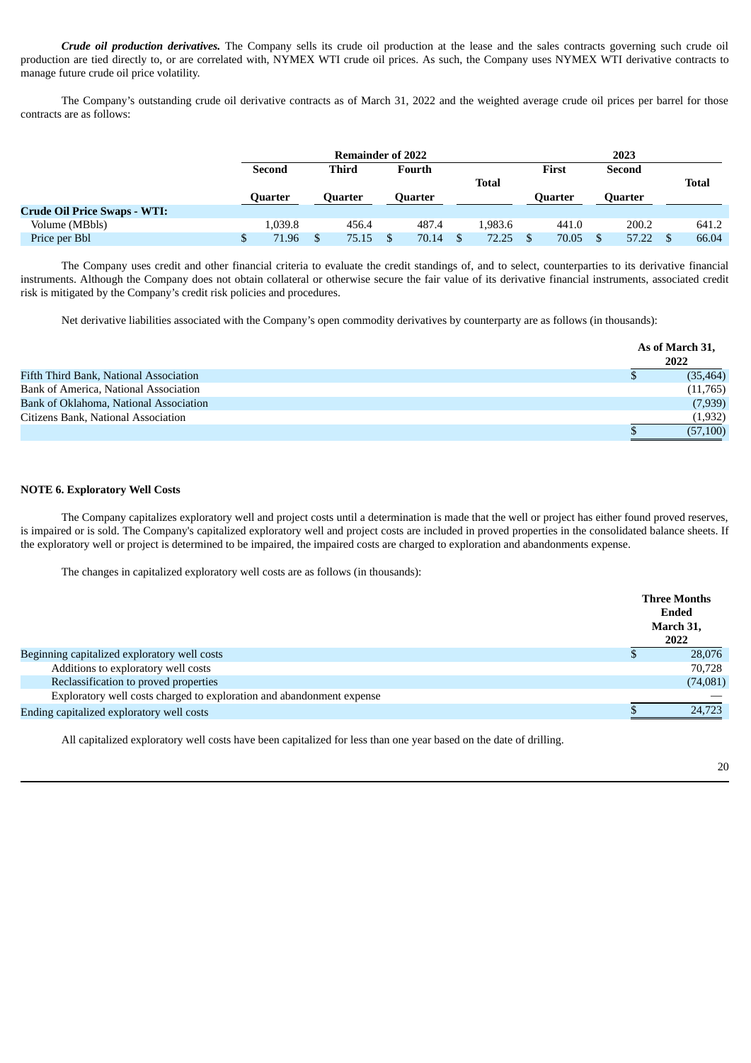***Crude oil production derivatives.*** The Company sells its crude oil production at the lease and the sales contracts governing such crude oil production are tied directly to, or are correlated with, NYMEX WTI crude oil prices. As such, the Company uses NYMEX WTI derivative contracts to manage future crude oil price volatility.

The Company's outstanding crude oil derivative contracts as of March 31, 2022 and the weighted average crude oil prices per barrel for those contracts are as follows:

| | Remainder of 2022 | | | | 2023 | | |
|---|---|---|---|---|---|---|---|
| | Second Quarter | Third Quarter | Fourth Quarter | Total | First Quarter | Second Quarter | Total |
| **Crude Oil Price Swaps - WTI:** | | | | | | | |
| Volume (MBbls) | 1,039.8 | 456.4 | 487.4 | 1,983.6 | 441.0 | 200.2 | 641.2 |
| Price per Bbl | $ 71.96 | $ 75.15 | $ 70.14 | $ 72.25 | $ 70.05 | $ 57.22 | $ 66.04 |

The Company uses credit and other financial criteria to evaluate the credit standings of, and to select, counterparties to its derivative financial instruments. Although the Company does not obtain collateral or otherwise secure the fair value of its derivative financial instruments, associated credit risk is mitigated by the Company's credit risk policies and procedures.

Net derivative liabilities associated with the Company's open commodity derivatives by counterparty are as follows (in thousands):

| | As of March 31, 2022 |
|---|---|
| Fifth Third Bank, National Association | $ (35,464) |
| Bank of America, National Association | (11,765) |
| Bank of Oklahoma, National Association | (7,939) |
| Citizens Bank, National Association | (1,932) |
| | $ (57,100) |

**NOTE 6. Exploratory Well Costs**

The Company capitalizes exploratory well and project costs until a determination is made that the well or project has either found proved reserves, is impaired or is sold. The Company's capitalized exploratory well and project costs are included in proved properties in the consolidated balance sheets. If the exploratory well or project is determined to be impaired, the impaired costs are charged to exploration and abandonments expense.

The changes in capitalized exploratory well costs are as follows (in thousands):

| | Three Months Ended March 31, 2022 |
|---|---|
| Beginning capitalized exploratory well costs | $ 28,076 |
| Additions to exploratory well costs | 70,728 |
| Reclassification to proved properties | (74,081) |
| Exploratory well costs charged to exploration and abandonment expense | — |
| Ending capitalized exploratory well costs | $ 24,723 |

All capitalized exploratory well costs have been capitalized for less than one year based on the date of drilling.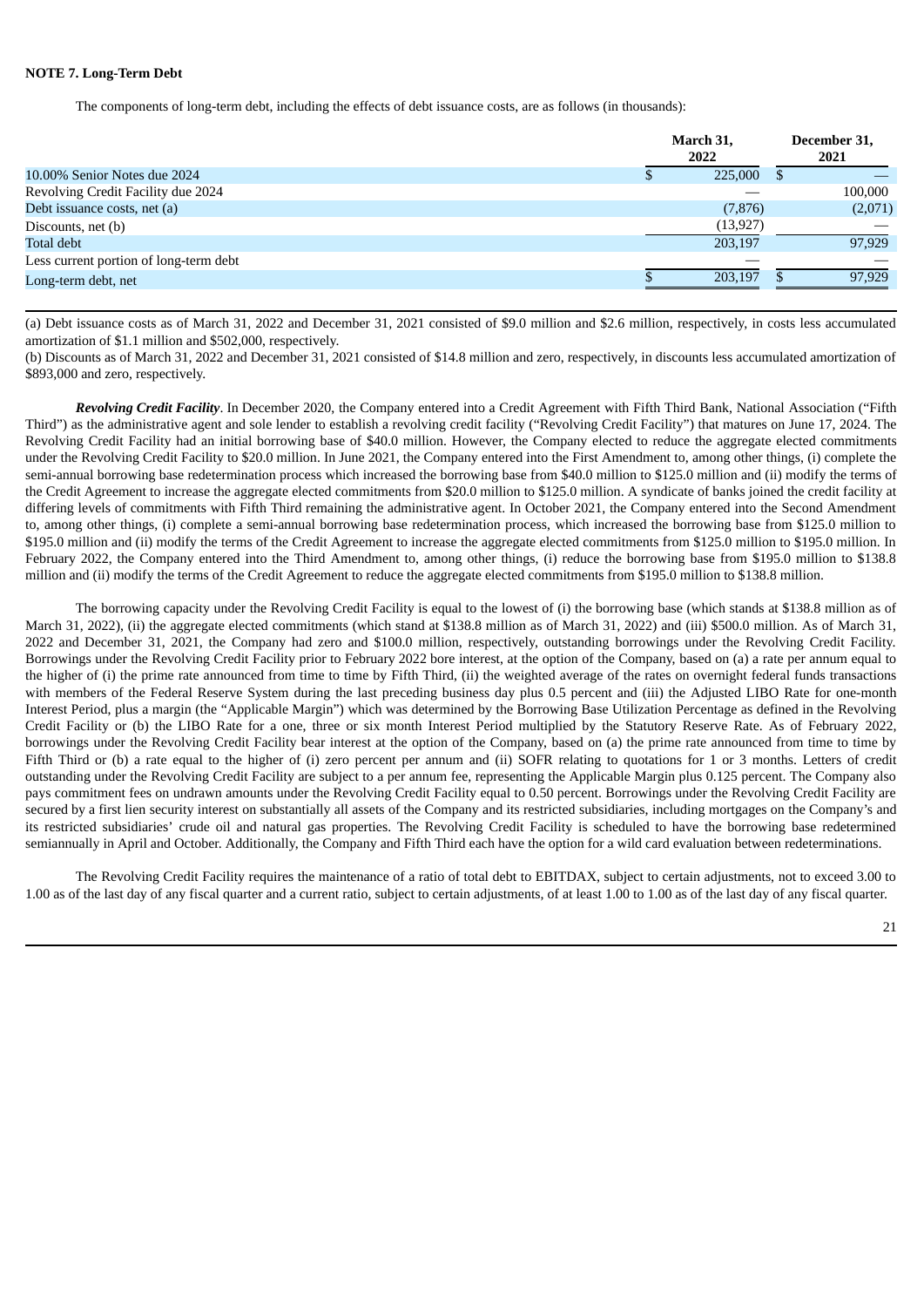**NOTE 7. Long-Term Debt**

The components of long-term debt, including the effects of debt issuance costs, are as follows (in thousands):

| | March 31, 2022 | December 31, 2021 |
|---|---|---|
| 10.00% Senior Notes due 2024 | $ 225,000 | $ — |
| Revolving Credit Facility due 2024 | — | 100,000 |
| Debt issuance costs, net (a) | (7,876) | (2,071) |
| Discounts, net (b) | (13,927) | — |
| Total debt | 203,197 | 97,929 |
| Less current portion of long-term debt | — | — |
| Long-term debt, net | $ 203,197 | $ 97,929 |

(a) Debt issuance costs as of March 31, 2022 and December 31, 2021 consisted of $9.0 million and $2.6 million, respectively, in costs less accumulated amortization of $1.1 million and $502,000, respectively.

(b) Discounts as of March 31, 2022 and December 31, 2021 consisted of $14.8 million and zero, respectively, in discounts less accumulated amortization of $893,000 and zero, respectively.

***Revolving Credit Facility***. In December 2020, the Company entered into a Credit Agreement with Fifth Third Bank, National Association ("Fifth Third") as the administrative agent and sole lender to establish a revolving credit facility ("Revolving Credit Facility") that matures on June 17, 2024. The Revolving Credit Facility had an initial borrowing base of $40.0 million. However, the Company elected to reduce the aggregate elected commitments under the Revolving Credit Facility to $20.0 million. In June 2021, the Company entered into the First Amendment to, among other things, (i) complete the semi-annual borrowing base redetermination process which increased the borrowing base from $40.0 million to $125.0 million and (ii) modify the terms of the Credit Agreement to increase the aggregate elected commitments from $20.0 million to $125.0 million. A syndicate of banks joined the credit facility at differing levels of commitments with Fifth Third remaining the administrative agent. In October 2021, the Company entered into the Second Amendment to, among other things, (i) complete a semi-annual borrowing base redetermination process, which increased the borrowing base from $125.0 million to $195.0 million and (ii) modify the terms of the Credit Agreement to increase the aggregate elected commitments from $125.0 million to $195.0 million. In February 2022, the Company entered into the Third Amendment to, among other things, (i) reduce the borrowing base from $195.0 million to $138.8 million and (ii) modify the terms of the Credit Agreement to reduce the aggregate elected commitments from $195.0 million to $138.8 million.

The borrowing capacity under the Revolving Credit Facility is equal to the lowest of (i) the borrowing base (which stands at $138.8 million as of March 31, 2022), (ii) the aggregate elected commitments (which stand at $138.8 million as of March 31, 2022) and (iii) $500.0 million. As of March 31, 2022 and December 31, 2021, the Company had zero and $100.0 million, respectively, outstanding borrowings under the Revolving Credit Facility. Borrowings under the Revolving Credit Facility prior to February 2022 bore interest, at the option of the Company, based on (a) a rate per annum equal to the higher of (i) the prime rate announced from time to time by Fifth Third, (ii) the weighted average of the rates on overnight federal funds transactions with members of the Federal Reserve System during the last preceding business day plus 0.5 percent and (iii) the Adjusted LIBO Rate for one-month Interest Period, plus a margin (the "Applicable Margin") which was determined by the Borrowing Base Utilization Percentage as defined in the Revolving Credit Facility or (b) the LIBO Rate for a one, three or six month Interest Period multiplied by the Statutory Reserve Rate. As of February 2022, borrowings under the Revolving Credit Facility bear interest at the option of the Company, based on (a) the prime rate announced from time to time by Fifth Third or (b) a rate equal to the higher of (i) zero percent per annum and (ii) SOFR relating to quotations for 1 or 3 months. Letters of credit outstanding under the Revolving Credit Facility are subject to a per annum fee, representing the Applicable Margin plus 0.125 percent. The Company also pays commitment fees on undrawn amounts under the Revolving Credit Facility equal to 0.50 percent. Borrowings under the Revolving Credit Facility are secured by a first lien security interest on substantially all assets of the Company and its restricted subsidiaries, including mortgages on the Company's and its restricted subsidiaries' crude oil and natural gas properties. The Revolving Credit Facility is scheduled to have the borrowing base redetermined semiannually in April and October. Additionally, the Company and Fifth Third each have the option for a wild card evaluation between redeterminations.

The Revolving Credit Facility requires the maintenance of a ratio of total debt to EBITDAX, subject to certain adjustments, not to exceed 3.00 to 1.00 as of the last day of any fiscal quarter and a current ratio, subject to certain adjustments, of at least 1.00 to 1.00 as of the last day of any fiscal quarter.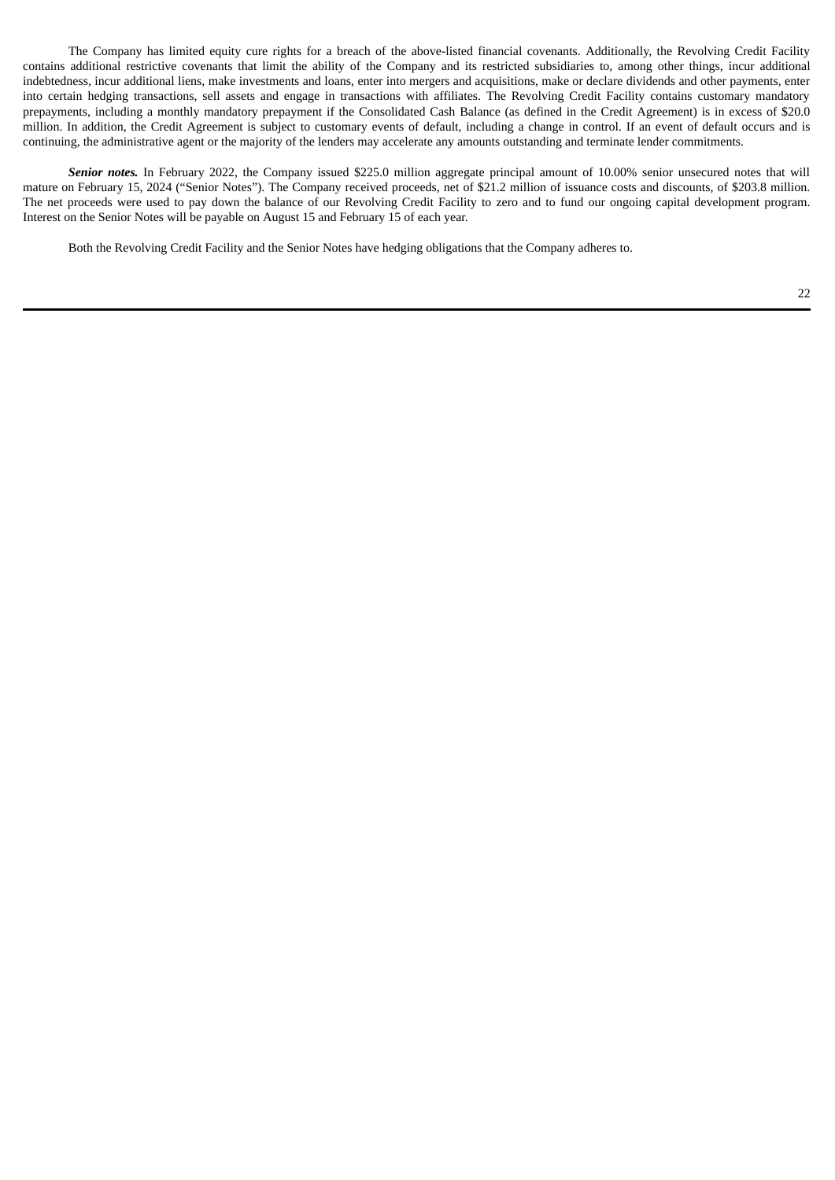The Company has limited equity cure rights for a breach of the above-listed financial covenants. Additionally, the Revolving Credit Facility contains additional restrictive covenants that limit the ability of the Company and its restricted subsidiaries to, among other things, incur additional indebtedness, incur additional liens, make investments and loans, enter into mergers and acquisitions, make or declare dividends and other payments, enter into certain hedging transactions, sell assets and engage in transactions with affiliates. The Revolving Credit Facility contains customary mandatory prepayments, including a monthly mandatory prepayment if the Consolidated Cash Balance (as defined in the Credit Agreement) is in excess of $20.0 million. In addition, the Credit Agreement is subject to customary events of default, including a change in control. If an event of default occurs and is continuing, the administrative agent or the majority of the lenders may accelerate any amounts outstanding and terminate lender commitments.

***Senior notes.*** In February 2022, the Company issued $225.0 million aggregate principal amount of 10.00% senior unsecured notes that will mature on February 15, 2024 ("Senior Notes"). The Company received proceeds, net of $21.2 million of issuance costs and discounts, of $203.8 million. The net proceeds were used to pay down the balance of our Revolving Credit Facility to zero and to fund our ongoing capital development program. Interest on the Senior Notes will be payable on August 15 and February 15 of each year.

Both the Revolving Credit Facility and the Senior Notes have hedging obligations that the Company adheres to.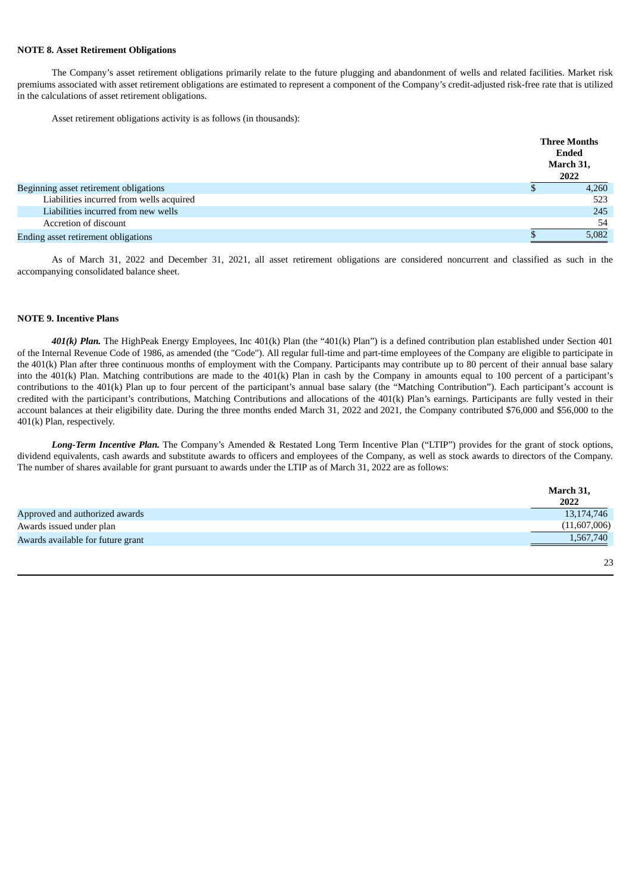**NOTE 8. Asset Retirement Obligations**

The Company's asset retirement obligations primarily relate to the future plugging and abandonment of wells and related facilities. Market risk premiums associated with asset retirement obligations are estimated to represent a component of the Company's credit-adjusted risk-free rate that is utilized in the calculations of asset retirement obligations.

Asset retirement obligations activity is as follows (in thousands):

| | Three Months Ended March 31, 2022 |
|---|---|
| Beginning asset retirement obligations | $ 4,260 |
| Liabilities incurred from wells acquired | 523 |
| Liabilities incurred from new wells | 245 |
| Accretion of discount | 54 |
| Ending asset retirement obligations | $ 5,082 |

As of March 31, 2022 and December 31, 2021, all asset retirement obligations are considered noncurrent and classified as such in the accompanying consolidated balance sheet.

**NOTE 9. Incentive Plans**

***401(k) Plan.*** The HighPeak Energy Employees, Inc 401(k) Plan (the "401(k) Plan") is a defined contribution plan established under Section 401 of the Internal Revenue Code of 1986, as amended (the "Code"). All regular full-time and part-time employees of the Company are eligible to participate in the 401(k) Plan after three continuous months of employment with the Company. Participants may contribute up to 80 percent of their annual base salary into the 401(k) Plan. Matching contributions are made to the 401(k) Plan in cash by the Company in amounts equal to 100 percent of a participant's contributions to the 401(k) Plan up to four percent of the participant's annual base salary (the "Matching Contribution"). Each participant's account is credited with the participant's contributions, Matching Contributions and allocations of the 401(k) Plan's earnings. Participants are fully vested in their account balances at their eligibility date. During the three months ended March 31, 2022 and 2021, the Company contributed $76,000 and $56,000 to the 401(k) Plan, respectively.

***Long-Term Incentive Plan.*** The Company's Amended & Restated Long Term Incentive Plan ("LTIP") provides for the grant of stock options, dividend equivalents, cash awards and substitute awards to officers and employees of the Company, as well as stock awards to directors of the Company. The number of shares available for grant pursuant to awards under the LTIP as of March 31, 2022 are as follows:

| | March 31, 2022 |
|---|---|
| Approved and authorized awards | 13,174,746 |
| Awards issued under plan | (11,607,006) |
| Awards available for future grant | 1,567,740 |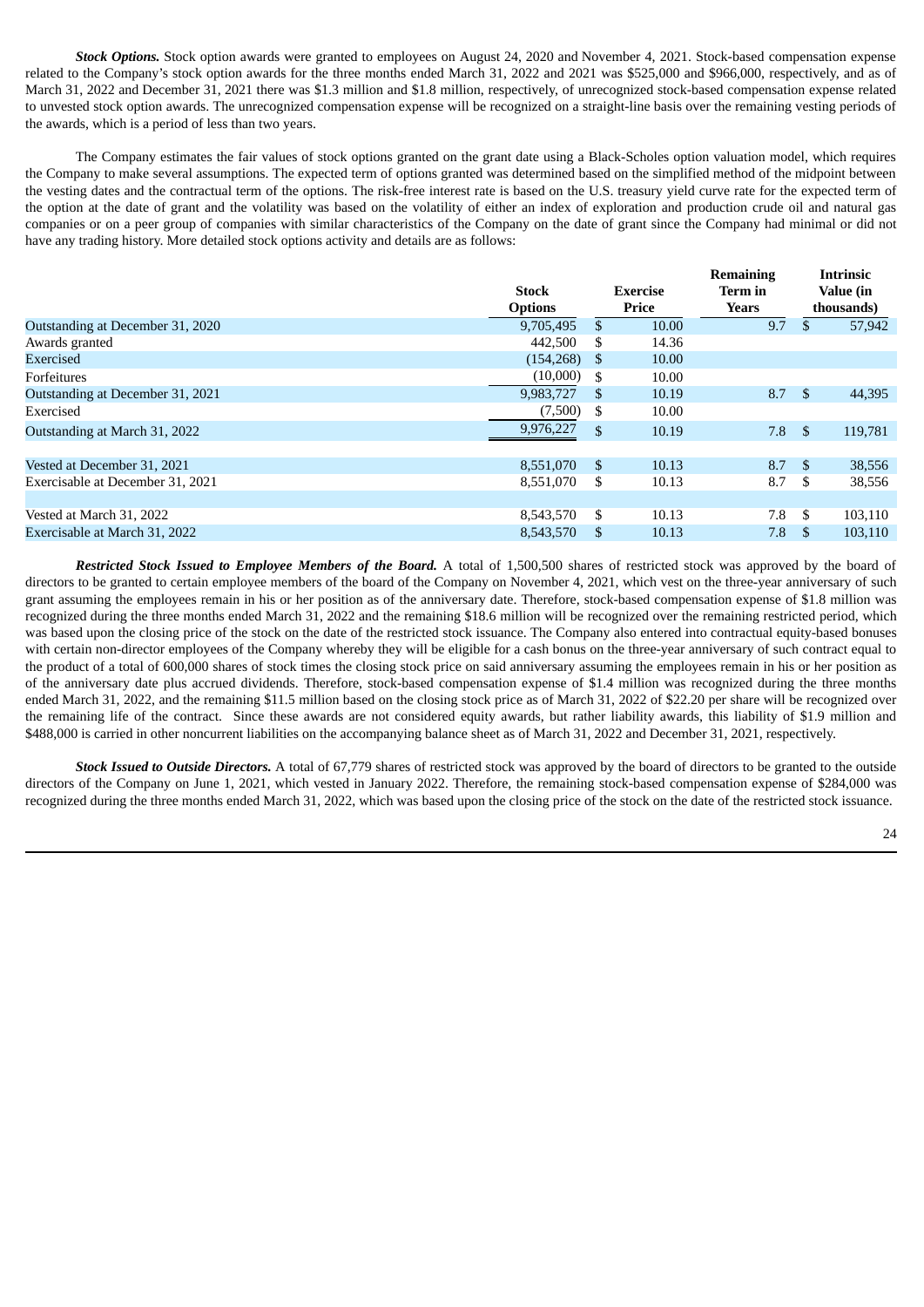***Stock Options.*** Stock option awards were granted to employees on August 24, 2020 and November 4, 2021. Stock-based compensation expense related to the Company's stock option awards for the three months ended March 31, 2022 and 2021 was $525,000 and $966,000, respectively, and as of March 31, 2022 and December 31, 2021 there was $1.3 million and $1.8 million, respectively, of unrecognized stock-based compensation expense related to unvested stock option awards. The unrecognized compensation expense will be recognized on a straight-line basis over the remaining vesting periods of the awards, which is a period of less than two years.

The Company estimates the fair values of stock options granted on the grant date using a Black-Scholes option valuation model, which requires the Company to make several assumptions. The expected term of options granted was determined based on the simplified method of the midpoint between the vesting dates and the contractual term of the options. The risk-free interest rate is based on the U.S. treasury yield curve rate for the expected term of the option at the date of grant and the volatility was based on the volatility of either an index of exploration and production crude oil and natural gas companies or on a peer group of companies with similar characteristics of the Company on the date of grant since the Company had minimal or did not have any trading history. More detailed stock options activity and details are as follows:

| | Stock Options | Exercise Price | Remaining Term in Years | Intrinsic Value (in thousands) |
|---|---|---|---|---|
| Outstanding at December 31, 2020 | 9,705,495 | $ 10.00 | 9.7 | $ 57,942 |
| Awards granted | 442,500 | $ 14.36 | | |
| Exercised | (154,268) | $ 10.00 | | |
| Forfeitures | (10,000) | $ 10.00 | | |
| Outstanding at December 31, 2021 | 9,983,727 | $ 10.19 | 8.7 | $ 44,395 |
| Exercised | (7,500) | $ 10.00 | | |
| Outstanding at March 31, 2022 | 9,976,227 | $ 10.19 | 7.8 | $ 119,781 |
| | | | | |
| Vested at December 31, 2021 | 8,551,070 | $ 10.13 | 8.7 | $ 38,556 |
| Exercisable at December 31, 2021 | 8,551,070 | $ 10.13 | 8.7 | $ 38,556 |
| | | | | |
| Vested at March 31, 2022 | 8,543,570 | $ 10.13 | 7.8 | $ 103,110 |
| Exercisable at March 31, 2022 | 8,543,570 | $ 10.13 | 7.8 | $ 103,110 |

***Restricted Stock Issued to Employee Members of the Board.*** A total of 1,500,500 shares of restricted stock was approved by the board of directors to be granted to certain employee members of the board of the Company on November 4, 2021, which vest on the three-year anniversary of such grant assuming the employees remain in his or her position as of the anniversary date. Therefore, stock-based compensation expense of $1.8 million was recognized during the three months ended March 31, 2022 and the remaining $18.6 million will be recognized over the remaining restricted period, which was based upon the closing price of the stock on the date of the restricted stock issuance. The Company also entered into contractual equity-based bonuses with certain non-director employees of the Company whereby they will be eligible for a cash bonus on the three-year anniversary of such contract equal to the product of a total of 600,000 shares of stock times the closing stock price on said anniversary assuming the employees remain in his or her position as of the anniversary date plus accrued dividends. Therefore, stock-based compensation expense of $1.4 million was recognized during the three months ended March 31, 2022, and the remaining $11.5 million based on the closing stock price as of March 31, 2022 of $22.20 per share will be recognized over the remaining life of the contract. Since these awards are not considered equity awards, but rather liability awards, this liability of $1.9 million and $488,000 is carried in other noncurrent liabilities on the accompanying balance sheet as of March 31, 2022 and December 31, 2021, respectively.

***Stock Issued to Outside Directors.*** A total of 67,779 shares of restricted stock was approved by the board of directors to be granted to the outside directors of the Company on June 1, 2021, which vested in January 2022. Therefore, the remaining stock-based compensation expense of $284,000 was recognized during the three months ended March 31, 2022, which was based upon the closing price of the stock on the date of the restricted stock issuance.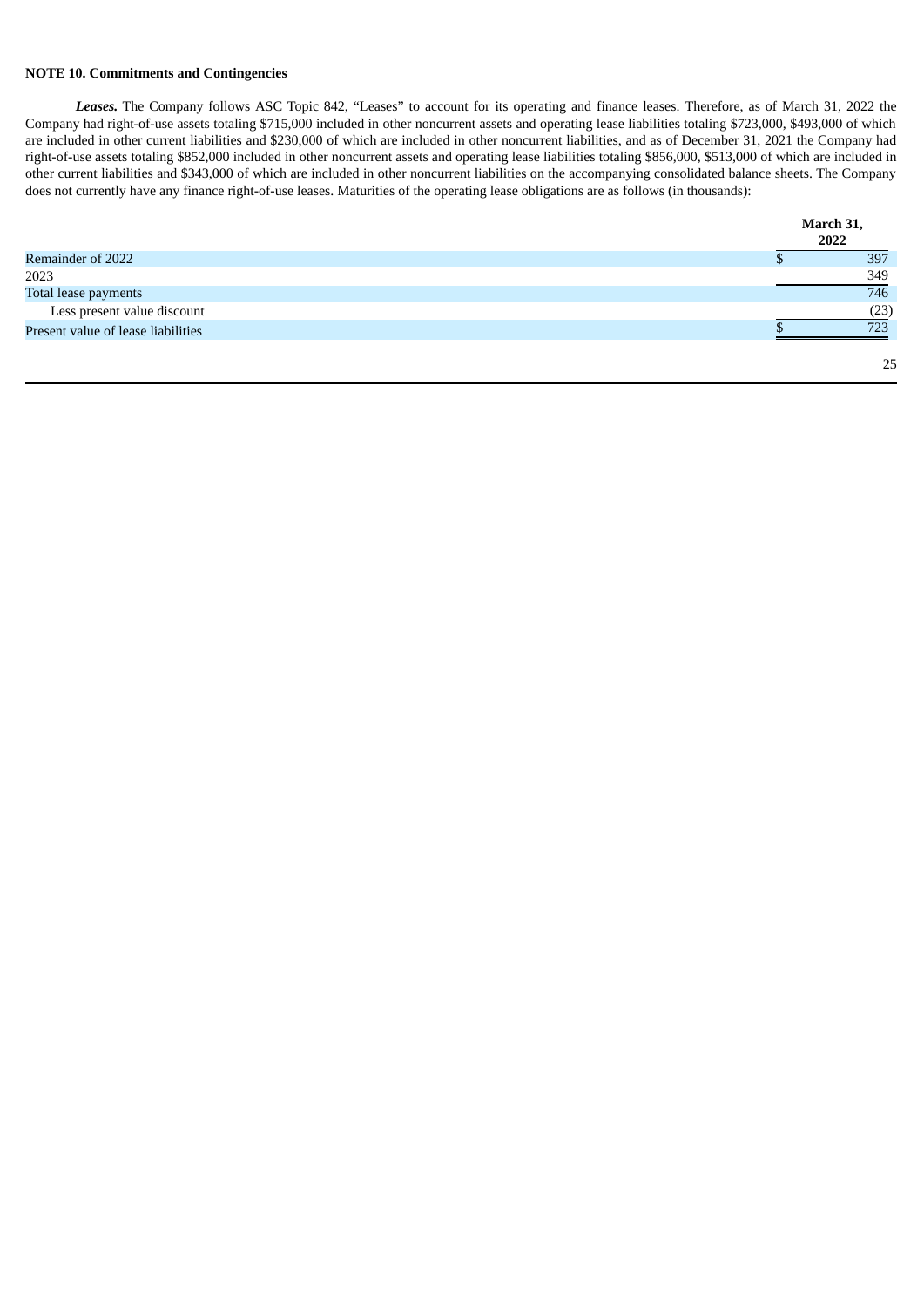**NOTE 10. Commitments and Contingencies**

***Leases.*** The Company follows ASC Topic 842, "Leases" to account for its operating and finance leases. Therefore, as of March 31, 2022 the Company had right-of-use assets totaling $715,000 included in other noncurrent assets and operating lease liabilities totaling $723,000, $493,000 of which are included in other current liabilities and $230,000 of which are included in other noncurrent liabilities, and as of December 31, 2021 the Company had right-of-use assets totaling $852,000 included in other noncurrent assets and operating lease liabilities totaling $856,000, $513,000 of which are included in other current liabilities and $343,000 of which are included in other noncurrent liabilities on the accompanying consolidated balance sheets. The Company does not currently have any finance right-of-use leases. Maturities of the operating lease obligations are as follows (in thousands):

| | March 31, 2022 |
|---|---|
| Remainder of 2022 | $ 397 |
| 2023 | 349 |
| Total lease payments | 746 |
| Less present value discount | (23) |
| Present value of lease liabilities | $ 723 |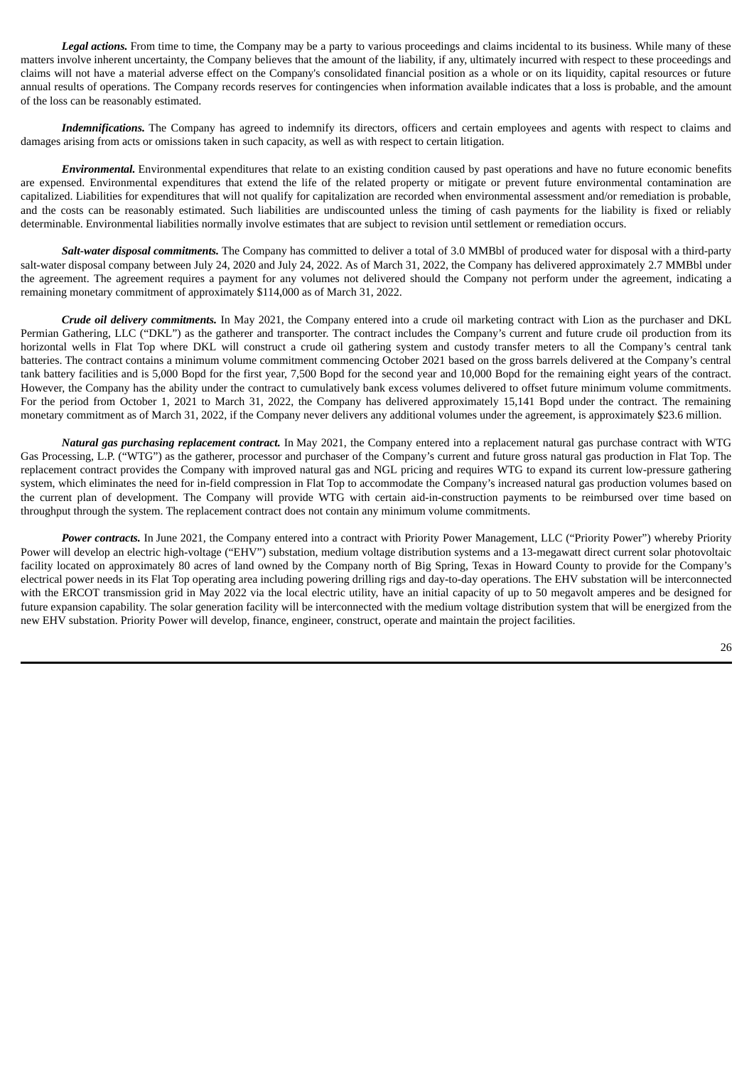***Legal actions.*** From time to time, the Company may be a party to various proceedings and claims incidental to its business. While many of these matters involve inherent uncertainty, the Company believes that the amount of the liability, if any, ultimately incurred with respect to these proceedings and claims will not have a material adverse effect on the Company's consolidated financial position as a whole or on its liquidity, capital resources or future annual results of operations. The Company records reserves for contingencies when information available indicates that a loss is probable, and the amount of the loss can be reasonably estimated.

***Indemnifications.*** The Company has agreed to indemnify its directors, officers and certain employees and agents with respect to claims and damages arising from acts or omissions taken in such capacity, as well as with respect to certain litigation.

***Environmental.*** Environmental expenditures that relate to an existing condition caused by past operations and have no future economic benefits are expensed. Environmental expenditures that extend the life of the related property or mitigate or prevent future environmental contamination are capitalized. Liabilities for expenditures that will not qualify for capitalization are recorded when environmental assessment and/or remediation is probable, and the costs can be reasonably estimated. Such liabilities are undiscounted unless the timing of cash payments for the liability is fixed or reliably determinable. Environmental liabilities normally involve estimates that are subject to revision until settlement or remediation occurs.

***Salt-water disposal commitments.*** The Company has committed to deliver a total of 3.0 MMBbl of produced water for disposal with a third-party salt-water disposal company between July 24, 2020 and July 24, 2022. As of March 31, 2022, the Company has delivered approximately 2.7 MMBbl under the agreement. The agreement requires a payment for any volumes not delivered should the Company not perform under the agreement, indicating a remaining monetary commitment of approximately $114,000 as of March 31, 2022.

***Crude oil delivery commitments.*** In May 2021, the Company entered into a crude oil marketing contract with Lion as the purchaser and DKL Permian Gathering, LLC ("DKL") as the gatherer and transporter. The contract includes the Company's current and future crude oil production from its horizontal wells in Flat Top where DKL will construct a crude oil gathering system and custody transfer meters to all the Company's central tank batteries. The contract contains a minimum volume commitment commencing October 2021 based on the gross barrels delivered at the Company's central tank battery facilities and is 5,000 Bopd for the first year, 7,500 Bopd for the second year and 10,000 Bopd for the remaining eight years of the contract. However, the Company has the ability under the contract to cumulatively bank excess volumes delivered to offset future minimum volume commitments. For the period from October 1, 2021 to March 31, 2022, the Company has delivered approximately 15,141 Bopd under the contract. The remaining monetary commitment as of March 31, 2022, if the Company never delivers any additional volumes under the agreement, is approximately $23.6 million.

***Natural gas purchasing replacement contract.*** In May 2021, the Company entered into a replacement natural gas purchase contract with WTG Gas Processing, L.P. ("WTG") as the gatherer, processor and purchaser of the Company's current and future gross natural gas production in Flat Top. The replacement contract provides the Company with improved natural gas and NGL pricing and requires WTG to expand its current low-pressure gathering system, which eliminates the need for in-field compression in Flat Top to accommodate the Company's increased natural gas production volumes based on the current plan of development. The Company will provide WTG with certain aid-in-construction payments to be reimbursed over time based on throughput through the system. The replacement contract does not contain any minimum volume commitments.

***Power contracts.*** In June 2021, the Company entered into a contract with Priority Power Management, LLC ("Priority Power") whereby Priority Power will develop an electric high-voltage ("EHV") substation, medium voltage distribution systems and a 13-megawatt direct current solar photovoltaic facility located on approximately 80 acres of land owned by the Company north of Big Spring, Texas in Howard County to provide for the Company's electrical power needs in its Flat Top operating area including powering drilling rigs and day-to-day operations. The EHV substation will be interconnected with the ERCOT transmission grid in May 2022 via the local electric utility, have an initial capacity of up to 50 megavolt amperes and be designed for future expansion capability. The solar generation facility will be interconnected with the medium voltage distribution system that will be energized from the new EHV substation. Priority Power will develop, finance, engineer, construct, operate and maintain the project facilities.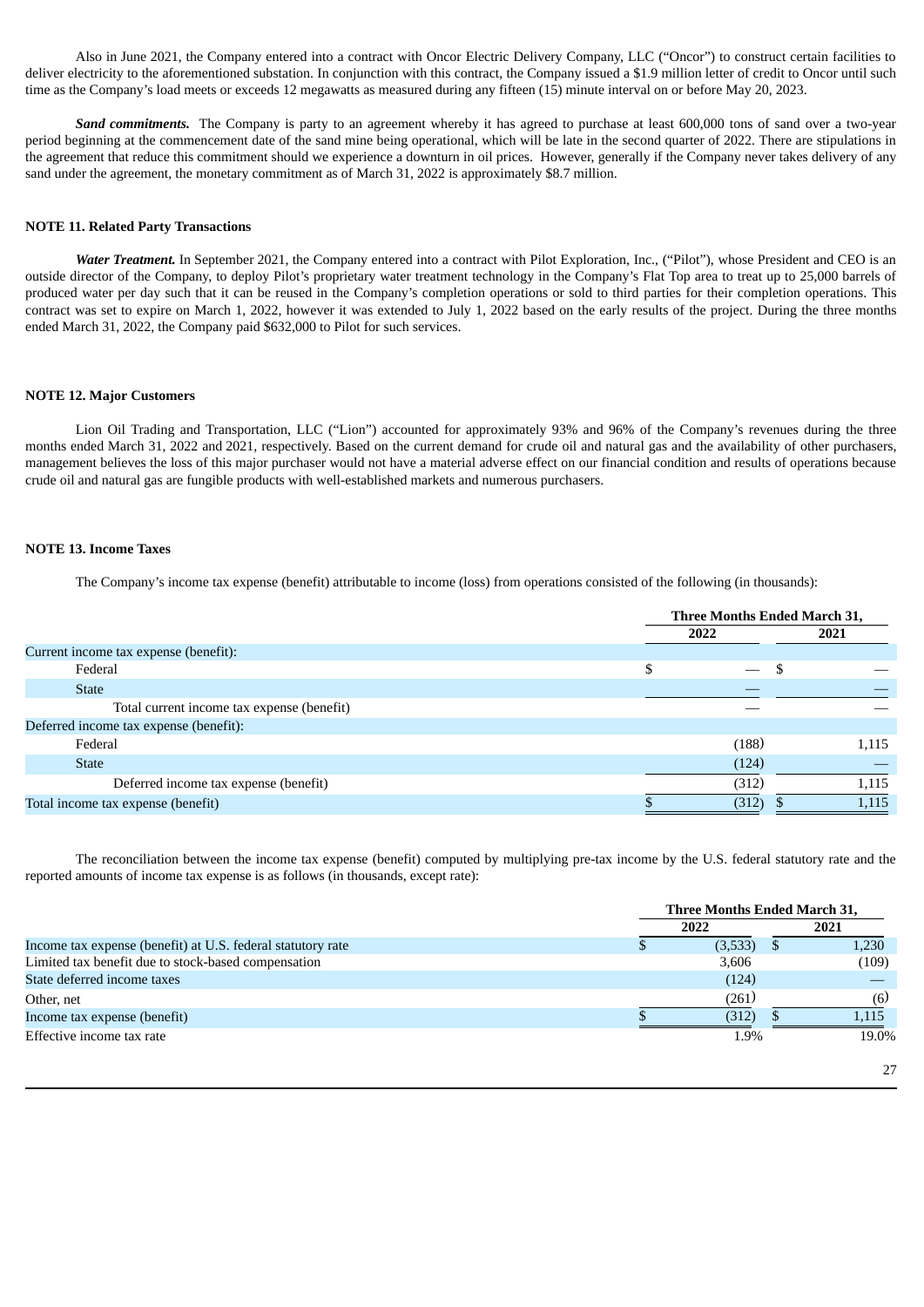Also in June 2021, the Company entered into a contract with Oncor Electric Delivery Company, LLC ("Oncor") to construct certain facilities to deliver electricity to the aforementioned substation. In conjunction with this contract, the Company issued a $1.9 million letter of credit to Oncor until such time as the Company's load meets or exceeds 12 megawatts as measured during any fifteen (15) minute interval on or before May 20, 2023.

***Sand commitments.*** The Company is party to an agreement whereby it has agreed to purchase at least 600,000 tons of sand over a two-year period beginning at the commencement date of the sand mine being operational, which will be late in the second quarter of 2022. There are stipulations in the agreement that reduce this commitment should we experience a downturn in oil prices. However, generally if the Company never takes delivery of any sand under the agreement, the monetary commitment as of March 31, 2022 is approximately $8.7 million.

## NOTE 11. Related Party Transactions

***Water Treatment.*** In September 2021, the Company entered into a contract with Pilot Exploration, Inc., ("Pilot"), whose President and CEO is an outside director of the Company, to deploy Pilot's proprietary water treatment technology in the Company's Flat Top area to treat up to 25,000 barrels of produced water per day such that it can be reused in the Company's completion operations or sold to third parties for their completion operations. This contract was set to expire on March 1, 2022, however it was extended to July 1, 2022 based on the early results of the project. During the three months ended March 31, 2022, the Company paid $632,000 to Pilot for such services.

## NOTE 12. Major Customers

Lion Oil Trading and Transportation, LLC ("Lion") accounted for approximately 93% and 96% of the Company's revenues during the three months ended March 31, 2022 and 2021, respectively. Based on the current demand for crude oil and natural gas and the availability of other purchasers, management believes the loss of this major purchaser would not have a material adverse effect on our financial condition and results of operations because crude oil and natural gas are fungible products with well-established markets and numerous purchasers.

## NOTE 13. Income Taxes

The Company's income tax expense (benefit) attributable to income (loss) from operations consisted of the following (in thousands):

| | Three Months Ended March 31, | |
|---|---|---|
| | 2022 | 2021 |
| Current income tax expense (benefit): | | |
| Federal | $ — | $ — |
| State | — | — |
| Total current income tax expense (benefit) | — | — |
| Deferred income tax expense (benefit): | | |
| Federal | (188) | 1,115 |
| State | (124) | — |
| Deferred income tax expense (benefit) | (312) | 1,115 |
| Total income tax expense (benefit) | $ (312) | $ 1,115 |

The reconciliation between the income tax expense (benefit) computed by multiplying pre-tax income by the U.S. federal statutory rate and the reported amounts of income tax expense is as follows (in thousands, except rate):

| | Three Months Ended March 31, | |
|---|---|---|
| | 2022 | 2021 |
| Income tax expense (benefit) at U.S. federal statutory rate | $ (3,533) | $ 1,230 |
| Limited tax benefit due to stock-based compensation | 3,606 | (109) |
| State deferred income taxes | (124) | — |
| Other, net | (261) | (6) |
| Income tax expense (benefit) | $ (312) | $ 1,115 |
| Effective income tax rate | 1.9% | 19.0% |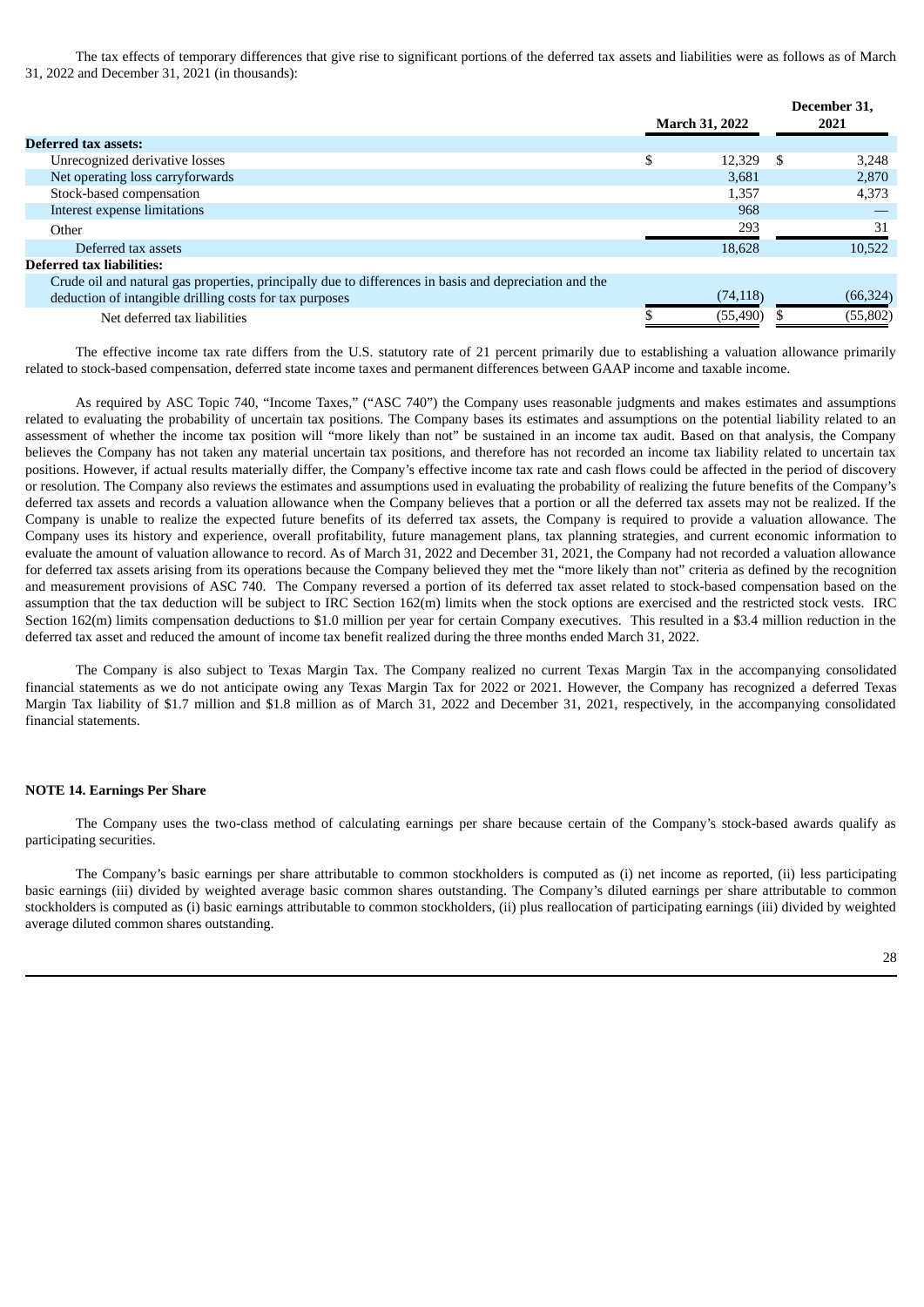The tax effects of temporary differences that give rise to significant portions of the deferred tax assets and liabilities were as follows as of March 31, 2022 and December 31, 2021 (in thousands):

| | March 31, 2022 | December 31, 2021 |
|---|---|---|
| **Deferred tax assets:** | | |
| Unrecognized derivative losses | $ 12,329 | $ 3,248 |
| Net operating loss carryforwards | 3,681 | 2,870 |
| Stock-based compensation | 1,357 | 4,373 |
| Interest expense limitations | 968 | — |
| Other | 293 | 31 |
| Deferred tax assets | 18,628 | 10,522 |
| **Deferred tax liabilities:** | | |
| Crude oil and natural gas properties, principally due to differences in basis and depreciation and the deduction of intangible drilling costs for tax purposes | (74,118) | (66,324) |
| Net deferred tax liabilities | $ (55,490) | $ (55,802) |

The effective income tax rate differs from the U.S. statutory rate of 21 percent primarily due to establishing a valuation allowance primarily related to stock-based compensation, deferred state income taxes and permanent differences between GAAP income and taxable income.

As required by ASC Topic 740, "Income Taxes," ("ASC 740") the Company uses reasonable judgments and makes estimates and assumptions related to evaluating the probability of uncertain tax positions. The Company bases its estimates and assumptions on the potential liability related to an assessment of whether the income tax position will "more likely than not" be sustained in an income tax audit. Based on that analysis, the Company believes the Company has not taken any material uncertain tax positions, and therefore has not recorded an income tax liability related to uncertain tax positions. However, if actual results materially differ, the Company's effective income tax rate and cash flows could be affected in the period of discovery or resolution. The Company also reviews the estimates and assumptions used in evaluating the probability of realizing the future benefits of the Company's deferred tax assets and records a valuation allowance when the Company believes that a portion or all the deferred tax assets may not be realized. If the Company is unable to realize the expected future benefits of its deferred tax assets, the Company is required to provide a valuation allowance. The Company uses its history and experience, overall profitability, future management plans, tax planning strategies, and current economic information to evaluate the amount of valuation allowance to record. As of March 31, 2022 and December 31, 2021, the Company had not recorded a valuation allowance for deferred tax assets arising from its operations because the Company believed they met the "more likely than not" criteria as defined by the recognition and measurement provisions of ASC 740. The Company reversed a portion of its deferred tax asset related to stock-based compensation based on the assumption that the tax deduction will be subject to IRC Section 162(m) limits when the stock options are exercised and the restricted stock vests. IRC Section 162(m) limits compensation deductions to $1.0 million per year for certain Company executives. This resulted in a $3.4 million reduction in the deferred tax asset and reduced the amount of income tax benefit realized during the three months ended March 31, 2022.

The Company is also subject to Texas Margin Tax. The Company realized no current Texas Margin Tax in the accompanying consolidated financial statements as we do not anticipate owing any Texas Margin Tax for 2022 or 2021. However, the Company has recognized a deferred Texas Margin Tax liability of $1.7 million and $1.8 million as of March 31, 2022 and December 31, 2021, respectively, in the accompanying consolidated financial statements.

**NOTE 14. Earnings Per Share**

The Company uses the two-class method of calculating earnings per share because certain of the Company's stock-based awards qualify as participating securities.

The Company's basic earnings per share attributable to common stockholders is computed as (i) net income as reported, (ii) less participating basic earnings (iii) divided by weighted average basic common shares outstanding. The Company's diluted earnings per share attributable to common stockholders is computed as (i) basic earnings attributable to common stockholders, (ii) plus reallocation of participating earnings (iii) divided by weighted average diluted common shares outstanding.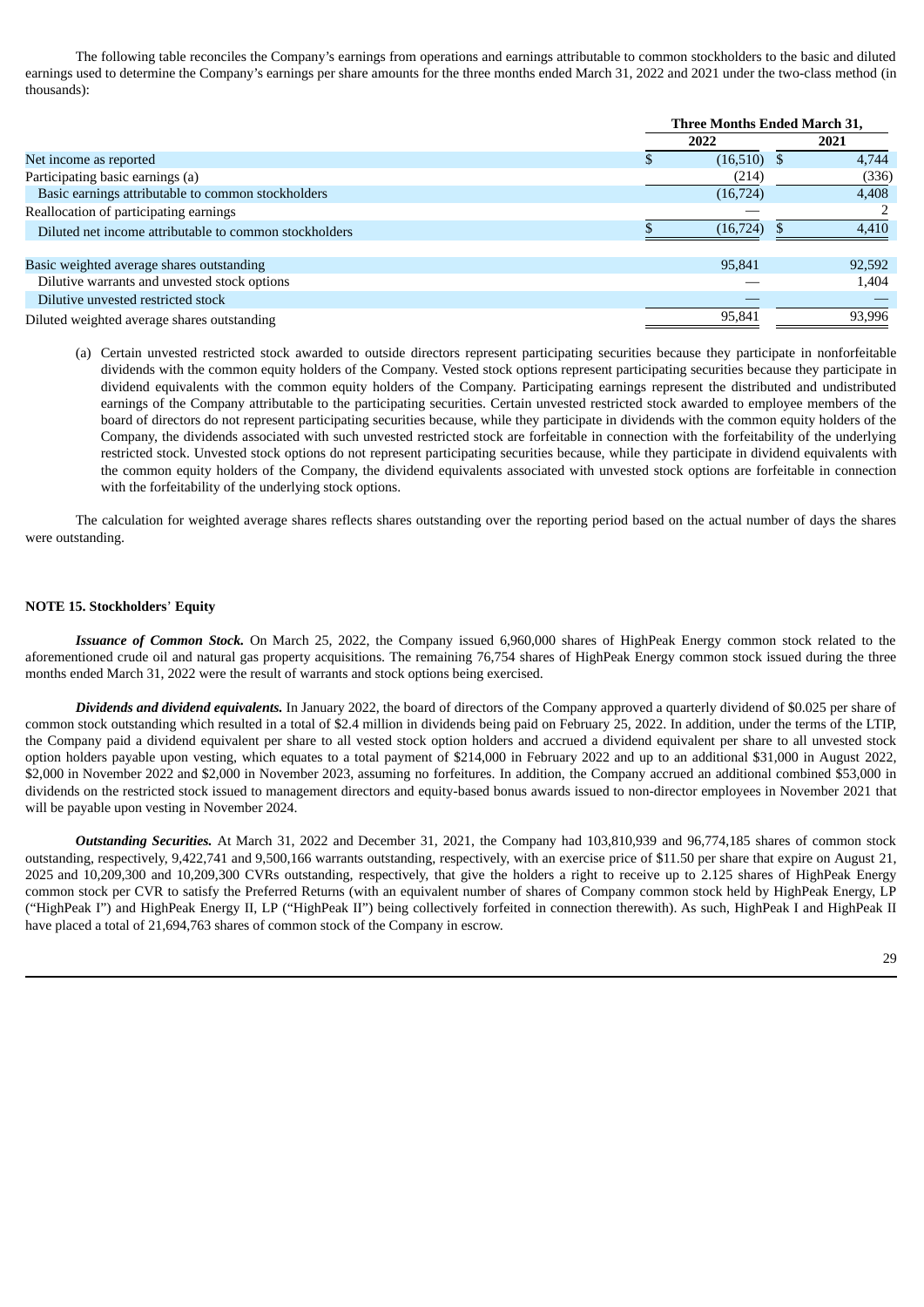The following table reconciles the Company's earnings from operations and earnings attributable to common stockholders to the basic and diluted earnings used to determine the Company's earnings per share amounts for the three months ended March 31, 2022 and 2021 under the two-class method (in thousands):

| | Three Months Ended March 31, | |
|---|---|---|
| | 2022 | 2021 |
| Net income as reported | $ (16,510) | $ 4,744 |
| Participating basic earnings (a) | (214) | (336) |
| Basic earnings attributable to common stockholders | (16,724) | 4,408 |
| Reallocation of participating earnings | — | 2 |
| Diluted net income attributable to common stockholders | $ (16,724) | $ 4,410 |
| | | |
| Basic weighted average shares outstanding | 95,841 | 92,592 |
| Dilutive warrants and unvested stock options | — | 1,404 |
| Dilutive unvested restricted stock | — | — |
| Diluted weighted average shares outstanding | 95,841 | 93,996 |

(a) Certain unvested restricted stock awarded to outside directors represent participating securities because they participate in nonforfeitable dividends with the common equity holders of the Company. Vested stock options represent participating securities because they participate in dividend equivalents with the common equity holders of the Company. Participating earnings represent the distributed and undistributed earnings of the Company attributable to the participating securities. Certain unvested restricted stock awarded to employee members of the board of directors do not represent participating securities because, while they participate in dividends with the common equity holders of the Company, the dividends associated with such unvested restricted stock are forfeitable in connection with the forfeitability of the underlying restricted stock. Unvested stock options do not represent participating securities because, while they participate in dividend equivalents with the common equity holders of the Company, the dividend equivalents associated with unvested stock options are forfeitable in connection with the forfeitability of the underlying stock options.

The calculation for weighted average shares reflects shares outstanding over the reporting period based on the actual number of days the shares were outstanding.

## NOTE 15. Stockholders' Equity

***Issuance of Common Stock.*** On March 25, 2022, the Company issued 6,960,000 shares of HighPeak Energy common stock related to the aforementioned crude oil and natural gas property acquisitions. The remaining 76,754 shares of HighPeak Energy common stock issued during the three months ended March 31, 2022 were the result of warrants and stock options being exercised.

***Dividends and dividend equivalents.*** In January 2022, the board of directors of the Company approved a quarterly dividend of $0.025 per share of common stock outstanding which resulted in a total of $2.4 million in dividends being paid on February 25, 2022. In addition, under the terms of the LTIP, the Company paid a dividend equivalent per share to all vested stock option holders and accrued a dividend equivalent per share to all unvested stock option holders payable upon vesting, which equates to a total payment of $214,000 in February 2022 and up to an additional $31,000 in August 2022, $2,000 in November 2022 and $2,000 in November 2023, assuming no forfeitures. In addition, the Company accrued an additional combined $53,000 in dividends on the restricted stock issued to management directors and equity-based bonus awards issued to non-director employees in November 2021 that will be payable upon vesting in November 2024.

***Outstanding Securities.*** At March 31, 2022 and December 31, 2021, the Company had 103,810,939 and 96,774,185 shares of common stock outstanding, respectively, 9,422,741 and 9,500,166 warrants outstanding, respectively, with an exercise price of $11.50 per share that expire on August 21, 2025 and 10,209,300 and 10,209,300 CVRs outstanding, respectively, that give the holders a right to receive up to 2.125 shares of HighPeak Energy common stock per CVR to satisfy the Preferred Returns (with an equivalent number of shares of Company common stock held by HighPeak Energy, LP ("HighPeak I") and HighPeak Energy II, LP ("HighPeak II") being collectively forfeited in connection therewith). As such, HighPeak I and HighPeak II have placed a total of 21,694,763 shares of common stock of the Company in escrow.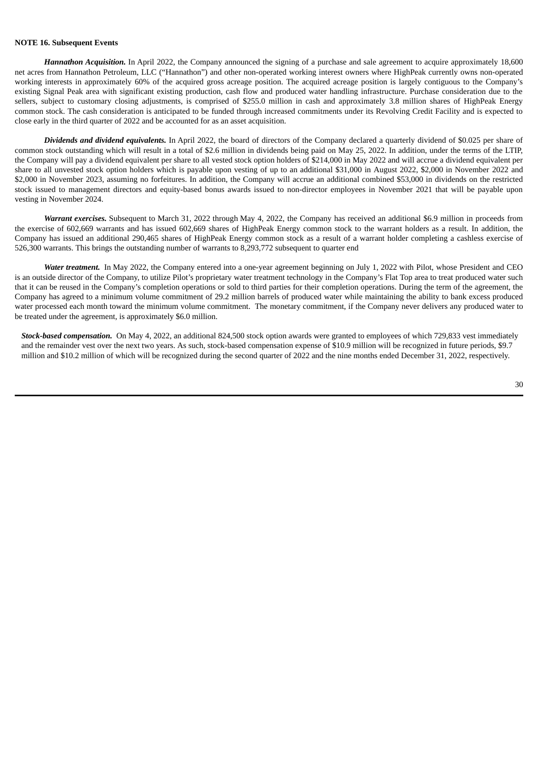**NOTE 16. Subsequent Events**

***Hannathon Acquisition.*** In April 2022, the Company announced the signing of a purchase and sale agreement to acquire approximately 18,600 net acres from Hannathon Petroleum, LLC ("Hannathon") and other non-operated working interest owners where HighPeak currently owns non-operated working interests in approximately 60% of the acquired gross acreage position. The acquired acreage position is largely contiguous to the Company's existing Signal Peak area with significant existing production, cash flow and produced water handling infrastructure. Purchase consideration due to the sellers, subject to customary closing adjustments, is comprised of $255.0 million in cash and approximately 3.8 million shares of HighPeak Energy common stock. The cash consideration is anticipated to be funded through increased commitments under its Revolving Credit Facility and is expected to close early in the third quarter of 2022 and be accounted for as an asset acquisition.

***Dividends and dividend equivalents.*** In April 2022, the board of directors of the Company declared a quarterly dividend of $0.025 per share of common stock outstanding which will result in a total of $2.6 million in dividends being paid on May 25, 2022. In addition, under the terms of the LTIP, the Company will pay a dividend equivalent per share to all vested stock option holders of $214,000 in May 2022 and will accrue a dividend equivalent per share to all unvested stock option holders which is payable upon vesting of up to an additional $31,000 in August 2022, $2,000 in November 2022 and $2,000 in November 2023, assuming no forfeitures. In addition, the Company will accrue an additional combined $53,000 in dividends on the restricted stock issued to management directors and equity-based bonus awards issued to non-director employees in November 2021 that will be payable upon vesting in November 2024.

***Warrant exercises.*** Subsequent to March 31, 2022 through May 4, 2022, the Company has received an additional $6.9 million in proceeds from the exercise of 602,669 warrants and has issued 602,669 shares of HighPeak Energy common stock to the warrant holders as a result. In addition, the Company has issued an additional 290,465 shares of HighPeak Energy common stock as a result of a warrant holder completing a cashless exercise of 526,300 warrants. This brings the outstanding number of warrants to 8,293,772 subsequent to quarter end

***Water treatment.*** In May 2022, the Company entered into a one-year agreement beginning on July 1, 2022 with Pilot, whose President and CEO is an outside director of the Company, to utilize Pilot's proprietary water treatment technology in the Company's Flat Top area to treat produced water such that it can be reused in the Company's completion operations or sold to third parties for their completion operations. During the term of the agreement, the Company has agreed to a minimum volume commitment of 29.2 million barrels of produced water while maintaining the ability to bank excess produced water processed each month toward the minimum volume commitment. The monetary commitment, if the Company never delivers any produced water to be treated under the agreement, is approximately $6.0 million.

***Stock-based compensation.*** On May 4, 2022, an additional 824,500 stock option awards were granted to employees of which 729,833 vest immediately and the remainder vest over the next two years. As such, stock-based compensation expense of $10.9 million will be recognized in future periods, $9.7 million and $10.2 million of which will be recognized during the second quarter of 2022 and the nine months ended December 31, 2022, respectively.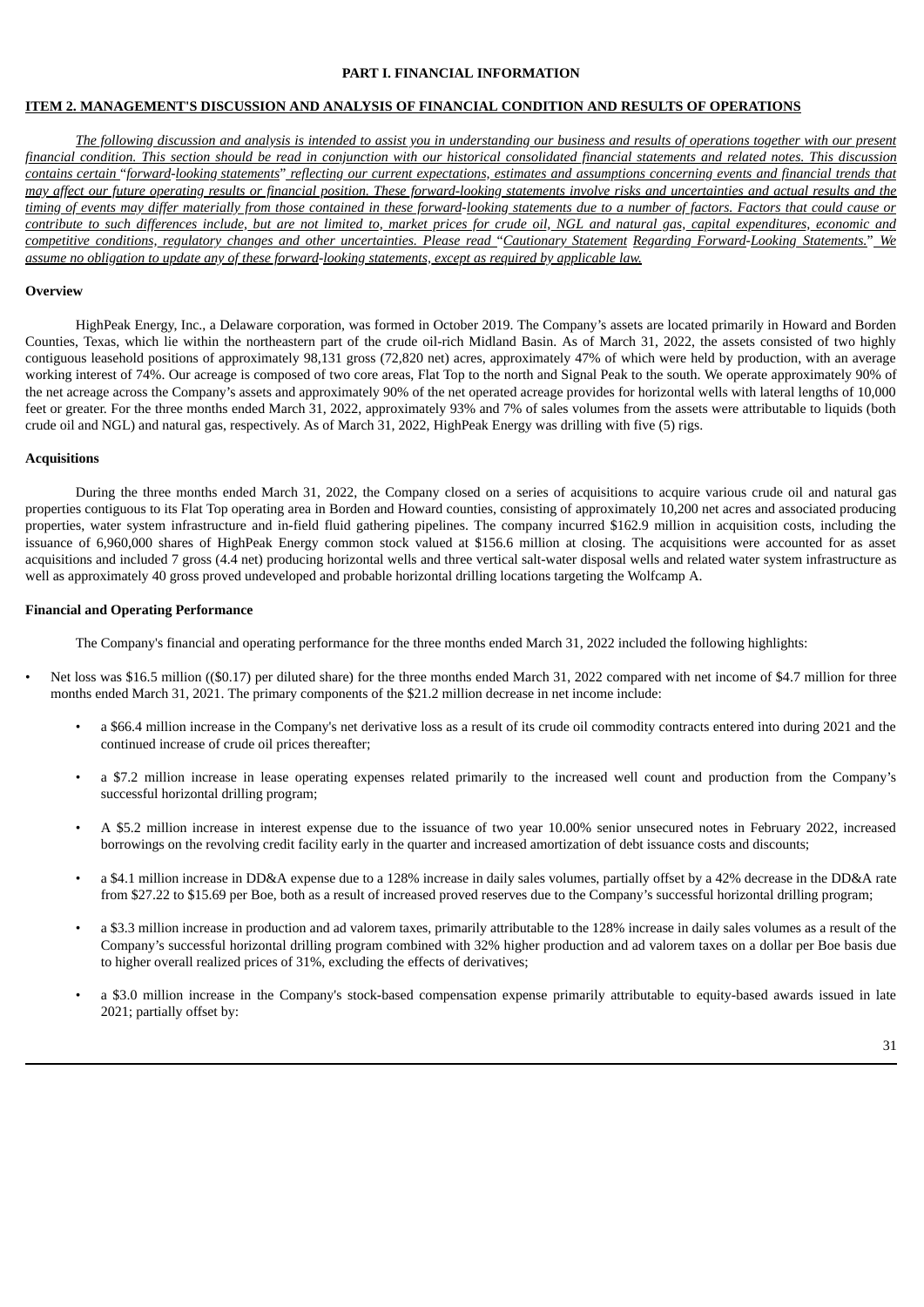**PART I. FINANCIAL INFORMATION**

## ITEM 2. MANAGEMENT'S DISCUSSION AND ANALYSIS OF FINANCIAL CONDITION AND RESULTS OF OPERATIONS

*The following discussion and analysis is intended to assist you in understanding our business and results of operations together with our present financial condition. This section should be read in conjunction with our historical consolidated financial statements and related notes. This discussion contains certain "forward-looking statements" reflecting our current expectations, estimates and assumptions concerning events and financial trends that may affect our future operating results or financial position. These forward-looking statements involve risks and uncertainties and actual results and the timing of events may differ materially from those contained in these forward-looking statements due to a number of factors. Factors that could cause or contribute to such differences include, but are not limited to, market prices for crude oil, NGL and natural gas, capital expenditures, economic and competitive conditions, regulatory changes and other uncertainties. Please read "Cautionary Statement Regarding Forward-Looking Statements." We assume no obligation to update any of these forward-looking statements, except as required by applicable law.*

### Overview

HighPeak Energy, Inc., a Delaware corporation, was formed in October 2019. The Company's assets are located primarily in Howard and Borden Counties, Texas, which lie within the northeastern part of the crude oil-rich Midland Basin. As of March 31, 2022, the assets consisted of two highly contiguous leasehold positions of approximately 98,131 gross (72,820 net) acres, approximately 47% of which were held by production, with an average working interest of 74%. Our acreage is composed of two core areas, Flat Top to the north and Signal Peak to the south. We operate approximately 90% of the net acreage across the Company's assets and approximately 90% of the net operated acreage provides for horizontal wells with lateral lengths of 10,000 feet or greater. For the three months ended March 31, 2022, approximately 93% and 7% of sales volumes from the assets were attributable to liquids (both crude oil and NGL) and natural gas, respectively. As of March 31, 2022, HighPeak Energy was drilling with five (5) rigs.

### Acquisitions

During the three months ended March 31, 2022, the Company closed on a series of acquisitions to acquire various crude oil and natural gas properties contiguous to its Flat Top operating area in Borden and Howard counties, consisting of approximately 10,200 net acres and associated producing properties, water system infrastructure and in-field fluid gathering pipelines. The company incurred $162.9 million in acquisition costs, including the issuance of 6,960,000 shares of HighPeak Energy common stock valued at $156.6 million at closing. The acquisitions were accounted for as asset acquisitions and included 7 gross (4.4 net) producing horizontal wells and three vertical salt-water disposal wells and related water system infrastructure as well as approximately 40 gross proved undeveloped and probable horizontal drilling locations targeting the Wolfcamp A.

### Financial and Operating Performance

The Company's financial and operating performance for the three months ended March 31, 2022 included the following highlights:

- Net loss was $16.5 million (($0.17) per diluted share) for the three months ended March 31, 2022 compared with net income of $4.7 million for three months ended March 31, 2021. The primary components of the $21.2 million decrease in net income include:
  - a $66.4 million increase in the Company's net derivative loss as a result of its crude oil commodity contracts entered into during 2021 and the continued increase of crude oil prices thereafter;
  - a $7.2 million increase in lease operating expenses related primarily to the increased well count and production from the Company's successful horizontal drilling program;
  - A $5.2 million increase in interest expense due to the issuance of two year 10.00% senior unsecured notes in February 2022, increased borrowings on the revolving credit facility early in the quarter and increased amortization of debt issuance costs and discounts;
  - a $4.1 million increase in DD&A expense due to a 128% increase in daily sales volumes, partially offset by a 42% decrease in the DD&A rate from $27.22 to $15.69 per Boe, both as a result of increased proved reserves due to the Company's successful horizontal drilling program;
  - a $3.3 million increase in production and ad valorem taxes, primarily attributable to the 128% increase in daily sales volumes as a result of the Company's successful horizontal drilling program combined with 32% higher production and ad valorem taxes on a dollar per Boe basis due to higher overall realized prices of 31%, excluding the effects of derivatives;
  - a $3.0 million increase in the Company's stock-based compensation expense primarily attributable to equity-based awards issued in late 2021; partially offset by: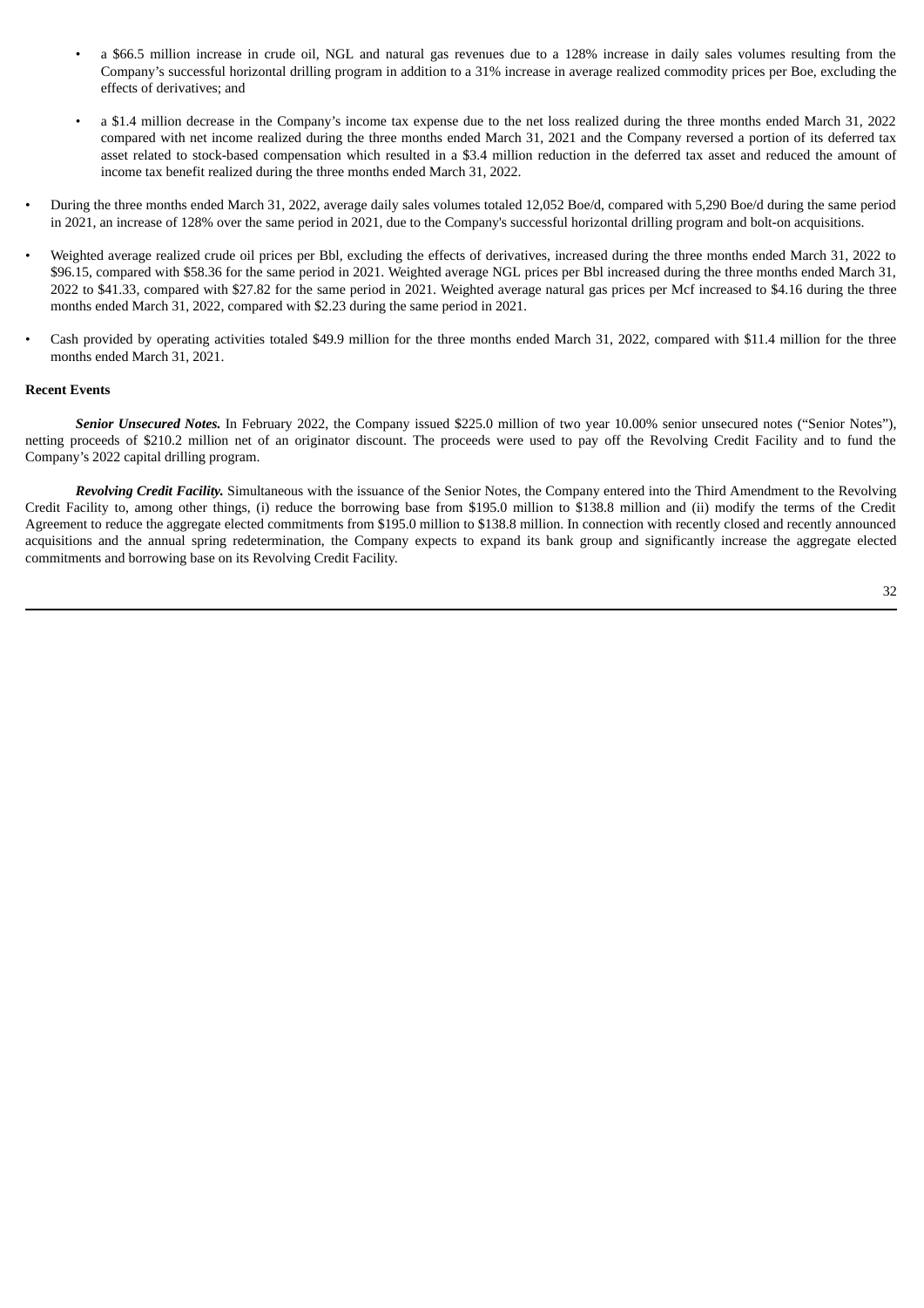- a $66.5 million increase in crude oil, NGL and natural gas revenues due to a 128% increase in daily sales volumes resulting from the Company's successful horizontal drilling program in addition to a 31% increase in average realized commodity prices per Boe, excluding the effects of derivatives; and

  - a $1.4 million decrease in the Company's income tax expense due to the net loss realized during the three months ended March 31, 2022 compared with net income realized during the three months ended March 31, 2021 and the Company reversed a portion of its deferred tax asset related to stock-based compensation which resulted in a $3.4 million reduction in the deferred tax asset and reduced the amount of income tax benefit realized during the three months ended March 31, 2022.

- During the three months ended March 31, 2022, average daily sales volumes totaled 12,052 Boe/d, compared with 5,290 Boe/d during the same period in 2021, an increase of 128% over the same period in 2021, due to the Company's successful horizontal drilling program and bolt-on acquisitions.

- Weighted average realized crude oil prices per Bbl, excluding the effects of derivatives, increased during the three months ended March 31, 2022 to $96.15, compared with $58.36 for the same period in 2021. Weighted average NGL prices per Bbl increased during the three months ended March 31, 2022 to $41.33, compared with $27.82 for the same period in 2021. Weighted average natural gas prices per Mcf increased to $4.16 during the three months ended March 31, 2022, compared with $2.23 during the same period in 2021.

- Cash provided by operating activities totaled $49.9 million for the three months ended March 31, 2022, compared with $11.4 million for the three months ended March 31, 2021.

**Recent Events**

***Senior Unsecured Notes.*** In February 2022, the Company issued $225.0 million of two year 10.00% senior unsecured notes ("Senior Notes"), netting proceeds of $210.2 million net of an originator discount. The proceeds were used to pay off the Revolving Credit Facility and to fund the Company's 2022 capital drilling program.

***Revolving Credit Facility.*** Simultaneous with the issuance of the Senior Notes, the Company entered into the Third Amendment to the Revolving Credit Facility to, among other things, (i) reduce the borrowing base from $195.0 million to $138.8 million and (ii) modify the terms of the Credit Agreement to reduce the aggregate elected commitments from $195.0 million to $138.8 million. In connection with recently closed and recently announced acquisitions and the annual spring redetermination, the Company expects to expand its bank group and significantly increase the aggregate elected commitments and borrowing base on its Revolving Credit Facility.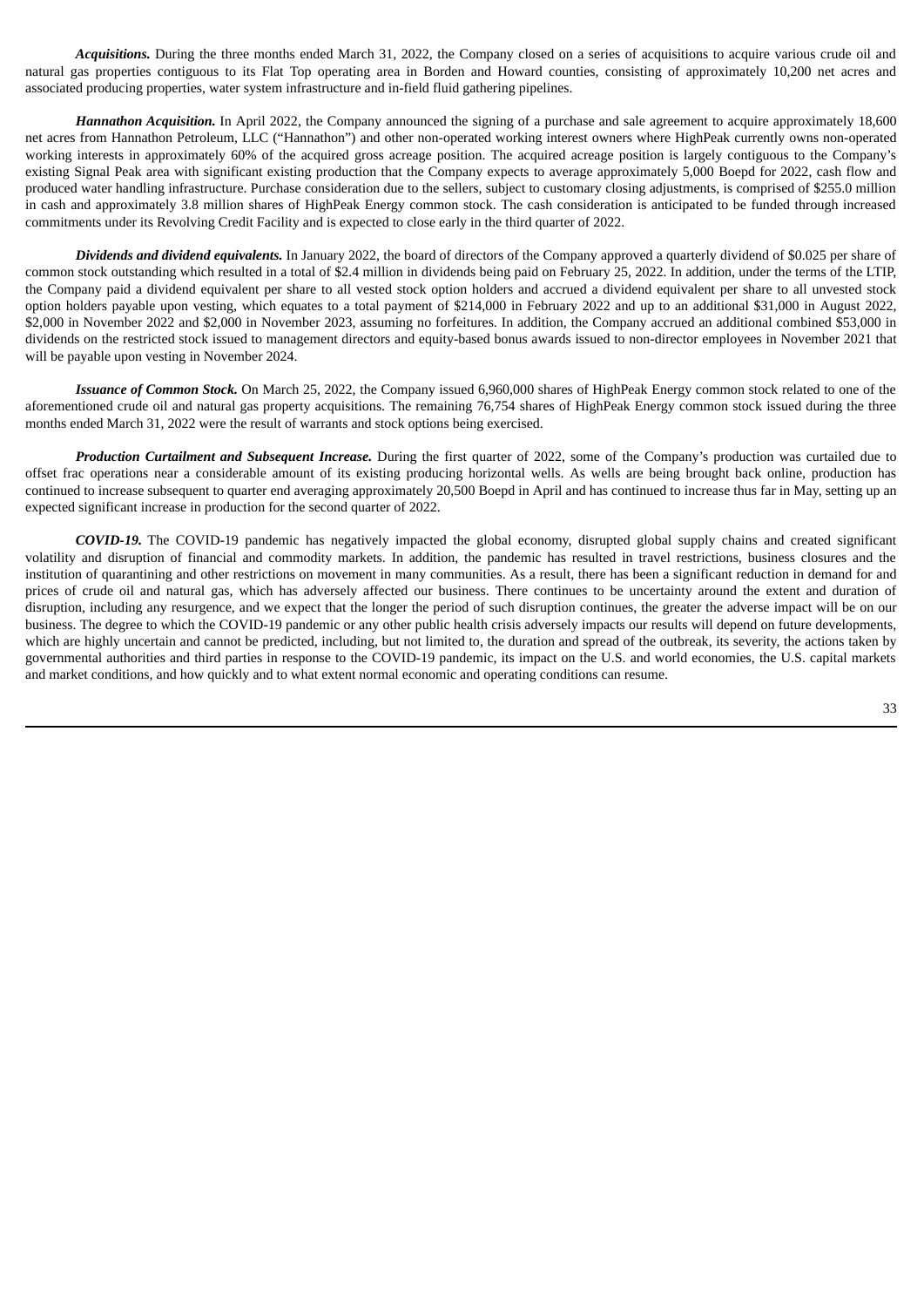***Acquisitions.*** During the three months ended March 31, 2022, the Company closed on a series of acquisitions to acquire various crude oil and natural gas properties contiguous to its Flat Top operating area in Borden and Howard counties, consisting of approximately 10,200 net acres and associated producing properties, water system infrastructure and in-field fluid gathering pipelines.

***Hannathon Acquisition.*** In April 2022, the Company announced the signing of a purchase and sale agreement to acquire approximately 18,600 net acres from Hannathon Petroleum, LLC ("Hannathon") and other non-operated working interest owners where HighPeak currently owns non-operated working interests in approximately 60% of the acquired gross acreage position. The acquired acreage position is largely contiguous to the Company's existing Signal Peak area with significant existing production that the Company expects to average approximately 5,000 Boepd for 2022, cash flow and produced water handling infrastructure. Purchase consideration due to the sellers, subject to customary closing adjustments, is comprised of $255.0 million in cash and approximately 3.8 million shares of HighPeak Energy common stock. The cash consideration is anticipated to be funded through increased commitments under its Revolving Credit Facility and is expected to close early in the third quarter of 2022.

***Dividends and dividend equivalents.*** In January 2022, the board of directors of the Company approved a quarterly dividend of $0.025 per share of common stock outstanding which resulted in a total of $2.4 million in dividends being paid on February 25, 2022. In addition, under the terms of the LTIP, the Company paid a dividend equivalent per share to all vested stock option holders and accrued a dividend equivalent per share to all unvested stock option holders payable upon vesting, which equates to a total payment of $214,000 in February 2022 and up to an additional $31,000 in August 2022, $2,000 in November 2022 and $2,000 in November 2023, assuming no forfeitures. In addition, the Company accrued an additional combined $53,000 in dividends on the restricted stock issued to management directors and equity-based bonus awards issued to non-director employees in November 2021 that will be payable upon vesting in November 2024.

***Issuance of Common Stock.*** On March 25, 2022, the Company issued 6,960,000 shares of HighPeak Energy common stock related to one of the aforementioned crude oil and natural gas property acquisitions. The remaining 76,754 shares of HighPeak Energy common stock issued during the three months ended March 31, 2022 were the result of warrants and stock options being exercised.

***Production Curtailment and Subsequent Increase.*** During the first quarter of 2022, some of the Company's production was curtailed due to offset frac operations near a considerable amount of its existing producing horizontal wells. As wells are being brought back online, production has continued to increase subsequent to quarter end averaging approximately 20,500 Boepd in April and has continued to increase thus far in May, setting up an expected significant increase in production for the second quarter of 2022.

***COVID-19.*** The COVID-19 pandemic has negatively impacted the global economy, disrupted global supply chains and created significant volatility and disruption of financial and commodity markets. In addition, the pandemic has resulted in travel restrictions, business closures and the institution of quarantining and other restrictions on movement in many communities. As a result, there has been a significant reduction in demand for and prices of crude oil and natural gas, which has adversely affected our business. There continues to be uncertainty around the extent and duration of disruption, including any resurgence, and we expect that the longer the period of such disruption continues, the greater the adverse impact will be on our business. The degree to which the COVID-19 pandemic or any other public health crisis adversely impacts our results will depend on future developments, which are highly uncertain and cannot be predicted, including, but not limited to, the duration and spread of the outbreak, its severity, the actions taken by governmental authorities and third parties in response to the COVID-19 pandemic, its impact on the U.S. and world economies, the U.S. capital markets and market conditions, and how quickly and to what extent normal economic and operating conditions can resume.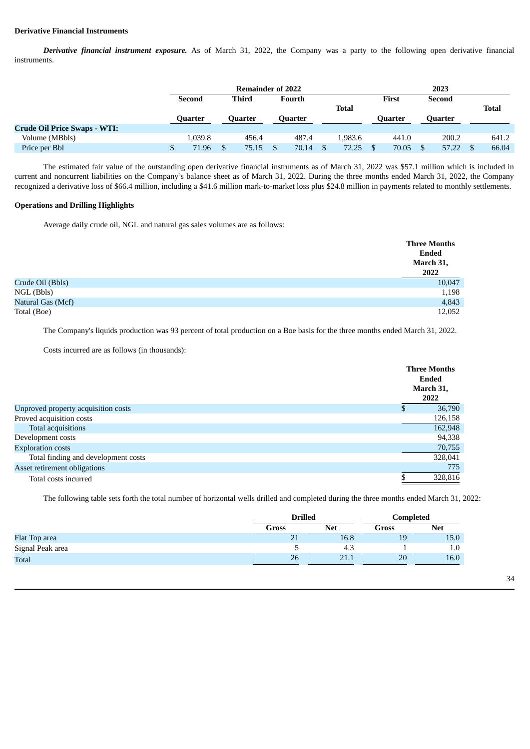**Derivative Financial Instruments**

***Derivative financial instrument exposure.*** As of March 31, 2022, the Company was a party to the following open derivative financial instruments.

| | Remainder of 2022 | | | | 2023 | | |
|---|---|---|---|---|---|---|---|
| | Second Quarter | Third Quarter | Fourth Quarter | Total | First Quarter | Second Quarter | Total |
| **Crude Oil Price Swaps - WTI:** | | | | | | | |
| Volume (MBbls) | 1,039.8 | 456.4 | 487.4 | 1,983.6 | 441.0 | 200.2 | 641.2 |
| Price per Bbl | $ 71.96 | $ 75.15 | $ 70.14 | $ 72.25 | $ 70.05 | $ 57.22 | $ 66.04 |

The estimated fair value of the outstanding open derivative financial instruments as of March 31, 2022 was $57.1 million which is included in current and noncurrent liabilities on the Company's balance sheet as of March 31, 2022. During the three months ended March 31, 2022, the Company recognized a derivative loss of $66.4 million, including a $41.6 million mark-to-market loss plus $24.8 million in payments related to monthly settlements.

**Operations and Drilling Highlights**

Average daily crude oil, NGL and natural gas sales volumes are as follows:

| | Three Months Ended March 31, 2022 |
|---|---|
| Crude Oil (Bbls) | 10,047 |
| NGL (Bbls) | 1,198 |
| Natural Gas (Mcf) | 4,843 |
| Total (Boe) | 12,052 |

The Company's liquids production was 93 percent of total production on a Boe basis for the three months ended March 31, 2022.

Costs incurred are as follows (in thousands):

| | Three Months Ended March 31, 2022 |
|---|---|
| Unproved property acquisition costs | $ 36,790 |
| Proved acquisition costs | 126,158 |
| Total acquisitions | 162,948 |
| Development costs | 94,338 |
| Exploration costs | 70,755 |
| Total finding and development costs | 328,041 |
| Asset retirement obligations | 775 |
| Total costs incurred | $ 328,816 |

The following table sets forth the total number of horizontal wells drilled and completed during the three months ended March 31, 2022:

| | Drilled | | Completed | |
|---|---|---|---|---|
| | Gross | Net | Gross | Net |
| Flat Top area | 21 | 16.8 | 19 | 15.0 |
| Signal Peak area | 5 | 4.3 | 1 | 1.0 |
| Total | 26 | 21.1 | 20 | 16.0 |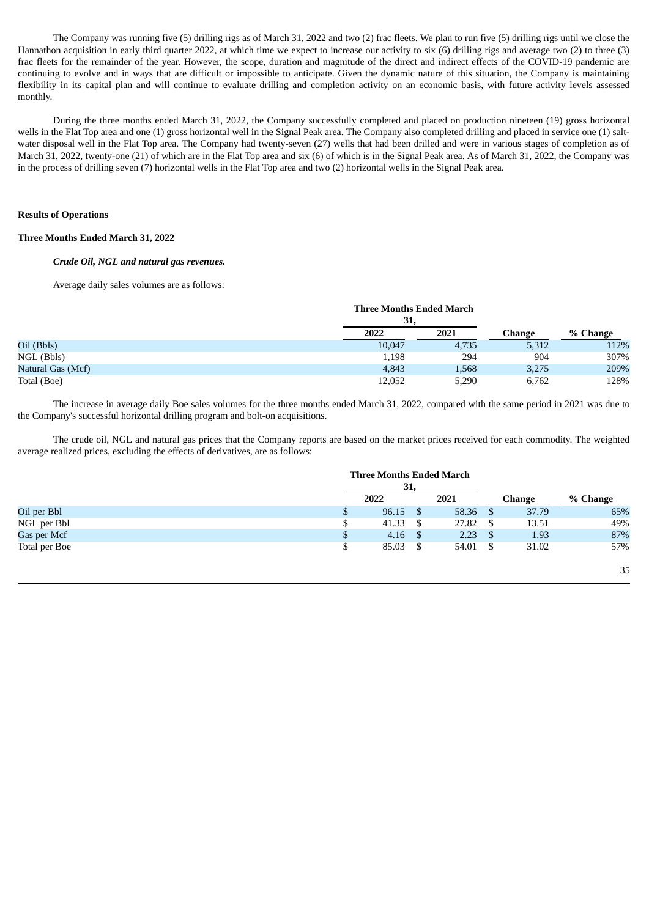The Company was running five (5) drilling rigs as of March 31, 2022 and two (2) frac fleets. We plan to run five (5) drilling rigs until we close the Hannathon acquisition in early third quarter 2022, at which time we expect to increase our activity to six (6) drilling rigs and average two (2) to three (3) frac fleets for the remainder of the year. However, the scope, duration and magnitude of the direct and indirect effects of the COVID-19 pandemic are continuing to evolve and in ways that are difficult or impossible to anticipate. Given the dynamic nature of this situation, the Company is maintaining flexibility in its capital plan and will continue to evaluate drilling and completion activity on an economic basis, with future activity levels assessed monthly.

During the three months ended March 31, 2022, the Company successfully completed and placed on production nineteen (19) gross horizontal wells in the Flat Top area and one (1) gross horizontal well in the Signal Peak area. The Company also completed drilling and placed in service one (1) salt-water disposal well in the Flat Top area. The Company had twenty-seven (27) wells that had been drilled and were in various stages of completion as of March 31, 2022, twenty-one (21) of which are in the Flat Top area and six (6) of which is in the Signal Peak area. As of March 31, 2022, the Company was in the process of drilling seven (7) horizontal wells in the Flat Top area and two (2) horizontal wells in the Signal Peak area.

**Results of Operations**

**Three Months Ended March 31, 2022**

***Crude Oil, NGL and natural gas revenues.***

Average daily sales volumes are as follows:

| | Three Months Ended March 31, | | | |
|---|---|---|---|---|
| | 2022 | 2021 | Change | % Change |
| Oil (Bbls) | 10,047 | 4,735 | 5,312 | 112% |
| NGL (Bbls) | 1,198 | 294 | 904 | 307% |
| Natural Gas (Mcf) | 4,843 | 1,568 | 3,275 | 209% |
| Total (Boe) | 12,052 | 5,290 | 6,762 | 128% |

The increase in average daily Boe sales volumes for the three months ended March 31, 2022, compared with the same period in 2021 was due to the Company's successful horizontal drilling program and bolt-on acquisitions.

The crude oil, NGL and natural gas prices that the Company reports are based on the market prices received for each commodity. The weighted average realized prices, excluding the effects of derivatives, are as follows:

| | Three Months Ended March 31, | | | |
|---|---|---|---|---|
| | 2022 | 2021 | Change | % Change |
| Oil per Bbl | $ 96.15 | $ 58.36 | $ 37.79 | 65% |
| NGL per Bbl | $ 41.33 | $ 27.82 | $ 13.51 | 49% |
| Gas per Mcf | $ 4.16 | $ 2.23 | $ 1.93 | 87% |
| Total per Boe | $ 85.03 | $ 54.01 | $ 31.02 | 57% |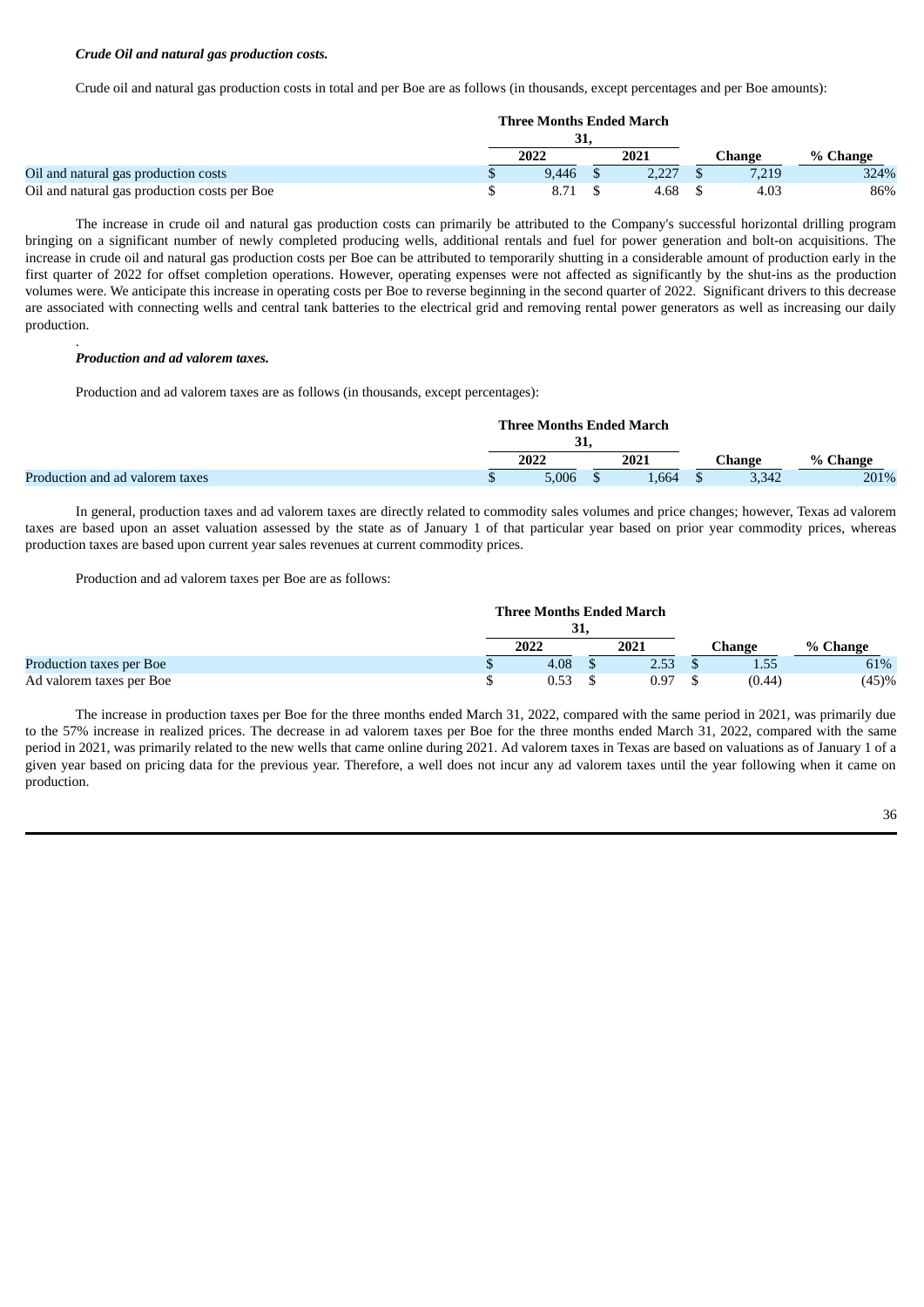***Crude Oil and natural gas production costs.***

Crude oil and natural gas production costs in total and per Boe are as follows (in thousands, except percentages and per Boe amounts):

| | Three Months Ended March 31, | | | |
|---|---|---|---|---|
| | 2022 | 2021 | Change | % Change |
| Oil and natural gas production costs | $ 9,446 | $ 2,227 | $ 7,219 | 324% |
| Oil and natural gas production costs per Boe | $ 8.71 | $ 4.68 | $ 4.03 | 86% |

The increase in crude oil and natural gas production costs can primarily be attributed to the Company's successful horizontal drilling program bringing on a significant number of newly completed producing wells, additional rentals and fuel for power generation and bolt-on acquisitions. The increase in crude oil and natural gas production costs per Boe can be attributed to temporarily shutting in a considerable amount of production early in the first quarter of 2022 for offset completion operations. However, operating expenses were not affected as significantly by the shut-ins as the production volumes were. We anticipate this increase in operating costs per Boe to reverse beginning in the second quarter of 2022. Significant drivers to this decrease are associated with connecting wells and central tank batteries to the electrical grid and removing rental power generators as well as increasing our daily production.

.

***Production and ad valorem taxes.***

Production and ad valorem taxes are as follows (in thousands, except percentages):

| | Three Months Ended March 31, | | | |
|---|---|---|---|---|
| | 2022 | 2021 | Change | % Change |
| Production and ad valorem taxes | $ 5,006 | $ 1,664 | $ 3,342 | 201% |

In general, production taxes and ad valorem taxes are directly related to commodity sales volumes and price changes; however, Texas ad valorem taxes are based upon an asset valuation assessed by the state as of January 1 of that particular year based on prior year commodity prices, whereas production taxes are based upon current year sales revenues at current commodity prices.

Production and ad valorem taxes per Boe are as follows:

| | Three Months Ended March 31, | | | |
|---|---|---|---|---|
| | 2022 | 2021 | Change | % Change |
| Production taxes per Boe | $ 4.08 | $ 2.53 | $ 1.55 | 61% |
| Ad valorem taxes per Boe | $ 0.53 | $ 0.97 | $ (0.44) | (45)% |

The increase in production taxes per Boe for the three months ended March 31, 2022, compared with the same period in 2021, was primarily due to the 57% increase in realized prices. The decrease in ad valorem taxes per Boe for the three months ended March 31, 2022, compared with the same period in 2021, was primarily related to the new wells that came online during 2021. Ad valorem taxes in Texas are based on valuations as of January 1 of a given year based on pricing data for the previous year. Therefore, a well does not incur any ad valorem taxes until the year following when it came on production.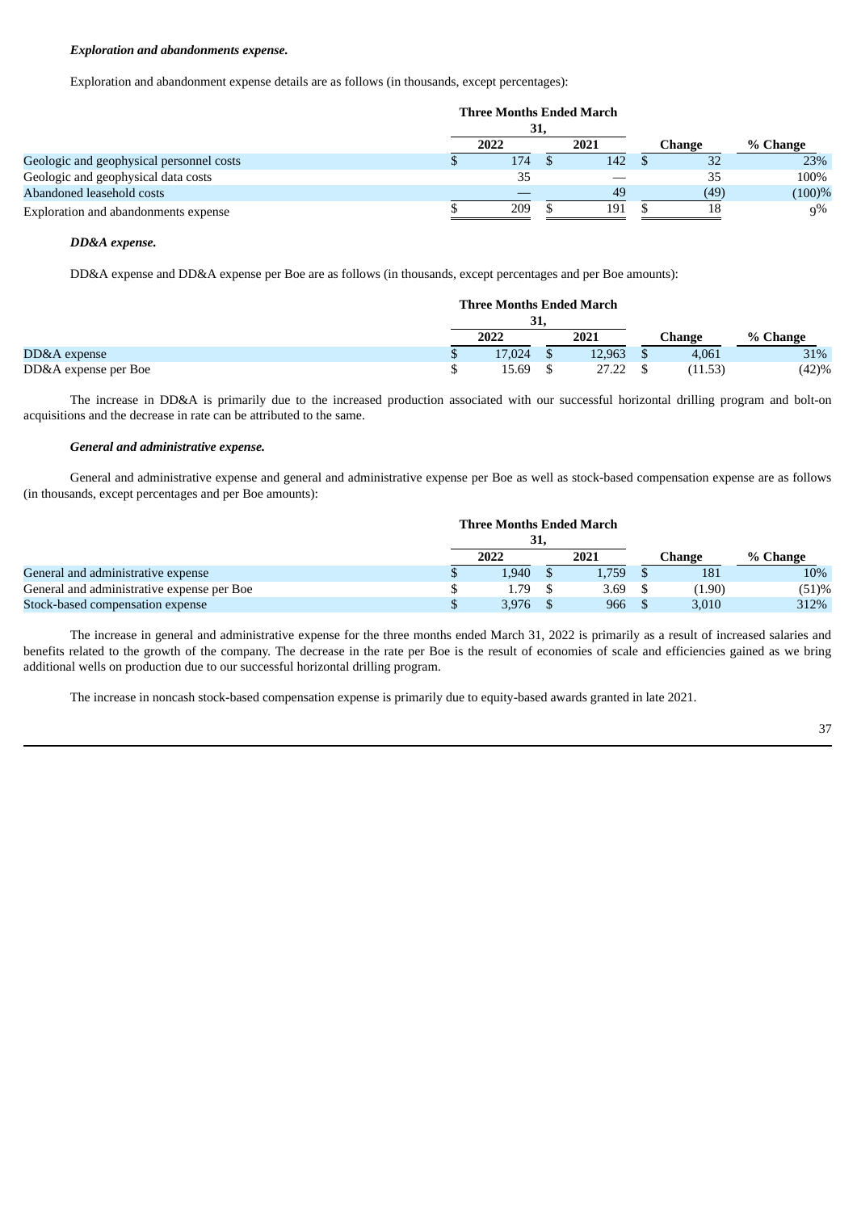***Exploration and abandonments expense.***

Exploration and abandonment expense details are as follows (in thousands, except percentages):

| | Three Months Ended March 31, | | | |
|---|---|---|---|---|
| | 2022 | 2021 | Change | % Change |
| Geologic and geophysical personnel costs | $ 174 | $ 142 | $ 32 | 23% |
| Geologic and geophysical data costs | 35 | — | 35 | 100% |
| Abandoned leasehold costs | — | 49 | (49) | (100)% |
| Exploration and abandonments expense | $ 209 | $ 191 | $ 18 | 9% |

***DD&A expense.***

DD&A expense and DD&A expense per Boe are as follows (in thousands, except percentages and per Boe amounts):

| | Three Months Ended March 31, | | | |
|---|---|---|---|---|
| | 2022 | 2021 | Change | % Change |
| DD&A expense | $ 17,024 | $ 12,963 | $ 4,061 | 31% |
| DD&A expense per Boe | $ 15.69 | $ 27.22 | $ (11.53) | (42)% |

The increase in DD&A is primarily due to the increased production associated with our successful horizontal drilling program and bolt-on acquisitions and the decrease in rate can be attributed to the same.

***General and administrative expense.***

General and administrative expense and general and administrative expense per Boe as well as stock-based compensation expense are as follows (in thousands, except percentages and per Boe amounts):

| | Three Months Ended March 31, | | | |
|---|---|---|---|---|
| | 2022 | 2021 | Change | % Change |
| General and administrative expense | $ 1,940 | $ 1,759 | $ 181 | 10% |
| General and administrative expense per Boe | $ 1.79 | $ 3.69 | $ (1.90) | (51)% |
| Stock-based compensation expense | $ 3,976 | $ 966 | $ 3,010 | 312% |

The increase in general and administrative expense for the three months ended March 31, 2022 is primarily as a result of increased salaries and benefits related to the growth of the company. The decrease in the rate per Boe is the result of economies of scale and efficiencies gained as we bring additional wells on production due to our successful horizontal drilling program.

The increase in noncash stock-based compensation expense is primarily due to equity-based awards granted in late 2021.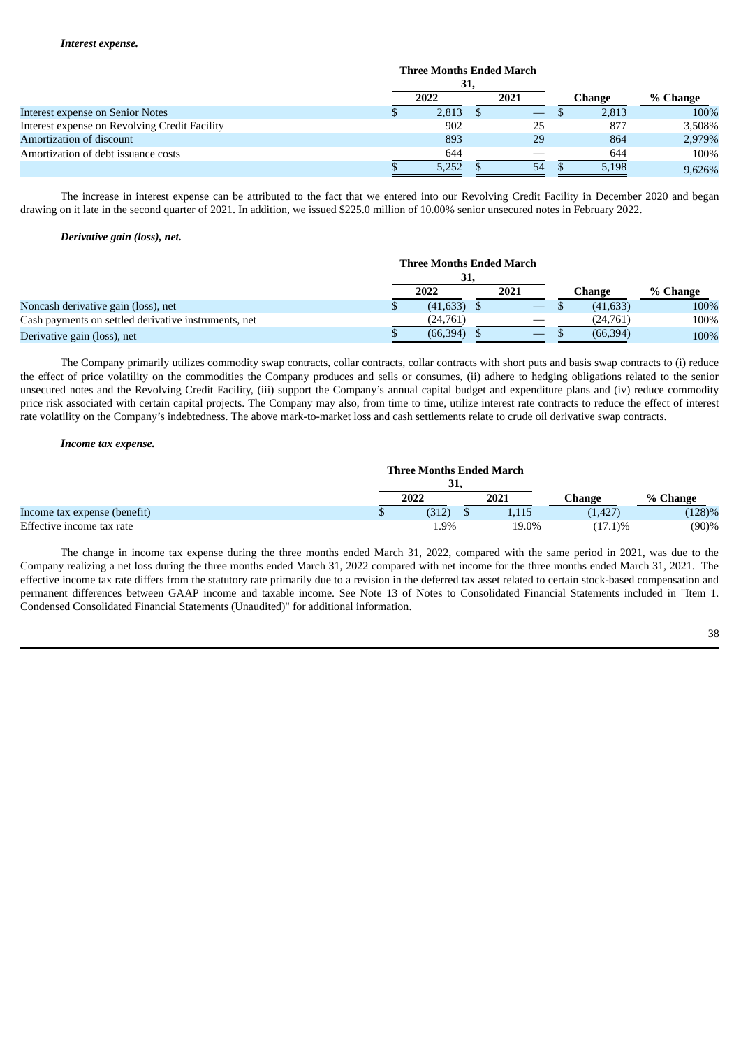***Interest expense.***

| | Three Months Ended March 31, | | | |
|---|---|---|---|---|
| | 2022 | 2021 | Change | % Change |
| Interest expense on Senior Notes | $ 2,813 | $ — | $ 2,813 | 100% |
| Interest expense on Revolving Credit Facility | 902 | 25 | 877 | 3,508% |
| Amortization of discount | 893 | 29 | 864 | 2,979% |
| Amortization of debt issuance costs | 644 | — | 644 | 100% |
| | $ 5,252 | $ 54 | $ 5,198 | 9,626% |

The increase in interest expense can be attributed to the fact that we entered into our Revolving Credit Facility in December 2020 and began drawing on it late in the second quarter of 2021. In addition, we issued $225.0 million of 10.00% senior unsecured notes in February 2022.

***Derivative gain (loss), net.***

| | Three Months Ended March 31, | | | |
|---|---|---|---|---|
| | 2022 | 2021 | Change | % Change |
| Noncash derivative gain (loss), net | $ (41,633) | $ — | $ (41,633) | 100% |
| Cash payments on settled derivative instruments, net | (24,761) | — | (24,761) | 100% |
| Derivative gain (loss), net | $ (66,394) | $ — | $ (66,394) | 100% |

The Company primarily utilizes commodity swap contracts, collar contracts, collar contracts with short puts and basis swap contracts to (i) reduce the effect of price volatility on the commodities the Company produces and sells or consumes, (ii) adhere to hedging obligations related to the senior unsecured notes and the Revolving Credit Facility, (iii) support the Company's annual capital budget and expenditure plans and (iv) reduce commodity price risk associated with certain capital projects. The Company may also, from time to time, utilize interest rate contracts to reduce the effect of interest rate volatility on the Company's indebtedness. The above mark-to-market loss and cash settlements relate to crude oil derivative swap contracts.

***Income tax expense.***

| | Three Months Ended March 31, | | | |
|---|---|---|---|---|
| | 2022 | 2021 | Change | % Change |
| Income tax expense (benefit) | $ (312) | $ 1,115 | (1,427) | (128)% |
| Effective income tax rate | 1.9% | 19.0% | (17.1)% | (90)% |

The change in income tax expense during the three months ended March 31, 2022, compared with the same period in 2021, was due to the Company realizing a net loss during the three months ended March 31, 2022 compared with net income for the three months ended March 31, 2021. The effective income tax rate differs from the statutory rate primarily due to a revision in the deferred tax asset related to certain stock-based compensation and permanent differences between GAAP income and taxable income. See Note 13 of Notes to Consolidated Financial Statements included in "Item 1. Condensed Consolidated Financial Statements (Unaudited)" for additional information.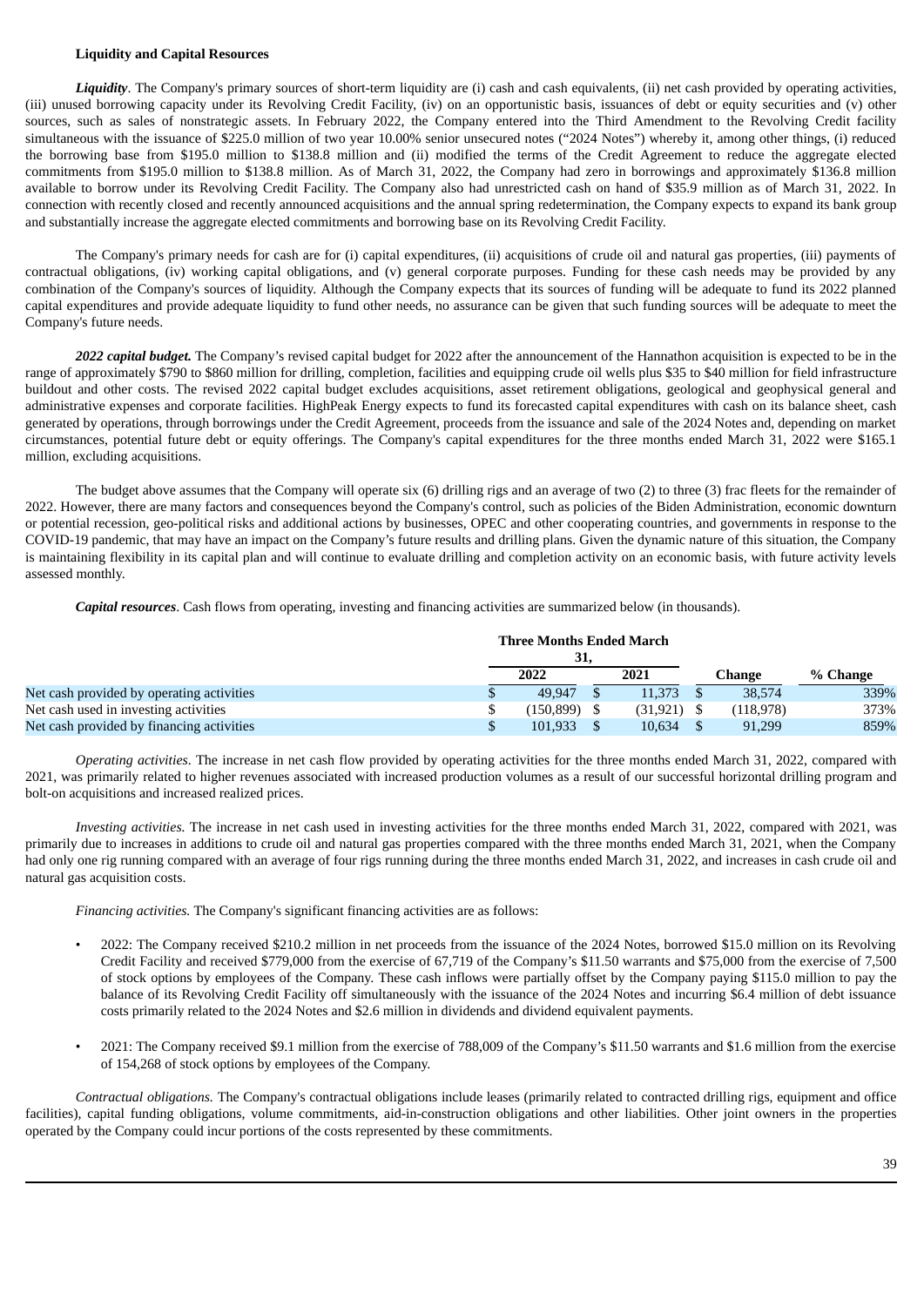**Liquidity and Capital Resources**

***Liquidity***. The Company's primary sources of short-term liquidity are (i) cash and cash equivalents, (ii) net cash provided by operating activities, (iii) unused borrowing capacity under its Revolving Credit Facility, (iv) on an opportunistic basis, issuances of debt or equity securities and (v) other sources, such as sales of nonstrategic assets. In February 2022, the Company entered into the Third Amendment to the Revolving Credit facility simultaneous with the issuance of $225.0 million of two year 10.00% senior unsecured notes ("2024 Notes") whereby it, among other things, (i) reduced the borrowing base from $195.0 million to $138.8 million and (ii) modified the terms of the Credit Agreement to reduce the aggregate elected commitments from $195.0 million to $138.8 million. As of March 31, 2022, the Company had zero in borrowings and approximately $136.8 million available to borrow under its Revolving Credit Facility. The Company also had unrestricted cash on hand of $35.9 million as of March 31, 2022. In connection with recently closed and recently announced acquisitions and the annual spring redetermination, the Company expects to expand its bank group and substantially increase the aggregate elected commitments and borrowing base on its Revolving Credit Facility.

The Company's primary needs for cash are for (i) capital expenditures, (ii) acquisitions of crude oil and natural gas properties, (iii) payments of contractual obligations, (iv) working capital obligations, and (v) general corporate purposes. Funding for these cash needs may be provided by any combination of the Company's sources of liquidity. Although the Company expects that its sources of funding will be adequate to fund its 2022 planned capital expenditures and provide adequate liquidity to fund other needs, no assurance can be given that such funding sources will be adequate to meet the Company's future needs.

***2022 capital budget.*** The Company's revised capital budget for 2022 after the announcement of the Hannathon acquisition is expected to be in the range of approximately $790 to $860 million for drilling, completion, facilities and equipping crude oil wells plus $35 to $40 million for field infrastructure buildout and other costs. The revised 2022 capital budget excludes acquisitions, asset retirement obligations, geological and geophysical general and administrative expenses and corporate facilities. HighPeak Energy expects to fund its forecasted capital expenditures with cash on its balance sheet, cash generated by operations, through borrowings under the Credit Agreement, proceeds from the issuance and sale of the 2024 Notes and, depending on market circumstances, potential future debt or equity offerings. The Company's capital expenditures for the three months ended March 31, 2022 were $165.1 million, excluding acquisitions.

The budget above assumes that the Company will operate six (6) drilling rigs and an average of two (2) to three (3) frac fleets for the remainder of 2022. However, there are many factors and consequences beyond the Company's control, such as policies of the Biden Administration, economic downturn or potential recession, geo-political risks and additional actions by businesses, OPEC and other cooperating countries, and governments in response to the COVID-19 pandemic, that may have an impact on the Company's future results and drilling plans. Given the dynamic nature of this situation, the Company is maintaining flexibility in its capital plan and will continue to evaluate drilling and completion activity on an economic basis, with future activity levels assessed monthly.

***Capital resources***. Cash flows from operating, investing and financing activities are summarized below (in thousands).

| | Three Months Ended March 31, | | | |
|---|---|---|---|---|
| | 2022 | 2021 | Change | % Change |
| Net cash provided by operating activities | $ 49,947 | $ 11,373 | $ 38,574 | 339% |
| Net cash used in investing activities | $ (150,899) | $ (31,921) | $ (118,978) | 373% |
| Net cash provided by financing activities | $ 101,933 | $ 10,634 | $ 91,299 | 859% |

*Operating activities*. The increase in net cash flow provided by operating activities for the three months ended March 31, 2022, compared with 2021, was primarily related to higher revenues associated with increased production volumes as a result of our successful horizontal drilling program and bolt-on acquisitions and increased realized prices.

*Investing activities.* The increase in net cash used in investing activities for the three months ended March 31, 2022, compared with 2021, was primarily due to increases in additions to crude oil and natural gas properties compared with the three months ended March 31, 2021, when the Company had only one rig running compared with an average of four rigs running during the three months ended March 31, 2022, and increases in cash crude oil and natural gas acquisition costs.

*Financing activities.* The Company's significant financing activities are as follows:

- 2022: The Company received $210.2 million in net proceeds from the issuance of the 2024 Notes, borrowed $15.0 million on its Revolving Credit Facility and received $779,000 from the exercise of 67,719 of the Company's $11.50 warrants and $75,000 from the exercise of 7,500 of stock options by employees of the Company. These cash inflows were partially offset by the Company paying $115.0 million to pay the balance of its Revolving Credit Facility off simultaneously with the issuance of the 2024 Notes and incurring $6.4 million of debt issuance costs primarily related to the 2024 Notes and $2.6 million in dividends and dividend equivalent payments.

- 2021: The Company received $9.1 million from the exercise of 788,009 of the Company's $11.50 warrants and $1.6 million from the exercise of 154,268 of stock options by employees of the Company.

*Contractual obligations.* The Company's contractual obligations include leases (primarily related to contracted drilling rigs, equipment and office facilities), capital funding obligations, volume commitments, aid-in-construction obligations and other liabilities. Other joint owners in the properties operated by the Company could incur portions of the costs represented by these commitments.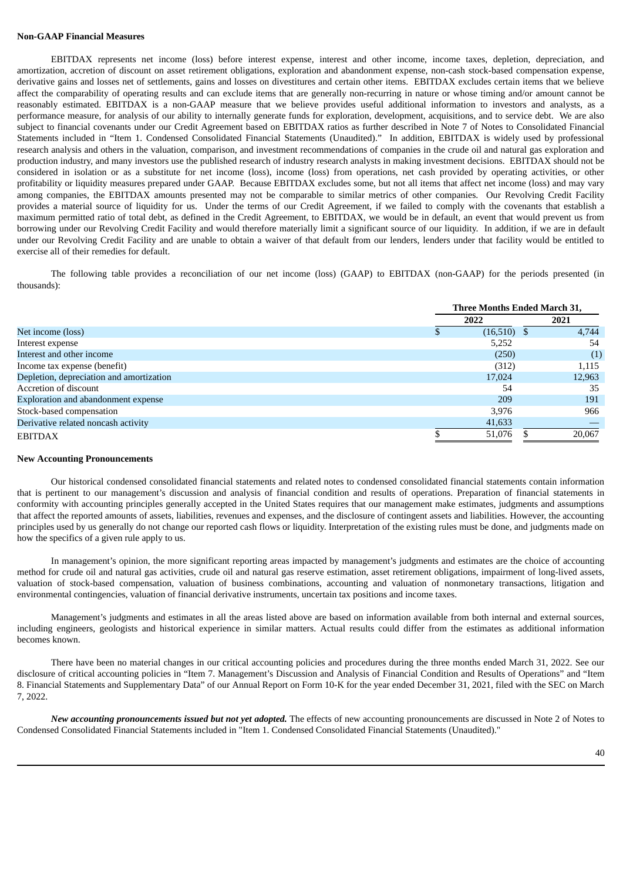**Non-GAAP Financial Measures**

EBITDAX represents net income (loss) before interest expense, interest and other income, income taxes, depletion, depreciation, and amortization, accretion of discount on asset retirement obligations, exploration and abandonment expense, non-cash stock-based compensation expense, derivative gains and losses net of settlements, gains and losses on divestitures and certain other items. EBITDAX excludes certain items that we believe affect the comparability of operating results and can exclude items that are generally non-recurring in nature or whose timing and/or amount cannot be reasonably estimated. EBITDAX is a non-GAAP measure that we believe provides useful additional information to investors and analysts, as a performance measure, for analysis of our ability to internally generate funds for exploration, development, acquisitions, and to service debt. We are also subject to financial covenants under our Credit Agreement based on EBITDAX ratios as further described in Note 7 of Notes to Consolidated Financial Statements included in "Item 1. Condensed Consolidated Financial Statements (Unaudited)." In addition, EBITDAX is widely used by professional research analysis and others in the valuation, comparison, and investment recommendations of companies in the crude oil and natural gas exploration and production industry, and many investors use the published research of industry research analysts in making investment decisions. EBITDAX should not be considered in isolation or as a substitute for net income (loss), income (loss) from operations, net cash provided by operating activities, or other profitability or liquidity measures prepared under GAAP. Because EBITDAX excludes some, but not all items that affect net income (loss) and may vary among companies, the EBITDAX amounts presented may not be comparable to similar metrics of other companies. Our Revolving Credit Facility provides a material source of liquidity for us. Under the terms of our Credit Agreement, if we failed to comply with the covenants that establish a maximum permitted ratio of total debt, as defined in the Credit Agreement, to EBITDAX, we would be in default, an event that would prevent us from borrowing under our Revolving Credit Facility and would therefore materially limit a significant source of our liquidity. In addition, if we are in default under our Revolving Credit Facility and are unable to obtain a waiver of that default from our lenders, lenders under that facility would be entitled to exercise all of their remedies for default.

The following table provides a reconciliation of our net income (loss) (GAAP) to EBITDAX (non-GAAP) for the periods presented (in thousands):

| | Three Months Ended March 31, | |
|---|---|---|
| | 2022 | 2021 |
| Net income (loss) | $ (16,510) | $ 4,744 |
| Interest expense | 5,252 | 54 |
| Interest and other income | (250) | (1) |
| Income tax expense (benefit) | (312) | 1,115 |
| Depletion, depreciation and amortization | 17,024 | 12,963 |
| Accretion of discount | 54 | 35 |
| Exploration and abandonment expense | 209 | 191 |
| Stock-based compensation | 3,976 | 966 |
| Derivative related noncash activity | 41,633 | — |
| EBITDAX | $ 51,076 | $ 20,067 |

**New Accounting Pronouncements**

Our historical condensed consolidated financial statements and related notes to condensed consolidated financial statements contain information that is pertinent to our management's discussion and analysis of financial condition and results of operations. Preparation of financial statements in conformity with accounting principles generally accepted in the United States requires that our management make estimates, judgments and assumptions that affect the reported amounts of assets, liabilities, revenues and expenses, and the disclosure of contingent assets and liabilities. However, the accounting principles used by us generally do not change our reported cash flows or liquidity. Interpretation of the existing rules must be done, and judgments made on how the specifics of a given rule apply to us.

In management's opinion, the more significant reporting areas impacted by management's judgments and estimates are the choice of accounting method for crude oil and natural gas activities, crude oil and natural gas reserve estimation, asset retirement obligations, impairment of long-lived assets, valuation of stock-based compensation, valuation of business combinations, accounting and valuation of nonmonetary transactions, litigation and environmental contingencies, valuation of financial derivative instruments, uncertain tax positions and income taxes.

Management's judgments and estimates in all the areas listed above are based on information available from both internal and external sources, including engineers, geologists and historical experience in similar matters. Actual results could differ from the estimates as additional information becomes known.

There have been no material changes in our critical accounting policies and procedures during the three months ended March 31, 2022. See our disclosure of critical accounting policies in "Item 7. Management's Discussion and Analysis of Financial Condition and Results of Operations" and "Item 8. Financial Statements and Supplementary Data" of our Annual Report on Form 10-K for the year ended December 31, 2021, filed with the SEC on March 7, 2022.

***New accounting pronouncements issued but not yet adopted.*** The effects of new accounting pronouncements are discussed in Note 2 of Notes to Condensed Consolidated Financial Statements included in "Item 1. Condensed Consolidated Financial Statements (Unaudited)."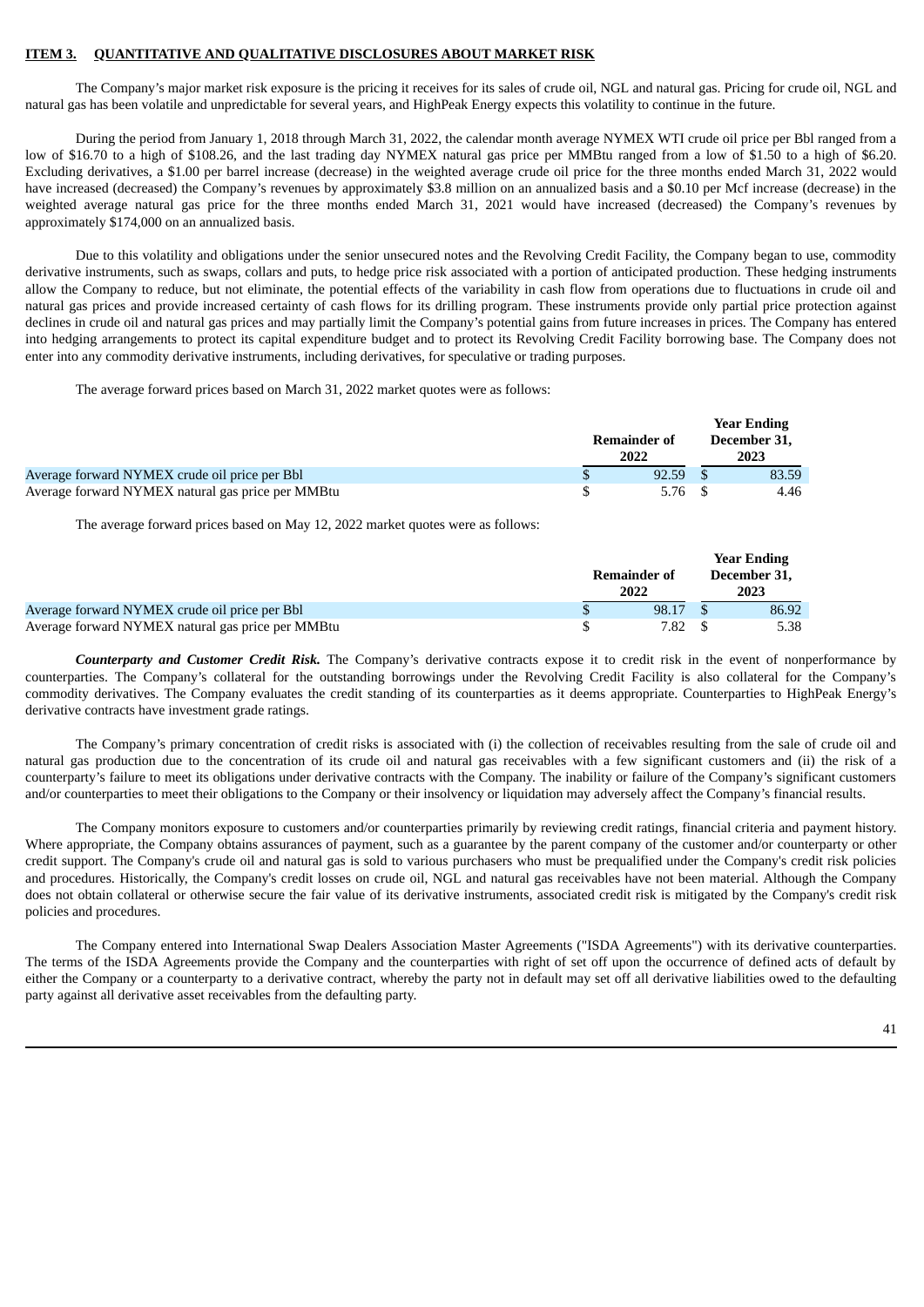## ITEM 3. QUANTITATIVE AND QUALITATIVE DISCLOSURES ABOUT MARKET RISK

The Company's major market risk exposure is the pricing it receives for its sales of crude oil, NGL and natural gas. Pricing for crude oil, NGL and natural gas has been volatile and unpredictable for several years, and HighPeak Energy expects this volatility to continue in the future.

During the period from January 1, 2018 through March 31, 2022, the calendar month average NYMEX WTI crude oil price per Bbl ranged from a low of $16.70 to a high of $108.26, and the last trading day NYMEX natural gas price per MMBtu ranged from a low of $1.50 to a high of $6.20. Excluding derivatives, a $1.00 per barrel increase (decrease) in the weighted average crude oil price for the three months ended March 31, 2022 would have increased (decreased) the Company's revenues by approximately $3.8 million on an annualized basis and a $0.10 per Mcf increase (decrease) in the weighted average natural gas price for the three months ended March 31, 2021 would have increased (decreased) the Company's revenues by approximately $174,000 on an annualized basis.

Due to this volatility and obligations under the senior unsecured notes and the Revolving Credit Facility, the Company began to use, commodity derivative instruments, such as swaps, collars and puts, to hedge price risk associated with a portion of anticipated production. These hedging instruments allow the Company to reduce, but not eliminate, the potential effects of the variability in cash flow from operations due to fluctuations in crude oil and natural gas prices and provide increased certainty of cash flows for its drilling program. These instruments provide only partial price protection against declines in crude oil and natural gas prices and may partially limit the Company's potential gains from future increases in prices. The Company has entered into hedging arrangements to protect its capital expenditure budget and to protect its Revolving Credit Facility borrowing base. The Company does not enter into any commodity derivative instruments, including derivatives, for speculative or trading purposes.

The average forward prices based on March 31, 2022 market quotes were as follows:

| | Remainder of 2022 | Year Ending December 31, 2023 |
|---|---|---|
| Average forward NYMEX crude oil price per Bbl | $ 92.59 | $ 83.59 |
| Average forward NYMEX natural gas price per MMBtu | $ 5.76 | $ 4.46 |

The average forward prices based on May 12, 2022 market quotes were as follows:

| | Remainder of 2022 | Year Ending December 31, 2023 |
|---|---|---|
| Average forward NYMEX crude oil price per Bbl | $ 98.17 | $ 86.92 |
| Average forward NYMEX natural gas price per MMBtu | $ 7.82 | $ 5.38 |

***Counterparty and Customer Credit Risk.*** The Company's derivative contracts expose it to credit risk in the event of nonperformance by counterparties. The Company's collateral for the outstanding borrowings under the Revolving Credit Facility is also collateral for the Company's commodity derivatives. The Company evaluates the credit standing of its counterparties as it deems appropriate. Counterparties to HighPeak Energy's derivative contracts have investment grade ratings.

The Company's primary concentration of credit risks is associated with (i) the collection of receivables resulting from the sale of crude oil and natural gas production due to the concentration of its crude oil and natural gas receivables with a few significant customers and (ii) the risk of a counterparty's failure to meet its obligations under derivative contracts with the Company. The inability or failure of the Company's significant customers and/or counterparties to meet their obligations to the Company or their insolvency or liquidation may adversely affect the Company's financial results.

The Company monitors exposure to customers and/or counterparties primarily by reviewing credit ratings, financial criteria and payment history. Where appropriate, the Company obtains assurances of payment, such as a guarantee by the parent company of the customer and/or counterparty or other credit support. The Company's crude oil and natural gas is sold to various purchasers who must be prequalified under the Company's credit risk policies and procedures. Historically, the Company's credit losses on crude oil, NGL and natural gas receivables have not been material. Although the Company does not obtain collateral or otherwise secure the fair value of its derivative instruments, associated credit risk is mitigated by the Company's credit risk policies and procedures.

The Company entered into International Swap Dealers Association Master Agreements ("ISDA Agreements") with its derivative counterparties. The terms of the ISDA Agreements provide the Company and the counterparties with right of set off upon the occurrence of defined acts of default by either the Company or a counterparty to a derivative contract, whereby the party not in default may set off all derivative liabilities owed to the defaulting party against all derivative asset receivables from the defaulting party.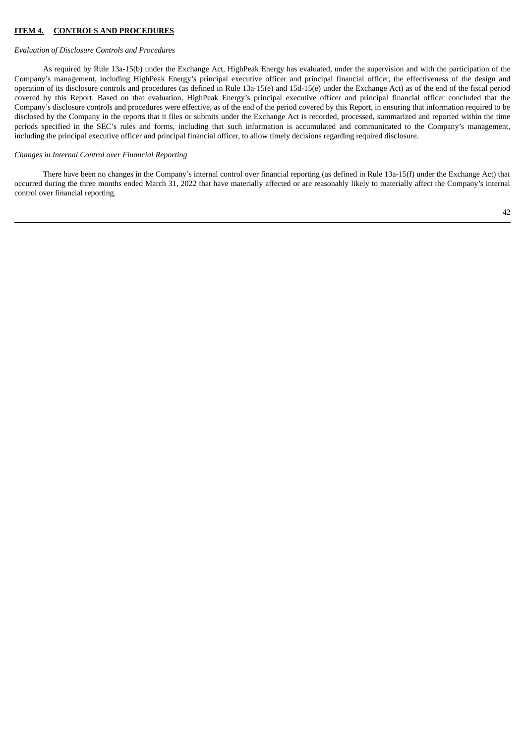## ITEM 4. CONTROLS AND PROCEDURES

*Evaluation of Disclosure Controls and Procedures*

As required by Rule 13a-15(b) under the Exchange Act, HighPeak Energy has evaluated, under the supervision and with the participation of the Company's management, including HighPeak Energy's principal executive officer and principal financial officer, the effectiveness of the design and operation of its disclosure controls and procedures (as defined in Rule 13a-15(e) and 15d-15(e) under the Exchange Act) as of the end of the fiscal period covered by this Report. Based on that evaluation, HighPeak Energy's principal executive officer and principal financial officer concluded that the Company's disclosure controls and procedures were effective, as of the end of the period covered by this Report, in ensuring that information required to be disclosed by the Company in the reports that it files or submits under the Exchange Act is recorded, processed, summarized and reported within the time periods specified in the SEC's rules and forms, including that such information is accumulated and communicated to the Company's management, including the principal executive officer and principal financial officer, to allow timely decisions regarding required disclosure.

*Changes in Internal Control over Financial Reporting*

There have been no changes in the Company's internal control over financial reporting (as defined in Rule 13a-15(f) under the Exchange Act) that occurred during the three months ended March 31, 2022 that have materially affected or are reasonably likely to materially affect the Company's internal control over financial reporting.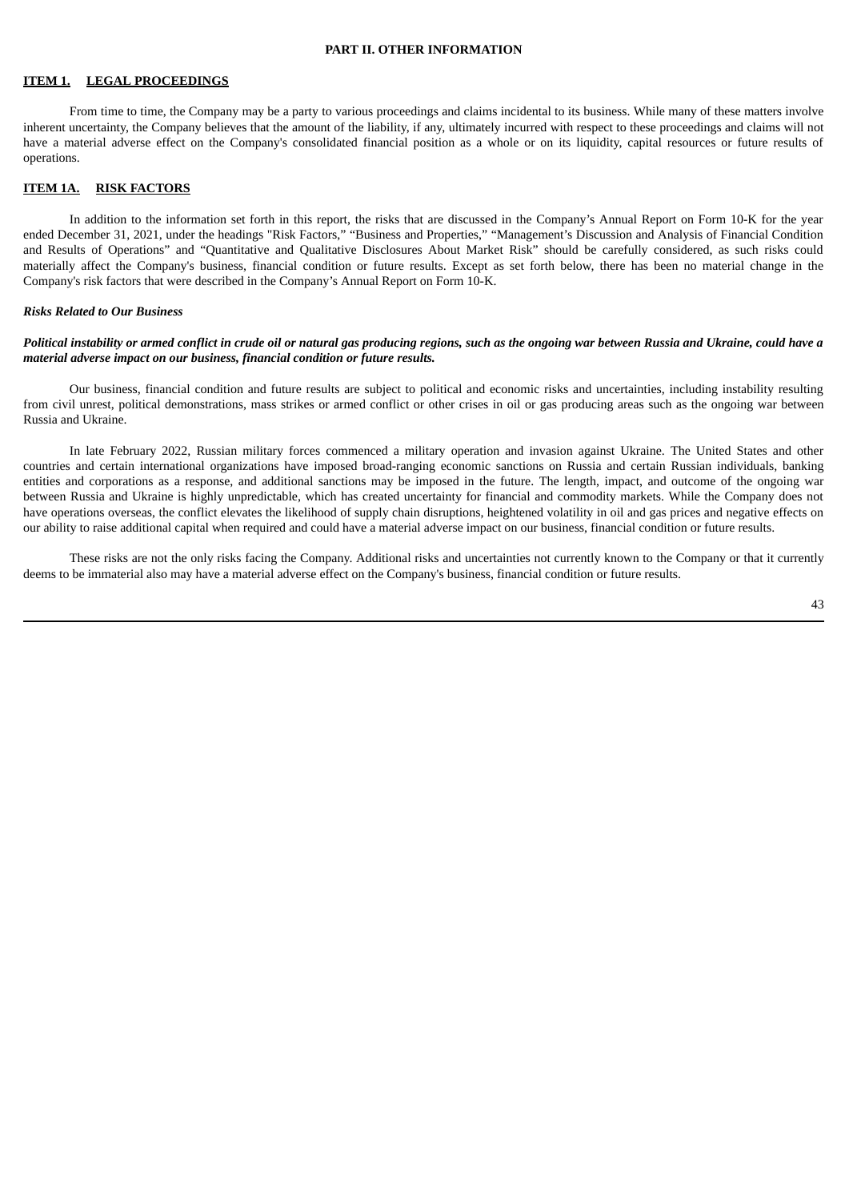# PART II. OTHER INFORMATION

## ITEM 1. LEGAL PROCEEDINGS

From time to time, the Company may be a party to various proceedings and claims incidental to its business. While many of these matters involve inherent uncertainty, the Company believes that the amount of the liability, if any, ultimately incurred with respect to these proceedings and claims will not have a material adverse effect on the Company's consolidated financial position as a whole or on its liquidity, capital resources or future results of operations.

## ITEM 1A. RISK FACTORS

In addition to the information set forth in this report, the risks that are discussed in the Company's Annual Report on Form 10-K for the year ended December 31, 2021, under the headings "Risk Factors," "Business and Properties," "Management's Discussion and Analysis of Financial Condition and Results of Operations" and "Quantitative and Qualitative Disclosures About Market Risk" should be carefully considered, as such risks could materially affect the Company's business, financial condition or future results. Except as set forth below, there has been no material change in the Company's risk factors that were described in the Company's Annual Report on Form 10-K.

***Risks Related to Our Business***

***Political instability or armed conflict in crude oil or natural gas producing regions, such as the ongoing war between Russia and Ukraine, could have a material adverse impact on our business, financial condition or future results.***

Our business, financial condition and future results are subject to political and economic risks and uncertainties, including instability resulting from civil unrest, political demonstrations, mass strikes or armed conflict or other crises in oil or gas producing areas such as the ongoing war between Russia and Ukraine.

In late February 2022, Russian military forces commenced a military operation and invasion against Ukraine. The United States and other countries and certain international organizations have imposed broad-ranging economic sanctions on Russia and certain Russian individuals, banking entities and corporations as a response, and additional sanctions may be imposed in the future. The length, impact, and outcome of the ongoing war between Russia and Ukraine is highly unpredictable, which has created uncertainty for financial and commodity markets. While the Company does not have operations overseas, the conflict elevates the likelihood of supply chain disruptions, heightened volatility in oil and gas prices and negative effects on our ability to raise additional capital when required and could have a material adverse impact on our business, financial condition or future results.

These risks are not the only risks facing the Company. Additional risks and uncertainties not currently known to the Company or that it currently deems to be immaterial also may have a material adverse effect on the Company's business, financial condition or future results.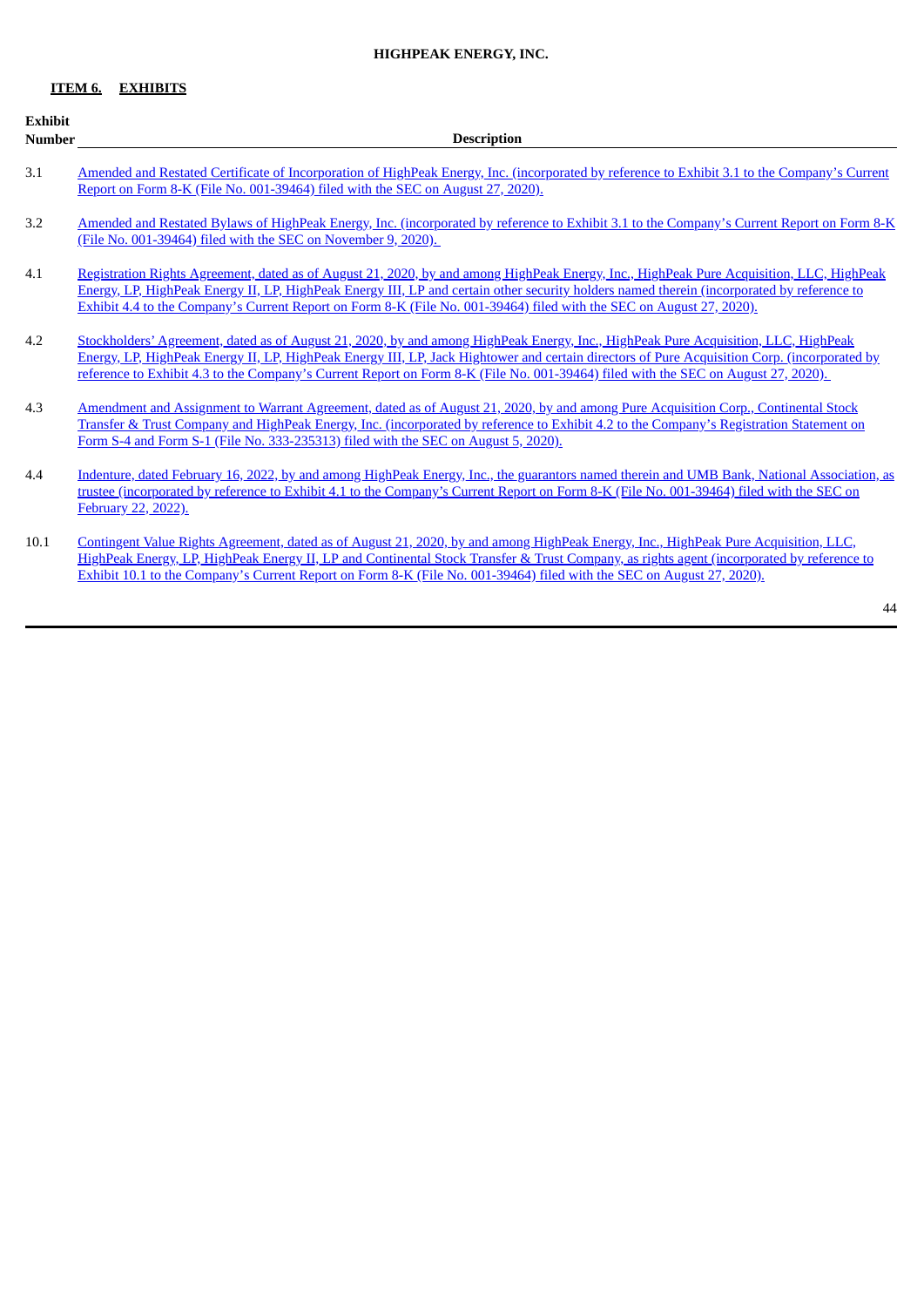**HIGHPEAK ENERGY, INC.**

**ITEM 6. EXHIBITS**

| Exhibit Number | Description |
|---|---|
| 3.1 | Amended and Restated Certificate of Incorporation of HighPeak Energy, Inc. (incorporated by reference to Exhibit 3.1 to the Company's Current Report on Form 8-K (File No. 001-39464) filed with the SEC on August 27, 2020). |
| 3.2 | Amended and Restated Bylaws of HighPeak Energy, Inc. (incorporated by reference to Exhibit 3.1 to the Company's Current Report on Form 8-K (File No. 001-39464) filed with the SEC on November 9, 2020). |
| 4.1 | Registration Rights Agreement, dated as of August 21, 2020, by and among HighPeak Energy, Inc., HighPeak Pure Acquisition, LLC, HighPeak Energy, LP, HighPeak Energy II, LP, HighPeak Energy III, LP and certain other security holders named therein (incorporated by reference to Exhibit 4.4 to the Company's Current Report on Form 8-K (File No. 001-39464) filed with the SEC on August 27, 2020). |
| 4.2 | Stockholders' Agreement, dated as of August 21, 2020, by and among HighPeak Energy, Inc., HighPeak Pure Acquisition, LLC, HighPeak Energy, LP, HighPeak Energy II, LP, HighPeak Energy III, LP, Jack Hightower and certain directors of Pure Acquisition Corp. (incorporated by reference to Exhibit 4.3 to the Company's Current Report on Form 8-K (File No. 001-39464) filed with the SEC on August 27, 2020). |
| 4.3 | Amendment and Assignment to Warrant Agreement, dated as of August 21, 2020, by and among Pure Acquisition Corp., Continental Stock Transfer & Trust Company and HighPeak Energy, Inc. (incorporated by reference to Exhibit 4.2 to the Company's Registration Statement on Form S-4 and Form S-1 (File No. 333-235313) filed with the SEC on August 5, 2020). |
| 4.4 | Indenture, dated February 16, 2022, by and among HighPeak Energy, Inc., the guarantors named therein and UMB Bank, National Association, as trustee (incorporated by reference to Exhibit 4.1 to the Company's Current Report on Form 8-K (File No. 001-39464) filed with the SEC on February 22, 2022). |
| 10.1 | Contingent Value Rights Agreement, dated as of August 21, 2020, by and among HighPeak Energy, Inc., HighPeak Pure Acquisition, LLC, HighPeak Energy, LP, HighPeak Energy II, LP and Continental Stock Transfer & Trust Company, as rights agent (incorporated by reference to Exhibit 10.1 to the Company's Current Report on Form 8-K (File No. 001-39464) filed with the SEC on August 27, 2020). |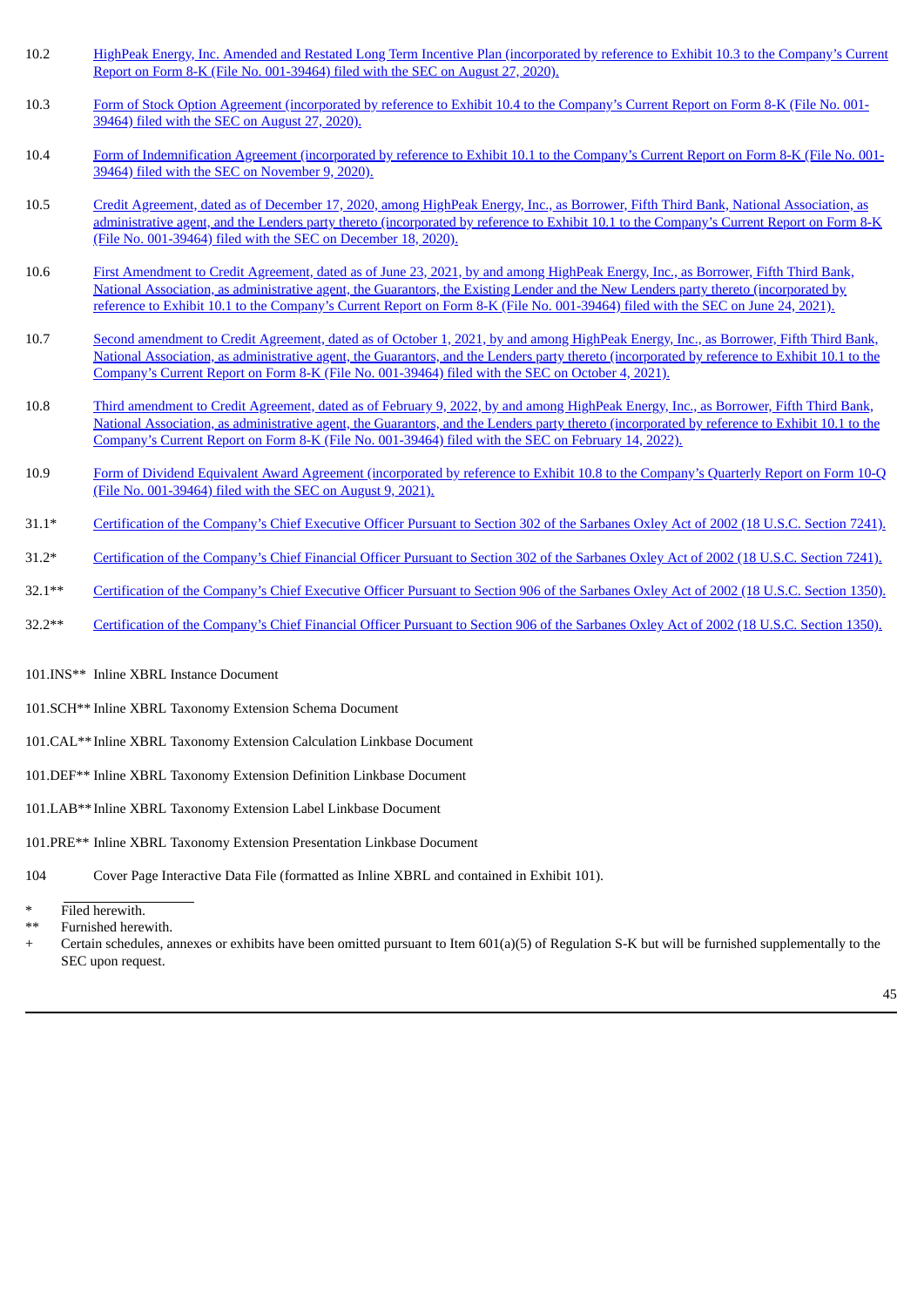| | |
|---|---|
| 10.2 | HighPeak Energy, Inc. Amended and Restated Long Term Incentive Plan (incorporated by reference to Exhibit 10.3 to the Company's Current Report on Form 8-K (File No. 001-39464) filed with the SEC on August 27, 2020). |
| 10.3 | Form of Stock Option Agreement (incorporated by reference to Exhibit 10.4 to the Company's Current Report on Form 8-K (File No. 001-39464) filed with the SEC on August 27, 2020). |
| 10.4 | Form of Indemnification Agreement (incorporated by reference to Exhibit 10.1 to the Company's Current Report on Form 8-K (File No. 001-39464) filed with the SEC on November 9, 2020). |
| 10.5 | Credit Agreement, dated as of December 17, 2020, among HighPeak Energy, Inc., as Borrower, Fifth Third Bank, National Association, as administrative agent, and the Lenders party thereto (incorporated by reference to Exhibit 10.1 to the Company's Current Report on Form 8-K (File No. 001-39464) filed with the SEC on December 18, 2020). |
| 10.6 | First Amendment to Credit Agreement, dated as of June 23, 2021, by and among HighPeak Energy, Inc., as Borrower, Fifth Third Bank, National Association, as administrative agent, the Guarantors, the Existing Lender and the New Lenders party thereto (incorporated by reference to Exhibit 10.1 to the Company's Current Report on Form 8-K (File No. 001-39464) filed with the SEC on June 24, 2021). |
| 10.7 | Second amendment to Credit Agreement, dated as of October 1, 2021, by and among HighPeak Energy, Inc., as Borrower, Fifth Third Bank, National Association, as administrative agent, the Guarantors, and the Lenders party thereto (incorporated by reference to Exhibit 10.1 to the Company's Current Report on Form 8-K (File No. 001-39464) filed with the SEC on October 4, 2021). |
| 10.8 | Third amendment to Credit Agreement, dated as of February 9, 2022, by and among HighPeak Energy, Inc., as Borrower, Fifth Third Bank, National Association, as administrative agent, the Guarantors, and the Lenders party thereto (incorporated by reference to Exhibit 10.1 to the Company's Current Report on Form 8-K (File No. 001-39464) filed with the SEC on February 14, 2022). |
| 10.9 | Form of Dividend Equivalent Award Agreement (incorporated by reference to Exhibit 10.8 to the Company's Quarterly Report on Form 10-Q (File No. 001-39464) filed with the SEC on August 9, 2021). |
| 31.1* | Certification of the Company's Chief Executive Officer Pursuant to Section 302 of the Sarbanes Oxley Act of 2002 (18 U.S.C. Section 7241). |
| 31.2* | Certification of the Company's Chief Financial Officer Pursuant to Section 302 of the Sarbanes Oxley Act of 2002 (18 U.S.C. Section 7241). |
| 32.1** | Certification of the Company's Chief Executive Officer Pursuant to Section 906 of the Sarbanes Oxley Act of 2002 (18 U.S.C. Section 1350). |
| 32.2** | Certification of the Company's Chief Financial Officer Pursuant to Section 906 of the Sarbanes Oxley Act of 2002 (18 U.S.C. Section 1350). |
| 101.INS** | Inline XBRL Instance Document |
| 101.SCH** | Inline XBRL Taxonomy Extension Schema Document |
| 101.CAL** | Inline XBRL Taxonomy Extension Calculation Linkbase Document |
| 101.DEF** | Inline XBRL Taxonomy Extension Definition Linkbase Document |
| 101.LAB** | Inline XBRL Taxonomy Extension Label Linkbase Document |
| 101.PRE** | Inline XBRL Taxonomy Extension Presentation Linkbase Document |
| 104 | Cover Page Interactive Data File (formatted as Inline XBRL and contained in Exhibit 101). |

\* Filed herewith.

\*\* Furnished herewith.

\+ Certain schedules, annexes or exhibits have been omitted pursuant to Item 601(a)(5) of Regulation S-K but will be furnished supplementally to the SEC upon request.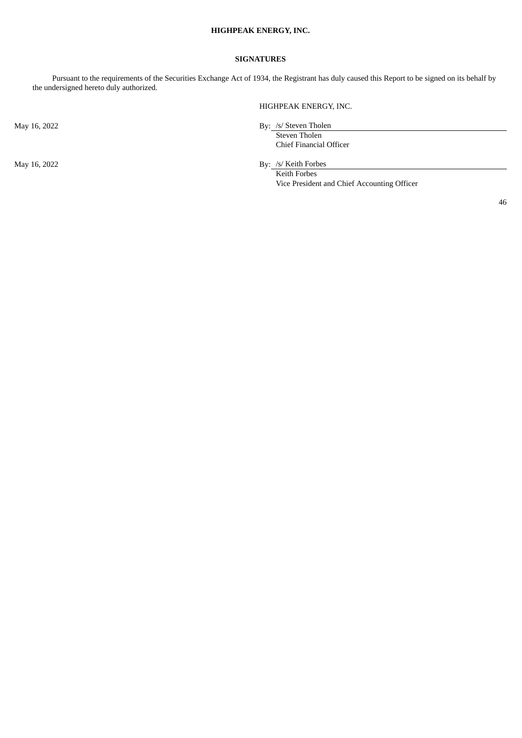**HIGHPEAK ENERGY, INC.**

**SIGNATURES**

Pursuant to the requirements of the Securities Exchange Act of 1934, the Registrant has duly caused this Report to be signed on its behalf by the undersigned hereto duly authorized.

HIGHPEAK ENERGY, INC.

May 16, 2022

By: /s/ Steven Tholen
Steven Tholen
Chief Financial Officer

May 16, 2022

By: /s/ Keith Forbes
Keith Forbes
Vice President and Chief Accounting Officer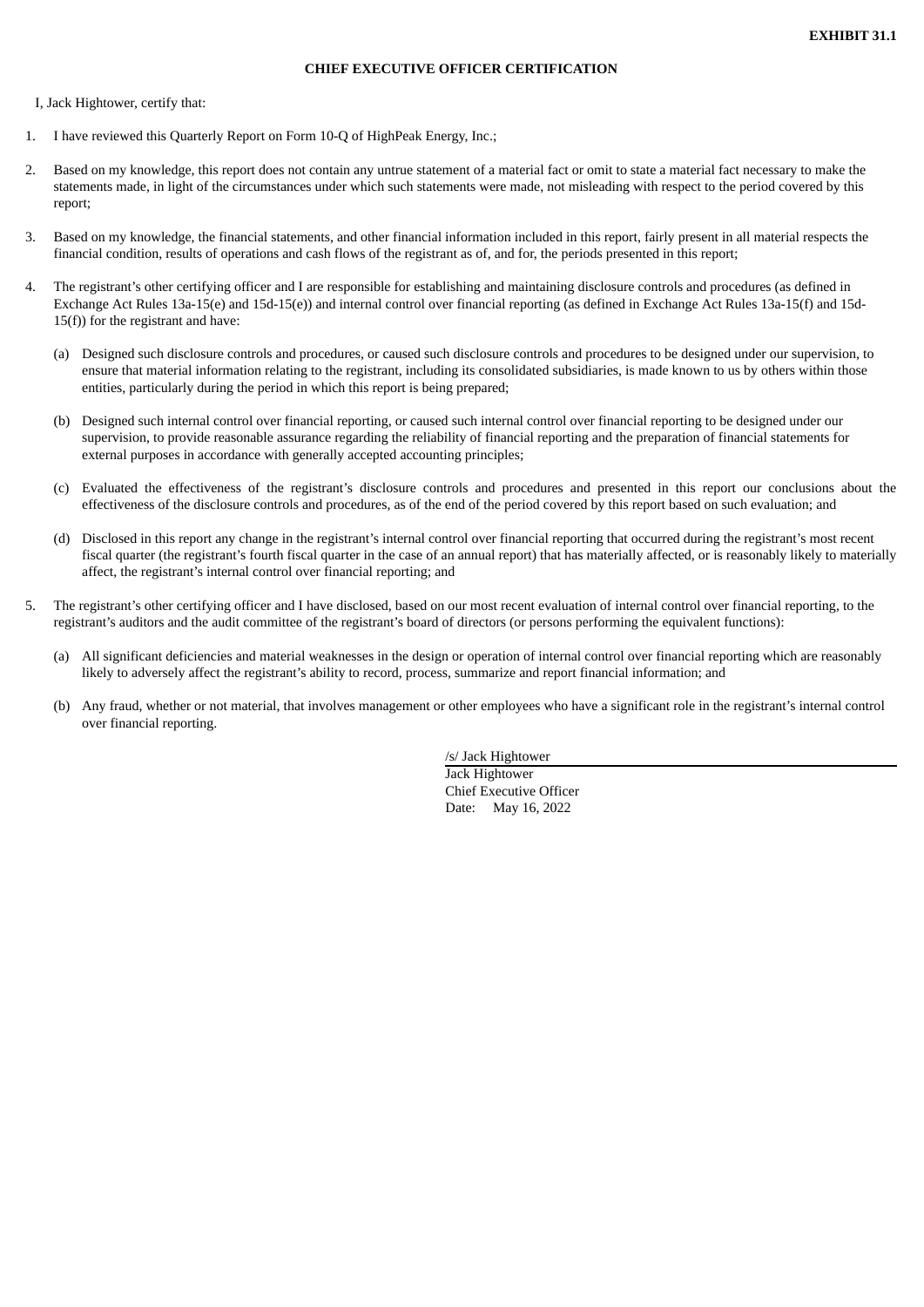**EXHIBIT 31.1**

**CHIEF EXECUTIVE OFFICER CERTIFICATION**

I, Jack Hightower, certify that:

1. I have reviewed this Quarterly Report on Form 10-Q of HighPeak Energy, Inc.;

2. Based on my knowledge, this report does not contain any untrue statement of a material fact or omit to state a material fact necessary to make the statements made, in light of the circumstances under which such statements were made, not misleading with respect to the period covered by this report;

3. Based on my knowledge, the financial statements, and other financial information included in this report, fairly present in all material respects the financial condition, results of operations and cash flows of the registrant as of, and for, the periods presented in this report;

4. The registrant's other certifying officer and I are responsible for establishing and maintaining disclosure controls and procedures (as defined in Exchange Act Rules 13a-15(e) and 15d-15(e)) and internal control over financial reporting (as defined in Exchange Act Rules 13a-15(f) and 15d-15(f)) for the registrant and have:

   (a) Designed such disclosure controls and procedures, or caused such disclosure controls and procedures to be designed under our supervision, to ensure that material information relating to the registrant, including its consolidated subsidiaries, is made known to us by others within those entities, particularly during the period in which this report is being prepared;

   (b) Designed such internal control over financial reporting, or caused such internal control over financial reporting to be designed under our supervision, to provide reasonable assurance regarding the reliability of financial reporting and the preparation of financial statements for external purposes in accordance with generally accepted accounting principles;

   (c) Evaluated the effectiveness of the registrant's disclosure controls and procedures and presented in this report our conclusions about the effectiveness of the disclosure controls and procedures, as of the end of the period covered by this report based on such evaluation; and

   (d) Disclosed in this report any change in the registrant's internal control over financial reporting that occurred during the registrant's most recent fiscal quarter (the registrant's fourth fiscal quarter in the case of an annual report) that has materially affected, or is reasonably likely to materially affect, the registrant's internal control over financial reporting; and

5. The registrant's other certifying officer and I have disclosed, based on our most recent evaluation of internal control over financial reporting, to the registrant's auditors and the audit committee of the registrant's board of directors (or persons performing the equivalent functions):

   (a) All significant deficiencies and material weaknesses in the design or operation of internal control over financial reporting which are reasonably likely to adversely affect the registrant's ability to record, process, summarize and report financial information; and

   (b) Any fraud, whether or not material, that involves management or other employees who have a significant role in the registrant's internal control over financial reporting.

/s/ Jack Hightower
Jack Hightower
Chief Executive Officer
Date: May 16, 2022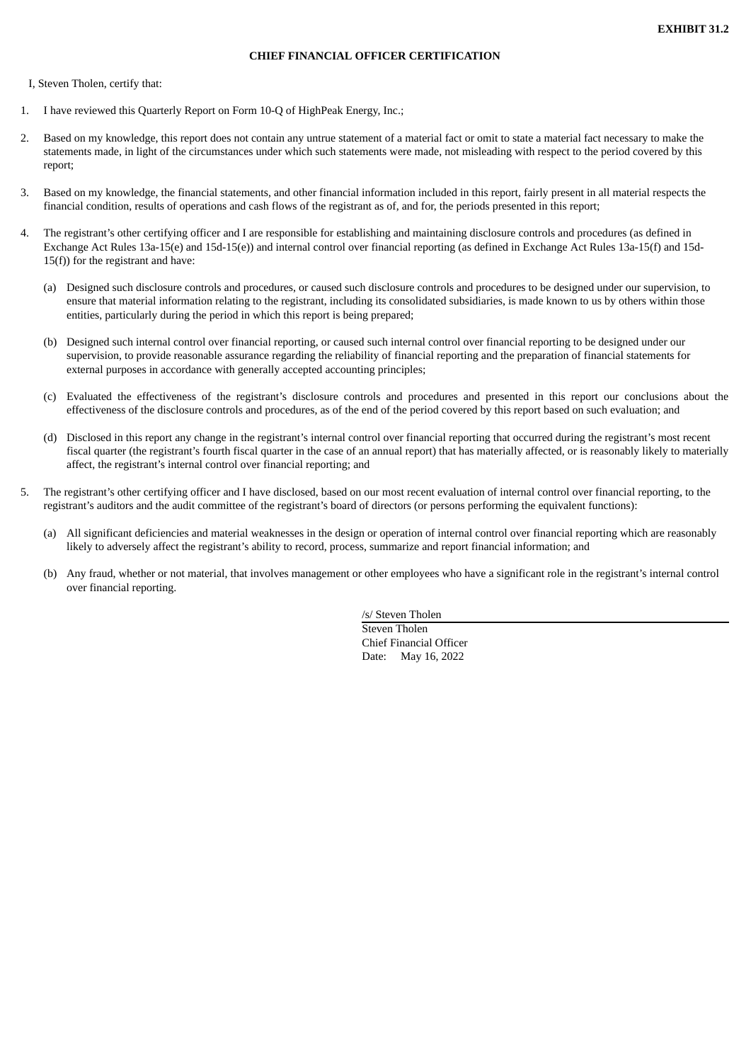**EXHIBIT 31.2**

**CHIEF FINANCIAL OFFICER CERTIFICATION**

I, Steven Tholen, certify that:

1. I have reviewed this Quarterly Report on Form 10-Q of HighPeak Energy, Inc.;

2. Based on my knowledge, this report does not contain any untrue statement of a material fact or omit to state a material fact necessary to make the statements made, in light of the circumstances under which such statements were made, not misleading with respect to the period covered by this report;

3. Based on my knowledge, the financial statements, and other financial information included in this report, fairly present in all material respects the financial condition, results of operations and cash flows of the registrant as of, and for, the periods presented in this report;

4. The registrant's other certifying officer and I are responsible for establishing and maintaining disclosure controls and procedures (as defined in Exchange Act Rules 13a-15(e) and 15d-15(e)) and internal control over financial reporting (as defined in Exchange Act Rules 13a-15(f) and 15d-15(f)) for the registrant and have:

   (a) Designed such disclosure controls and procedures, or caused such disclosure controls and procedures to be designed under our supervision, to ensure that material information relating to the registrant, including its consolidated subsidiaries, is made known to us by others within those entities, particularly during the period in which this report is being prepared;

   (b) Designed such internal control over financial reporting, or caused such internal control over financial reporting to be designed under our supervision, to provide reasonable assurance regarding the reliability of financial reporting and the preparation of financial statements for external purposes in accordance with generally accepted accounting principles;

   (c) Evaluated the effectiveness of the registrant's disclosure controls and procedures and presented in this report our conclusions about the effectiveness of the disclosure controls and procedures, as of the end of the period covered by this report based on such evaluation; and

   (d) Disclosed in this report any change in the registrant's internal control over financial reporting that occurred during the registrant's most recent fiscal quarter (the registrant's fourth fiscal quarter in the case of an annual report) that has materially affected, or is reasonably likely to materially affect, the registrant's internal control over financial reporting; and

5. The registrant's other certifying officer and I have disclosed, based on our most recent evaluation of internal control over financial reporting, to the registrant's auditors and the audit committee of the registrant's board of directors (or persons performing the equivalent functions):

   (a) All significant deficiencies and material weaknesses in the design or operation of internal control over financial reporting which are reasonably likely to adversely affect the registrant's ability to record, process, summarize and report financial information; and

   (b) Any fraud, whether or not material, that involves management or other employees who have a significant role in the registrant's internal control over financial reporting.

/s/ Steven Tholen
Steven Tholen
Chief Financial Officer
Date: May 16, 2022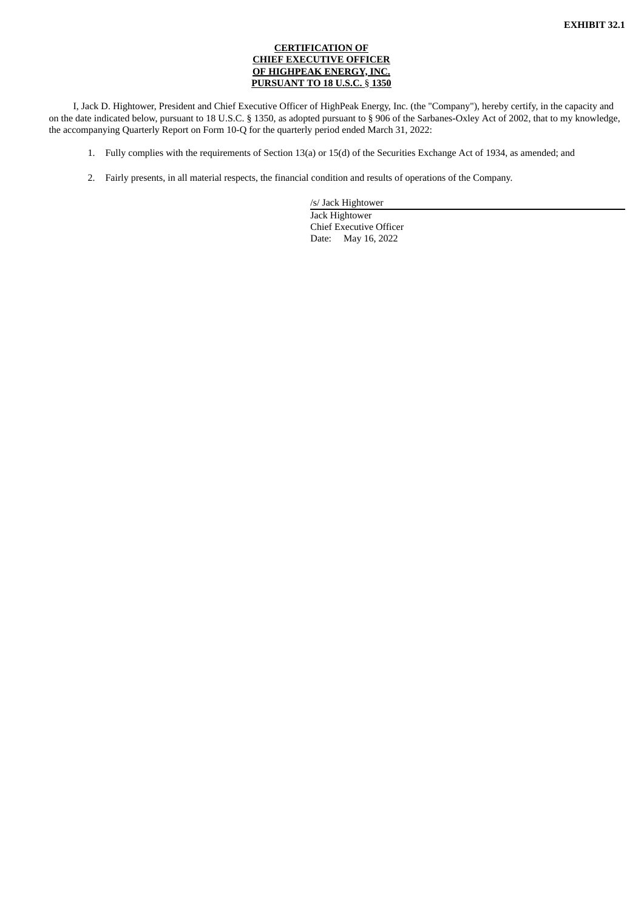**EXHIBIT 32.1**

**CERTIFICATION OF**
**CHIEF EXECUTIVE OFFICER**
**OF HIGHPEAK ENERGY, INC.**
**PURSUANT TO 18 U.S.C. § 1350**

I, Jack D. Hightower, President and Chief Executive Officer of HighPeak Energy, Inc. (the "Company"), hereby certify, in the capacity and on the date indicated below, pursuant to 18 U.S.C. § 1350, as adopted pursuant to § 906 of the Sarbanes-Oxley Act of 2002, that to my knowledge, the accompanying Quarterly Report on Form 10-Q for the quarterly period ended March 31, 2022:

1. Fully complies with the requirements of Section 13(a) or 15(d) of the Securities Exchange Act of 1934, as amended; and

2. Fairly presents, in all material respects, the financial condition and results of operations of the Company.

/s/ Jack Hightower
Jack Hightower
Chief Executive Officer
Date: May 16, 2022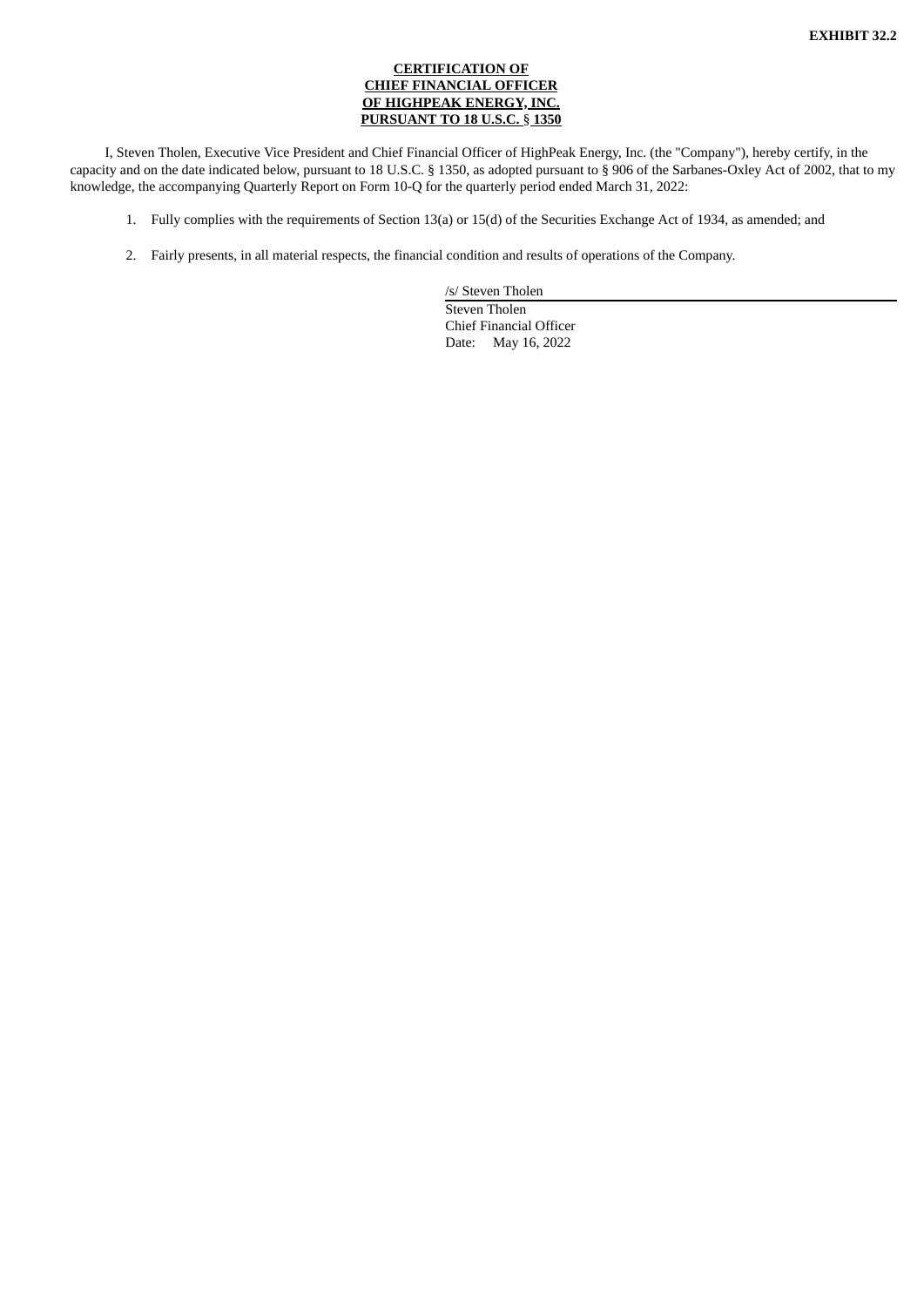**EXHIBIT 32.2**

**CERTIFICATION OF**
**CHIEF FINANCIAL OFFICER**
**OF HIGHPEAK ENERGY, INC.**
**PURSUANT TO 18 U.S.C. § 1350**

I, Steven Tholen, Executive Vice President and Chief Financial Officer of HighPeak Energy, Inc. (the "Company"), hereby certify, in the capacity and on the date indicated below, pursuant to 18 U.S.C. § 1350, as adopted pursuant to § 906 of the Sarbanes-Oxley Act of 2002, that to my knowledge, the accompanying Quarterly Report on Form 10-Q for the quarterly period ended March 31, 2022:

1. Fully complies with the requirements of Section 13(a) or 15(d) of the Securities Exchange Act of 1934, as amended; and

2. Fairly presents, in all material respects, the financial condition and results of operations of the Company.

/s/ Steven Tholen
Steven Tholen
Chief Financial Officer
Date: May 16, 2022